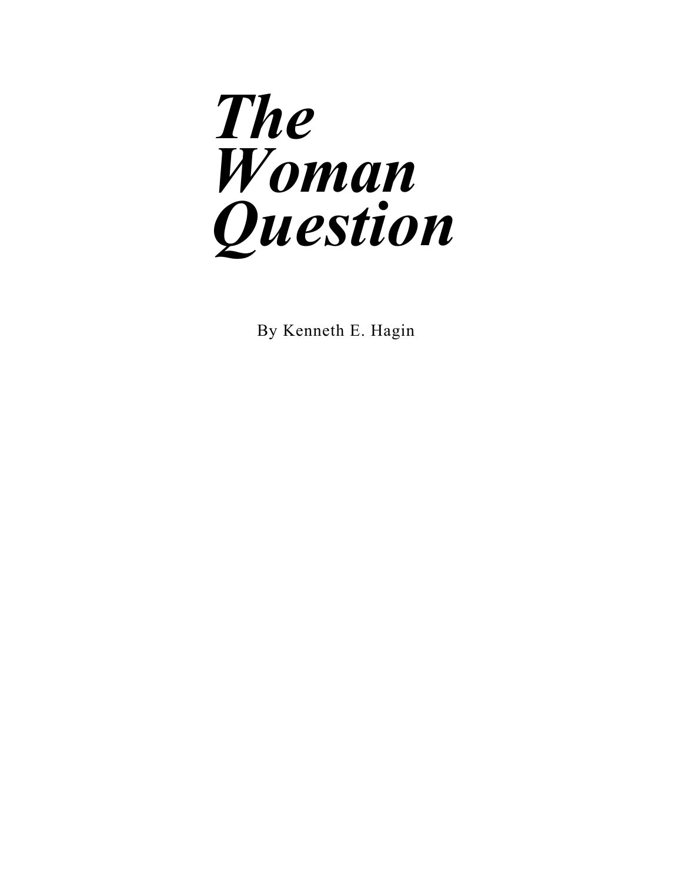# *The Woman Question*

By Kenneth E. Hagin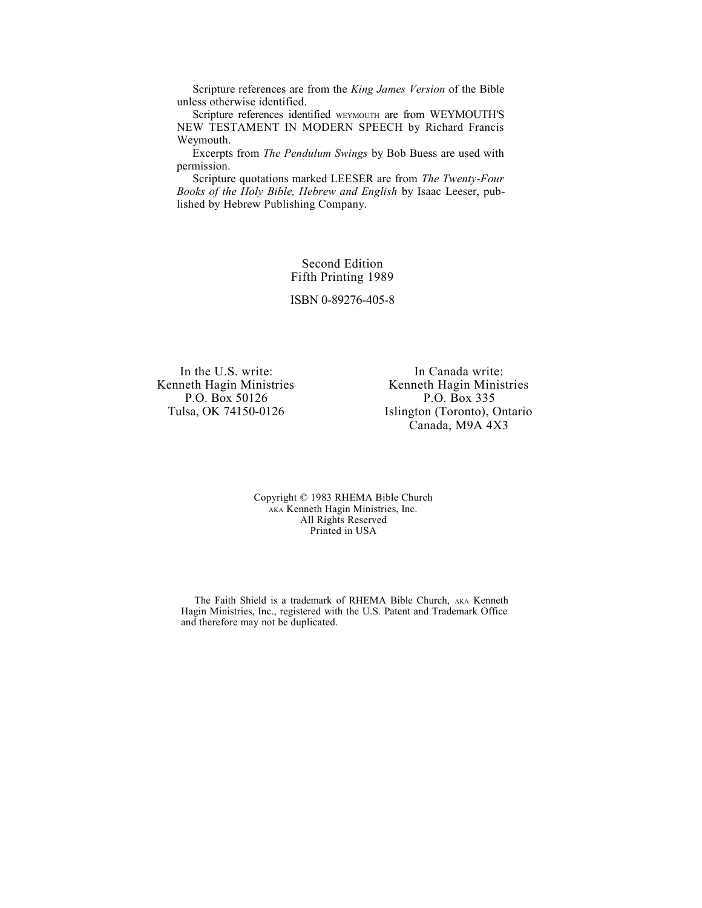Scripture references are from the *King James Version* of the Bible unless otherwise identified.

Scripture references identified WEYMOUTH are from WEYMOUTH'S NEW TESTAMENT IN MODERN SPEECH by Richard Francis Weymouth.

Excerpts from *The Pendulum Swings* by Bob Buess are used with permission.

Scripture quotations marked LEESER are from *The Twenty-Four Books of the Holy Bible, Hebrew and English* by Isaac Leeser, published by Hebrew Publishing Company.

Second Edition
Fifth Printing 1989

ISBN 0-89276-405-8

In the U.S. write:
Kenneth Hagin Ministries
P.O. Box 50126
Tulsa, OK 74150-0126

In Canada write:
Kenneth Hagin Ministries
P.O. Box 335
Islington (Toronto), Ontario
Canada, M9A 4X3

Copyright © 1983 RHEMA Bible Church
AKA Kenneth Hagin Ministries, Inc.
All Rights Reserved
Printed in USA

The Faith Shield is a trademark of RHEMA Bible Church, AKA Kenneth Hagin Ministries, Inc., registered with the U.S. Patent and Trademark Office and therefore may not be duplicated.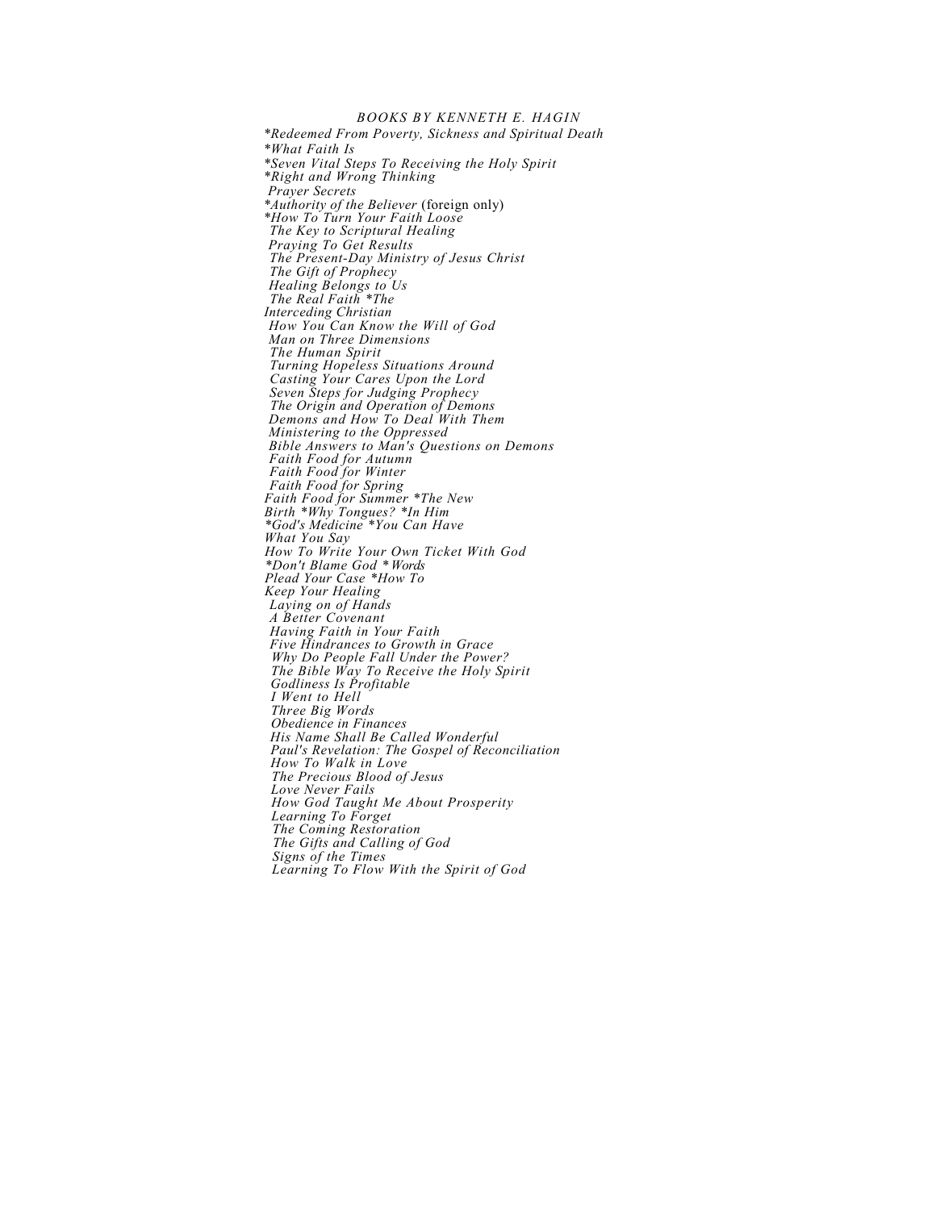*BOOKS BY KENNETH E. HAGIN*

*\*Redeemed From Poverty, Sickness and Spiritual Death*
*\*What Faith Is*
*\*Seven Vital Steps To Receiving the Holy Spirit*
*\*Right and Wrong Thinking*
*Prayer Secrets*
*\*Authority of the Believer* (foreign only)
*\*How To Turn Your Faith Loose*
*The Key to Scriptural Healing*
*Praying To Get Results*
*The Present-Day Ministry of Jesus Christ*
*The Gift of Prophecy*
*Healing Belongs to Us*
*The Real Faith \*The Interceding Christian*
*How You Can Know the Will of God*
*Man on Three Dimensions*
*The Human Spirit*
*Turning Hopeless Situations Around*
*Casting Your Cares Upon the Lord*
*Seven Steps for Judging Prophecy*
*The Origin and Operation of Demons*
*Demons and How To Deal With Them*
*Ministering to the Oppressed*
*Bible Answers to Man's Questions on Demons*
*Faith Food for Autumn*
*Faith Food for Winter*
*Faith Food for Spring*
*Faith Food for Summer \*The New Birth \*Why Tongues? \*In Him*
*\*God's Medicine \*You Can Have What You Say*
*How To Write Your Own Ticket With God*
*\*Don't Blame God \*Words*
*Plead Your Case \*How To Keep Your Healing*
*Laying on of Hands*
*A Better Covenant*
*Having Faith in Your Faith*
*Five Hindrances to Growth in Grace*
*Why Do People Fall Under the Power?*
*The Bible Way To Receive the Holy Spirit*
*Godliness Is Profitable*
*I Went to Hell*
*Three Big Words*
*Obedience in Finances*
*His Name Shall Be Called Wonderful*
*Paul's Revelation: The Gospel of Reconciliation*
*How To Walk in Love*
*The Precious Blood of Jesus*
*Love Never Fails*
*How God Taught Me About Prosperity*
*Learning To Forget*
*The Coming Restoration*
*The Gifts and Calling of God*
*Signs of the Times*
*Learning To Flow With the Spirit of God*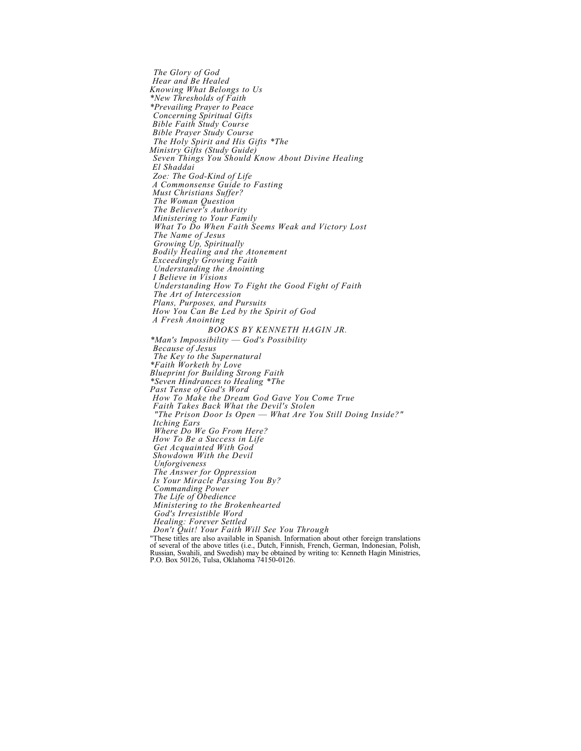*The Glory of God*
*Hear and Be Healed*
*Knowing What Belongs to Us*
*\*New Thresholds of Faith*
*\*Prevailing Prayer to Peace*
*Concerning Spiritual Gifts*
*Bible Faith Study Course*
*Bible Prayer Study Course*
*The Holy Spirit and His Gifts \*The Ministry Gifts (Study Guide)*
*Seven Things You Should Know About Divine Healing*
*El Shaddai*
*Zoe: The God-Kind of Life*
*A Commonsense Guide to Fasting*
*Must Christians Suffer?*
*The Woman Question*
*The Believer's Authority*
*Ministering to Your Family*
*What To Do When Faith Seems Weak and Victory Lost*
*The Name of Jesus*
*Growing Up, Spiritually*
*Bodily Healing and the Atonement*
*Exceedingly Growing Faith*
*Understanding the Anointing*
*I Believe in Visions*
*Understanding How To Fight the Good Fight of Faith*
*The Art of Intercession*
*Plans, Purposes, and Pursuits*
*How You Can Be Led by the Spirit of God*
*A Fresh Anointing*

## BOOKS BY KENNETH HAGIN JR.

*\*Man's Impossibility — God's Possibility*
*Because of Jesus*
*The Key to the Supernatural*
*\*Faith Worketh by Love*
*Blueprint for Building Strong Faith*
*\*Seven Hindrances to Healing \*The Past Tense of God's Word*
*How To Make the Dream God Gave You Come True*
*Faith Takes Back What the Devil's Stolen*
*"The Prison Door Is Open — What Are You Still Doing Inside?"*
*Itching Ears*
*Where Do We Go From Here?*
*How To Be a Success in Life*
*Get Acquainted With God*
*Showdown With the Devil*
*Unforgiveness*
*The Answer for Oppression*
*Is Your Miracle Passing You By?*
*Commanding Power*
*The Life of Obedience*
*Ministering to the Brokenhearted*
*God's Irresistible Word*
*Healing: Forever Settled*
*Don't Quit! Your Faith Will See You Through*

"These titles are also available in Spanish. Information about other foreign translations of several of the above titles (i.e., Dutch, Finnish, French, German, Indonesian, Polish, Russian, Swahili, and Swedish) may be obtained by writing to: Kenneth Hagin Ministries, P.O. Box 50126, Tulsa, Oklahoma 74150-0126.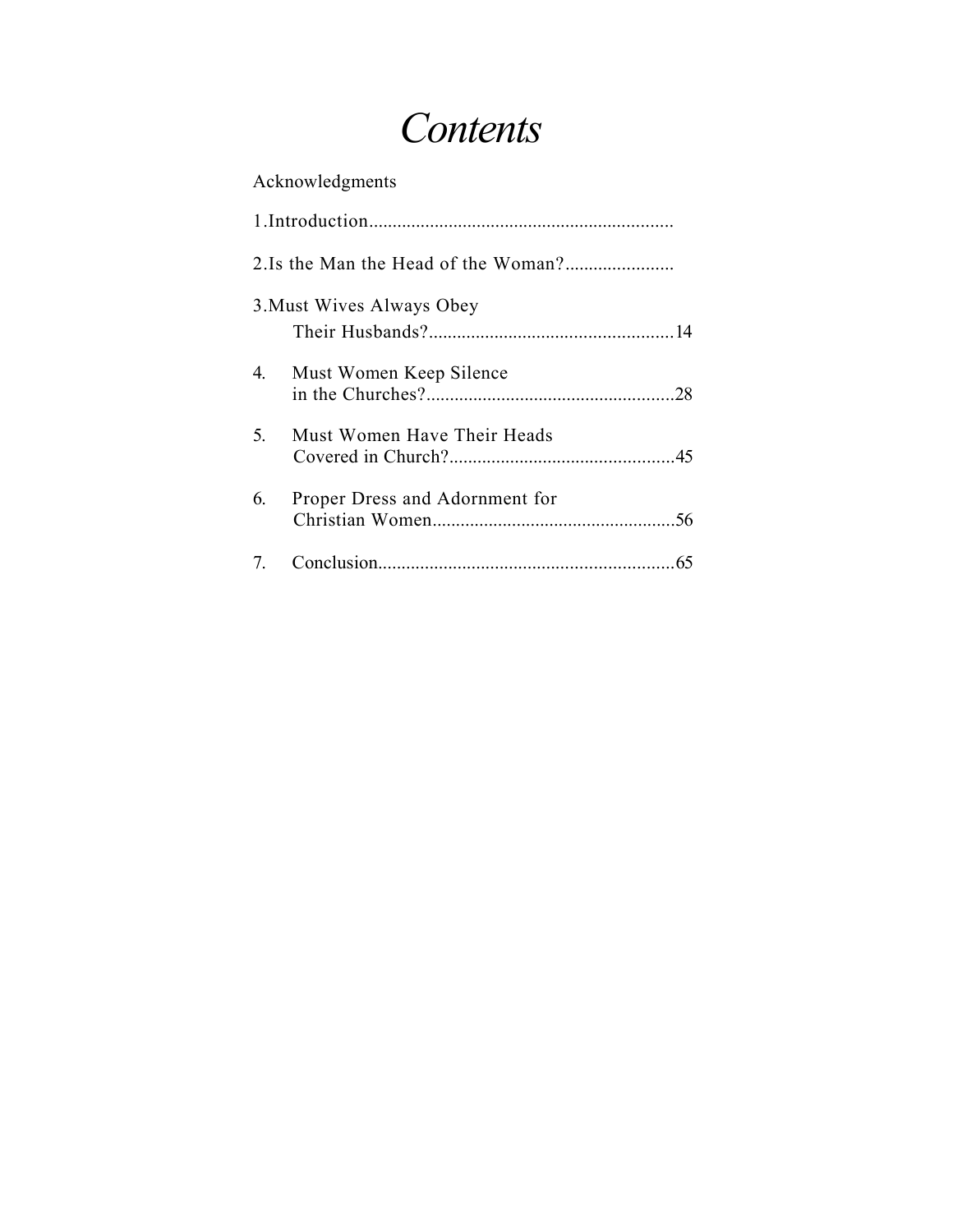# *Contents*

Acknowledgments

1.Introduction.................................................................

2.Is the Man the Head of the Woman?.......................

3.Must Wives Always Obey Their Husbands?....................................................14

4. Must Women Keep Silence in the Churches?.....................................................28

5. Must Women Have Their Heads Covered in Church?................................................45

6. Proper Dress and Adornment for Christian Women....................................................56

7. Conclusion...............................................................65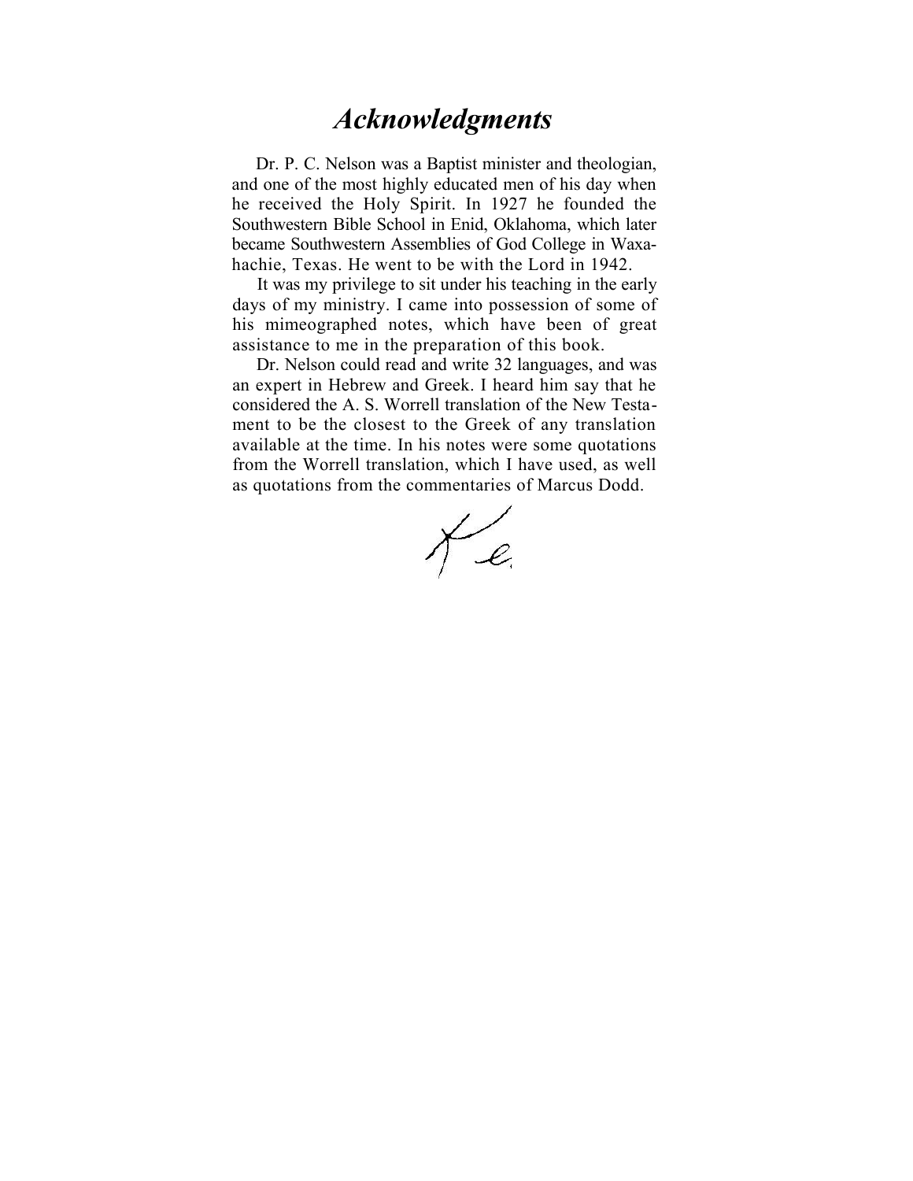# *Acknowledgments*

Dr. P. C. Nelson was a Baptist minister and theologian, and one of the most highly educated men of his day when he received the Holy Spirit. In 1927 he founded the Southwestern Bible School in Enid, Oklahoma, which later became Southwestern Assemblies of God College in Waxahachie, Texas. He went to be with the Lord in 1942.

It was my privilege to sit under his teaching in the early days of my ministry. I came into possession of some of his mimeographed notes, which have been of great assistance to me in the preparation of this book.

Dr. Nelson could read and write 32 languages, and was an expert in Hebrew and Greek. I heard him say that he considered the A. S. Worrell translation of the New Testament to be the closest to the Greek of any translation available at the time. In his notes were some quotations from the Worrell translation, which I have used, as well as quotations from the commentaries of Marcus Dodd.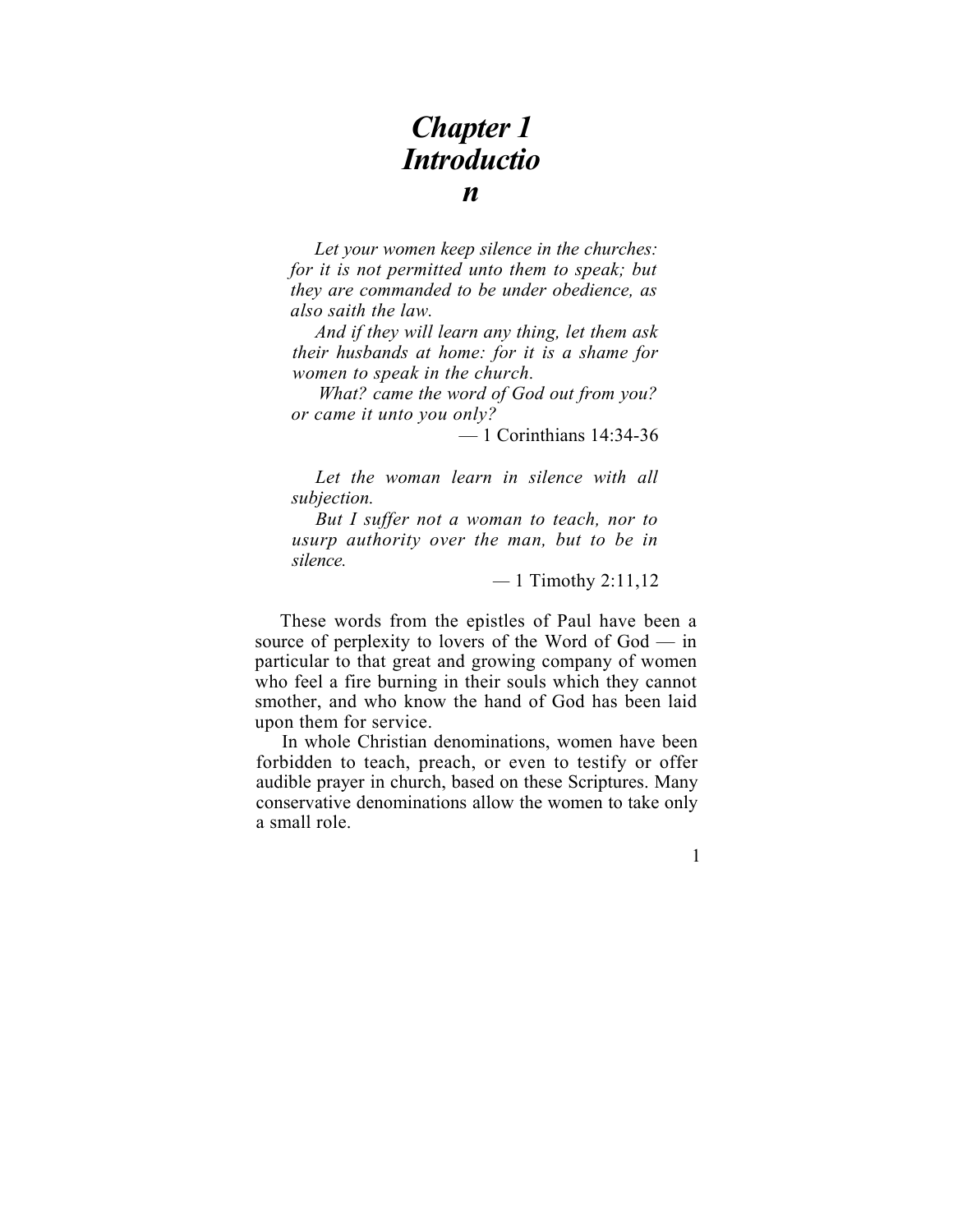# *Chapter 1 Introduction*

> *Let your women keep silence in the churches: for it is not permitted unto them to speak; but they are commanded to be under obedience, as also saith the law.*
>
> *And if they will learn any thing, let them ask their husbands at home: for it is a shame for women to speak in the church.*
>
> *What? came the word of God out from you? or came it unto you only?*
>
> — 1 Corinthians 14:34-36

> *Let the woman learn in silence with all subjection.*
>
> *But I suffer not a woman to teach, nor to usurp authority over the man, but to be in silence.*
>
> — 1 Timothy 2:11,12

These words from the epistles of Paul have been a source of perplexity to lovers of the Word of God — in particular to that great and growing company of women who feel a fire burning in their souls which they cannot smother, and who know the hand of God has been laid upon them for service.

In whole Christian denominations, women have been forbidden to teach, preach, or even to testify or offer audible prayer in church, based on these Scriptures. Many conservative denominations allow the women to take only a small role.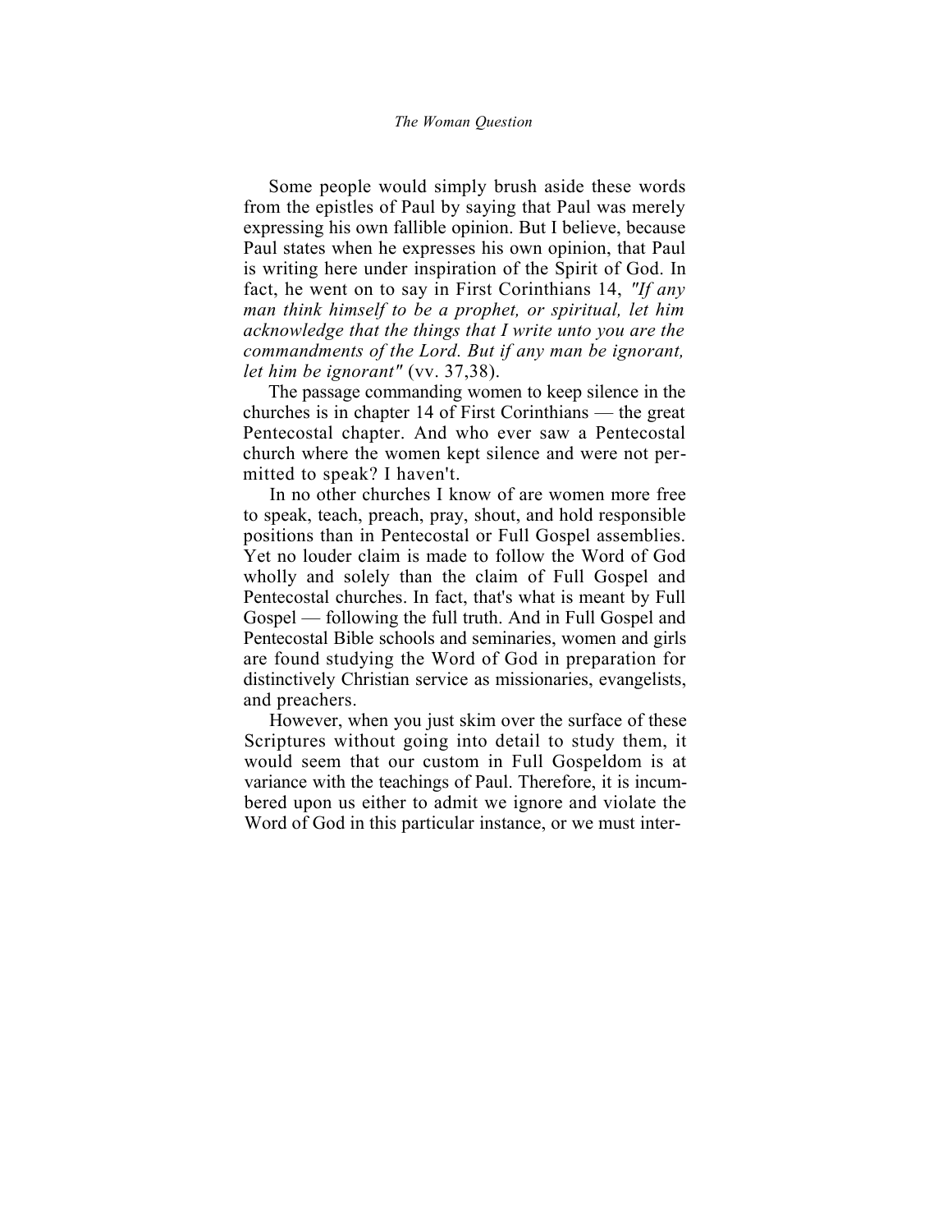Some people would simply brush aside these words from the epistles of Paul by saying that Paul was merely expressing his own fallible opinion. But I believe, because Paul states when he expresses his own opinion, that Paul is writing here under inspiration of the Spirit of God. In fact, he went on to say in First Corinthians 14, *"If any man think himself to be a prophet, or spiritual, let him acknowledge that the things that I write unto you are the commandments of the Lord. But if any man be ignorant, let him be ignorant"* (vv. 37,38).

The passage commanding women to keep silence in the churches is in chapter 14 of First Corinthians — the great Pentecostal chapter. And who ever saw a Pentecostal church where the women kept silence and were not permitted to speak? I haven't.

In no other churches I know of are women more free to speak, teach, preach, pray, shout, and hold responsible positions than in Pentecostal or Full Gospel assemblies. Yet no louder claim is made to follow the Word of God wholly and solely than the claim of Full Gospel and Pentecostal churches. In fact, that's what is meant by Full Gospel — following the full truth. And in Full Gospel and Pentecostal Bible schools and seminaries, women and girls are found studying the Word of God in preparation for distinctively Christian service as missionaries, evangelists, and preachers.

However, when you just skim over the surface of these Scriptures without going into detail to study them, it would seem that our custom in Full Gospeldom is at variance with the teachings of Paul. Therefore, it is incumbered upon us either to admit we ignore and violate the Word of God in this particular instance, or we must inter-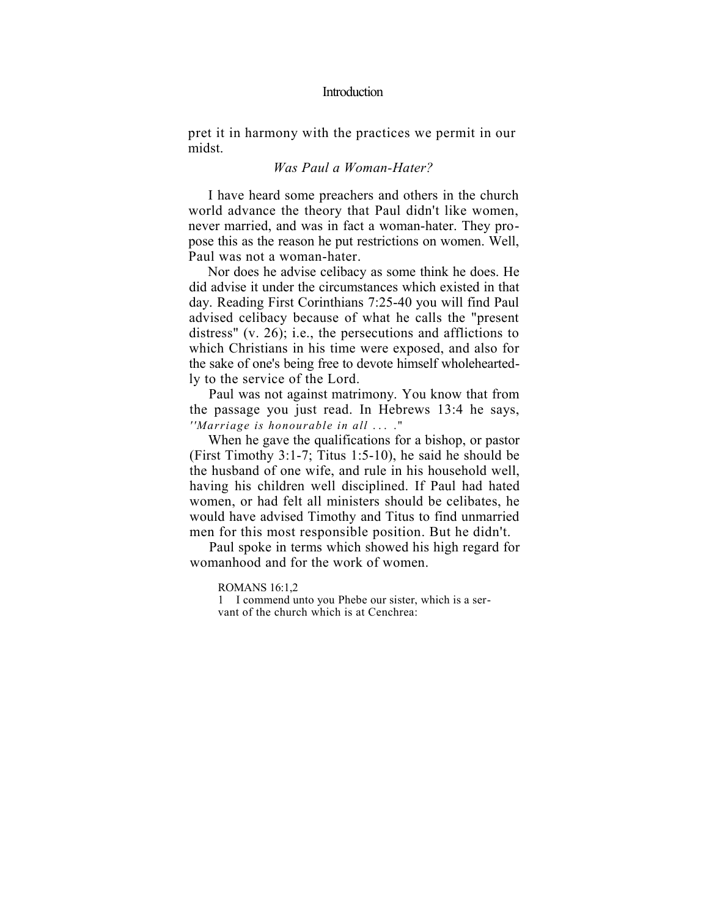pret it in harmony with the practices we permit in our midst.

### *Was Paul a Woman-Hater?*

I have heard some preachers and others in the church world advance the theory that Paul didn't like women, never married, and was in fact a woman-hater. They propose this as the reason he put restrictions on women. Well, Paul was not a woman-hater.

Nor does he advise celibacy as some think he does. He did advise it under the circumstances which existed in that day. Reading First Corinthians 7:25-40 you will find Paul advised celibacy because of what he calls the "present distress" (v. 26); i.e., the persecutions and afflictions to which Christians in his time were exposed, and also for the sake of one's being free to devote himself wholeheartedly to the service of the Lord.

Paul was not against matrimony. You know that from the passage you just read. In Hebrews 13:4 he says, *"Marriage is honourable in all . . . .*"

When he gave the qualifications for a bishop, or pastor (First Timothy 3:1-7; Titus 1:5-10), he said he should be the husband of one wife, and rule in his household well, having his children well disciplined. If Paul had hated women, or had felt all ministers should be celibates, he would have advised Timothy and Titus to find unmarried men for this most responsible position. But he didn't.

Paul spoke in terms which showed his high regard for womanhood and for the work of women.

> ROMANS 16:1,2
> 1 I commend unto you Phebe our sister, which is a servant of the church which is at Cenchrea: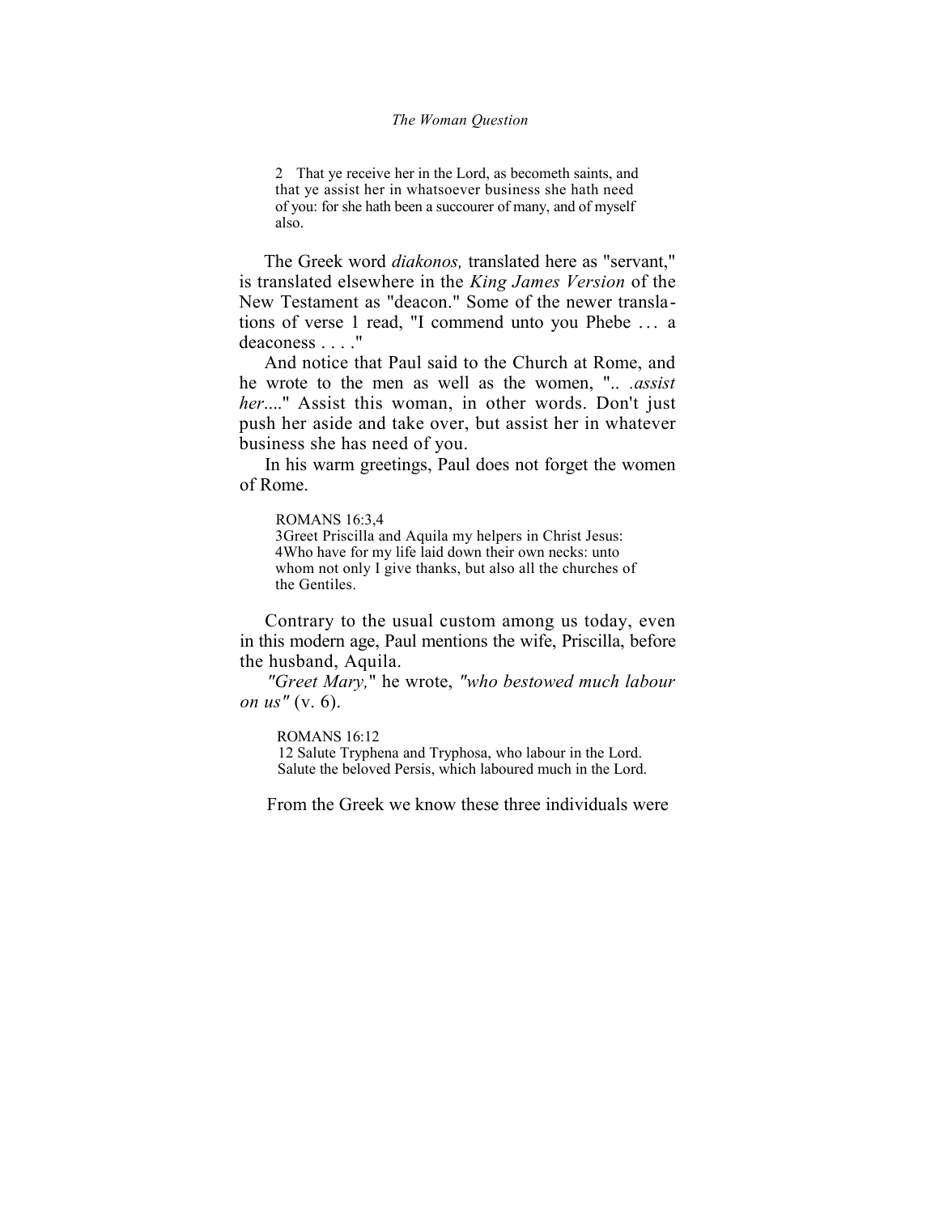> 2 That ye receive her in the Lord, as becometh saints, and that ye assist her in whatsoever business she hath need of you: for she hath been a succourer of many, and of myself also.

The Greek word *diakonos,* translated here as "servant," is translated elsewhere in the *King James Version* of the New Testament as "deacon." Some of the newer translations of verse 1 read, "I commend unto you Phebe ... a deaconess . . . ."

And notice that Paul said to the Church at Rome, and he wrote to the men as well as the women, ".. .*assist her*...." Assist this woman, in other words. Don't just push her aside and take over, but assist her in whatever business she has need of you.

In his warm greetings, Paul does not forget the women of Rome.

> ROMANS 16:3,4
> 3Greet Priscilla and Aquila my helpers in Christ Jesus:
> 4Who have for my life laid down their own necks: unto whom not only I give thanks, but also all the churches of the Gentiles.

Contrary to the usual custom among us today, even in this modern age, Paul mentions the wife, Priscilla, before the husband, Aquila.

*"Greet Mary,"* he wrote, *"who bestowed much labour on us"* (v. 6).

> ROMANS 16:12
> 12 Salute Tryphena and Tryphosa, who labour in the Lord. Salute the beloved Persis, which laboured much in the Lord.

From the Greek we know these three individuals were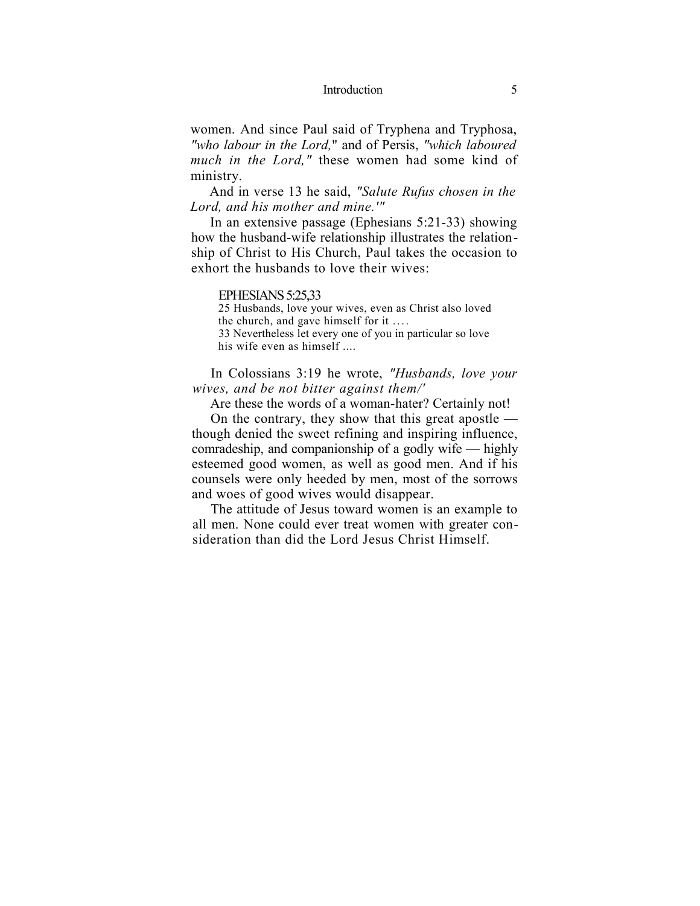women. And since Paul said of Tryphena and Tryphosa, *"who labour in the Lord,"* and of Persis, *"which laboured much in the Lord,"* these women had some kind of ministry.

And in verse 13 he said, *"Salute Rufus chosen in the Lord, and his mother and mine.'"*

In an extensive passage (Ephesians 5:21-33) showing how the husband-wife relationship illustrates the relationship of Christ to His Church, Paul takes the occasion to exhort the husbands to love their wives:

> EPHESIANS 5:25,33
> 25 Husbands, love your wives, even as Christ also loved the church, and gave himself for it ....
> 33 Nevertheless let every one of you in particular so love his wife even as himself ....

In Colossians 3:19 he wrote, *"Husbands, love your wives, and be not bitter against them/'*

Are these the words of a woman-hater? Certainly not!

On the contrary, they show that this great apostle — though denied the sweet refining and inspiring influence, comradeship, and companionship of a godly wife — highly esteemed good women, as well as good men. And if his counsels were only heeded by men, most of the sorrows and woes of good wives would disappear.

The attitude of Jesus toward women is an example to all men. None could ever treat women with greater consideration than did the Lord Jesus Christ Himself.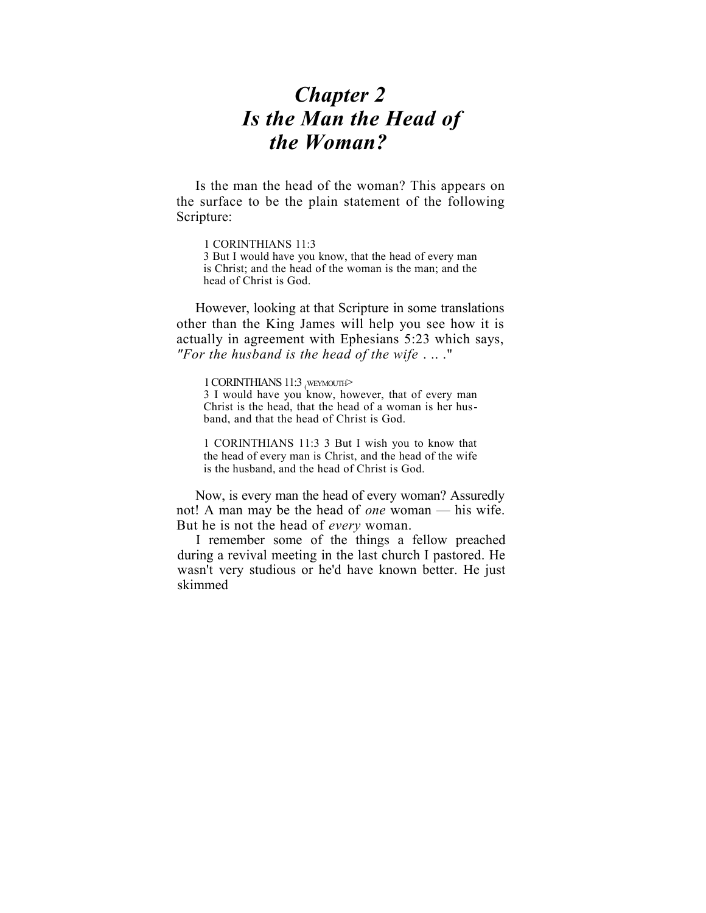# *Chapter 2*
# *Is the Man the Head of the Woman?*

Is the man the head of the woman? This appears on the surface to be the plain statement of the following Scripture:

> 1 CORINTHIANS 11:3
> 3 But I would have you know, that the head of every man is Christ; and the head of the woman is the man; and the head of Christ is God.

However, looking at that Scripture in some translations other than the King James will help you see how it is actually in agreement with Ephesians 5:23 which says, *"For the husband is the head of the wife . .. ."*

> 1 CORINTHIANS 11:3 (WEYMOUTH>
> 3 I would have you know, however, that of every man Christ is the head, that the head of a woman is her husband, and that the head of Christ is God.

> 1 CORINTHIANS 11:3 3 But I wish you to know that the head of every man is Christ, and the head of the wife is the husband, and the head of Christ is God.

Now, is every man the head of every woman? Assuredly not! A man may be the head of *one* woman — his wife. But he is not the head of *every* woman.

I remember some of the things a fellow preached during a revival meeting in the last church I pastored. He wasn't very studious or he'd have known better. He just skimmed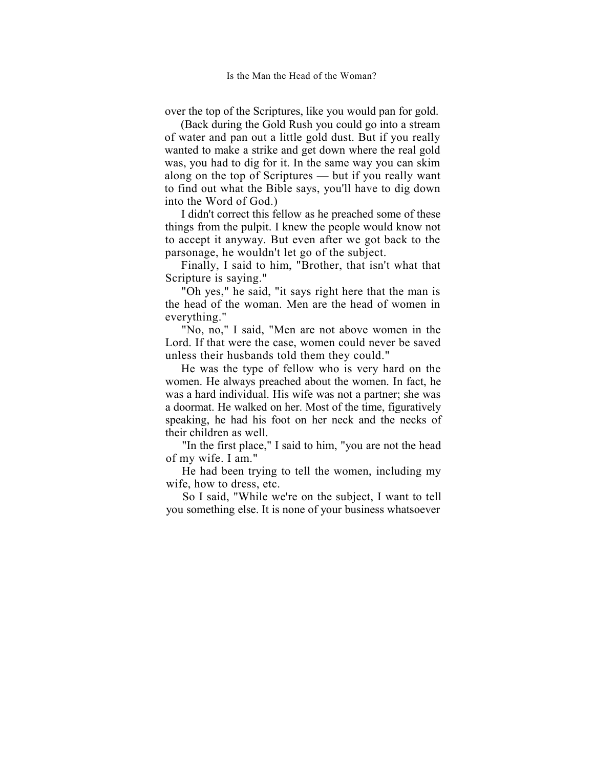over the top of the Scriptures, like you would pan for gold.

(Back during the Gold Rush you could go into a stream of water and pan out a little gold dust. But if you really wanted to make a strike and get down where the real gold was, you had to dig for it. In the same way you can skim along on the top of Scriptures — but if you really want to find out what the Bible says, you'll have to dig down into the Word of God.)

I didn't correct this fellow as he preached some of these things from the pulpit. I knew the people would know not to accept it anyway. But even after we got back to the parsonage, he wouldn't let go of the subject.

Finally, I said to him, "Brother, that isn't what that Scripture is saying."

"Oh yes," he said, "it says right here that the man is the head of the woman. Men are the head of women in everything."

"No, no," I said, "Men are not above women in the Lord. If that were the case, women could never be saved unless their husbands told them they could."

He was the type of fellow who is very hard on the women. He always preached about the women. In fact, he was a hard individual. His wife was not a partner; she was a doormat. He walked on her. Most of the time, figuratively speaking, he had his foot on her neck and the necks of their children as well.

"In the first place," I said to him, "you are not the head of my wife. I am."

He had been trying to tell the women, including my wife, how to dress, etc.

So I said, "While we're on the subject, I want to tell you something else. It is none of your business whatsoever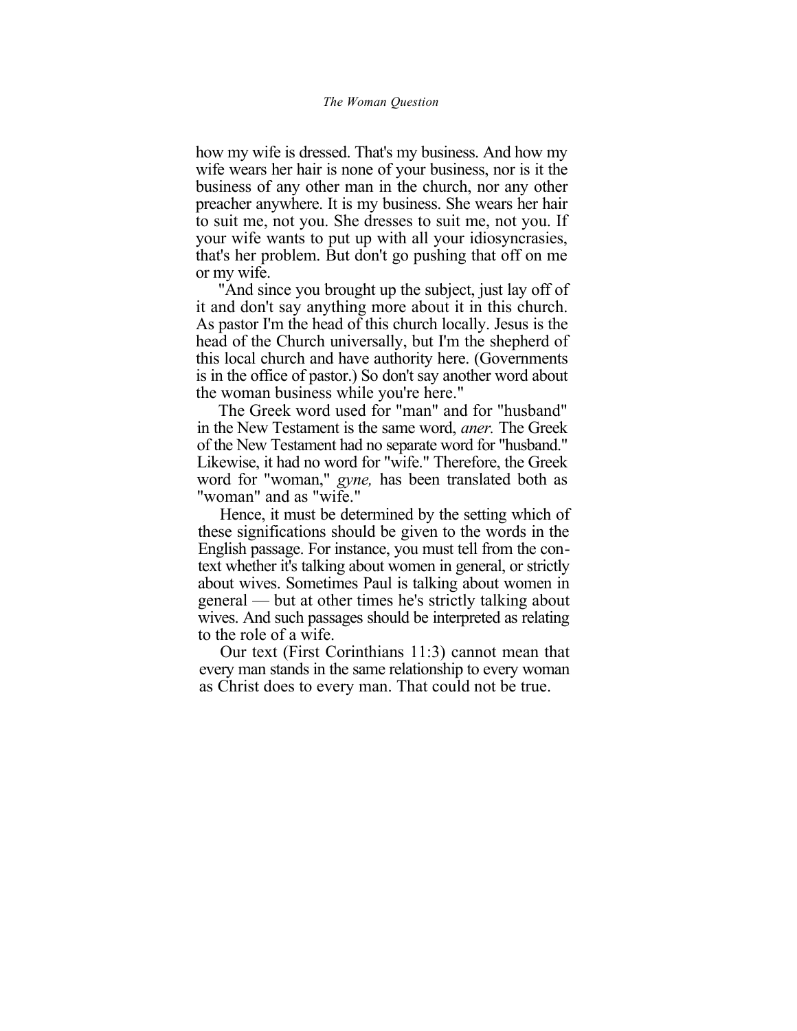how my wife is dressed. That's my business. And how my wife wears her hair is none of your business, nor is it the business of any other man in the church, nor any other preacher anywhere. It is my business. She wears her hair to suit me, not you. She dresses to suit me, not you. If your wife wants to put up with all your idiosyncrasies, that's her problem. But don't go pushing that off on me or my wife.

"And since you brought up the subject, just lay off of it and don't say anything more about it in this church. As pastor I'm the head of this church locally. Jesus is the head of the Church universally, but I'm the shepherd of this local church and have authority here. (Governments is in the office of pastor.) So don't say another word about the woman business while you're here."

The Greek word used for "man" and for "husband" in the New Testament is the same word, *aner.* The Greek of the New Testament had no separate word for "husband." Likewise, it had no word for "wife." Therefore, the Greek word for "woman," *gyne,* has been translated both as "woman" and as "wife."

Hence, it must be determined by the setting which of these significations should be given to the words in the English passage. For instance, you must tell from the context whether it's talking about women in general, or strictly about wives. Sometimes Paul is talking about women in general — but at other times he's strictly talking about wives. And such passages should be interpreted as relating to the role of a wife.

Our text (First Corinthians 11:3) cannot mean that every man stands in the same relationship to every woman as Christ does to every man. That could not be true.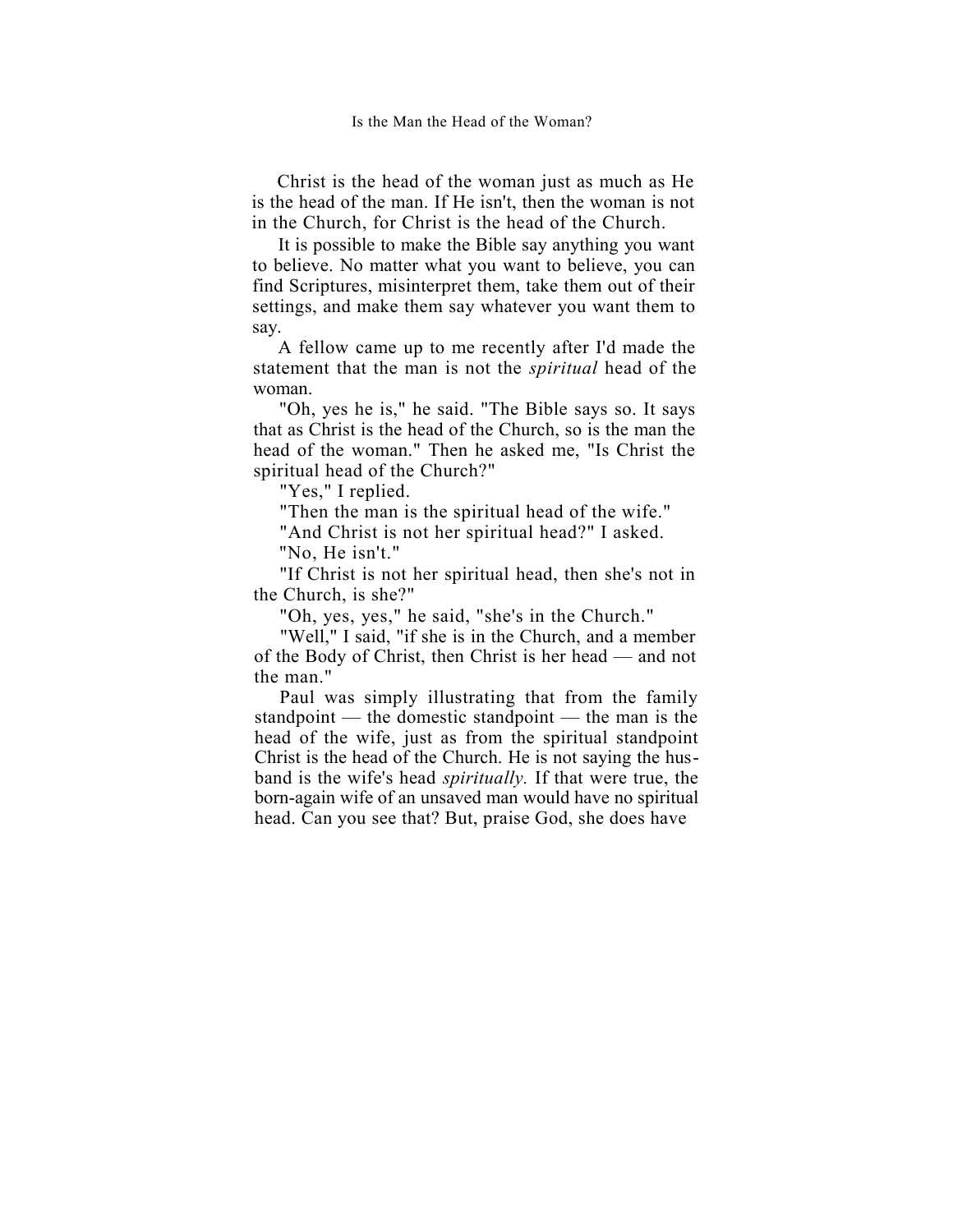Christ is the head of the woman just as much as He is the head of the man. If He isn't, then the woman is not in the Church, for Christ is the head of the Church.

It is possible to make the Bible say anything you want to believe. No matter what you want to believe, you can find Scriptures, misinterpret them, take them out of their settings, and make them say whatever you want them to say.

A fellow came up to me recently after I'd made the statement that the man is not the *spiritual* head of the woman.

"Oh, yes he is," he said. "The Bible says so. It says that as Christ is the head of the Church, so is the man the head of the woman." Then he asked me, "Is Christ the spiritual head of the Church?"

"Yes," I replied.

"Then the man is the spiritual head of the wife."

"And Christ is not her spiritual head?" I asked.

"No, He isn't."

"If Christ is not her spiritual head, then she's not in the Church, is she?"

"Oh, yes, yes," he said, "she's in the Church."

"Well," I said, "if she is in the Church, and a member of the Body of Christ, then Christ is her head — and not the man."

Paul was simply illustrating that from the family standpoint — the domestic standpoint — the man is the head of the wife, just as from the spiritual standpoint Christ is the head of the Church. He is not saying the husband is the wife's head *spiritually.* If that were true, the born-again wife of an unsaved man would have no spiritual head. Can you see that? But, praise God, she does have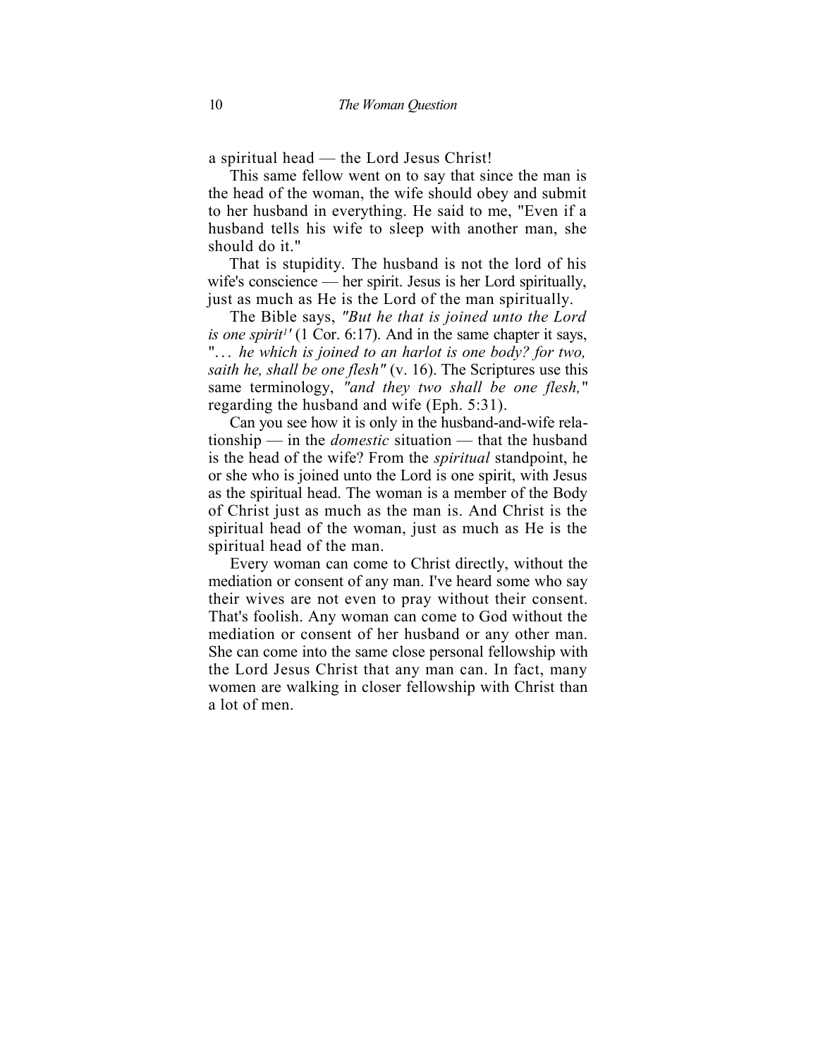a spiritual head — the Lord Jesus Christ!

This same fellow went on to say that since the man is the head of the woman, the wife should obey and submit to her husband in everything. He said to me, "Even if a husband tells his wife to sleep with another man, she should do it."

That is stupidity. The husband is not the lord of his wife's conscience — her spirit. Jesus is her Lord spiritually, just as much as He is the Lord of the man spiritually.

The Bible says, *"But he that is joined unto the Lord is one spirit"* (1 Cor. 6:17). And in the same chapter it says, "*... he which is joined to an harlot is one body? for two, saith he, shall be one flesh"* (v. 16). The Scriptures use this same terminology, *"and they two shall be one flesh,"* regarding the husband and wife (Eph. 5:31).

Can you see how it is only in the husband-and-wife relationship — in the *domestic* situation — that the husband is the head of the wife? From the *spiritual* standpoint, he or she who is joined unto the Lord is one spirit, with Jesus as the spiritual head. The woman is a member of the Body of Christ just as much as the man is. And Christ is the spiritual head of the woman, just as much as He is the spiritual head of the man.

Every woman can come to Christ directly, without the mediation or consent of any man. I've heard some who say their wives are not even to pray without their consent. That's foolish. Any woman can come to God without the mediation or consent of her husband or any other man. She can come into the same close personal fellowship with the Lord Jesus Christ that any man can. In fact, many women are walking in closer fellowship with Christ than a lot of men.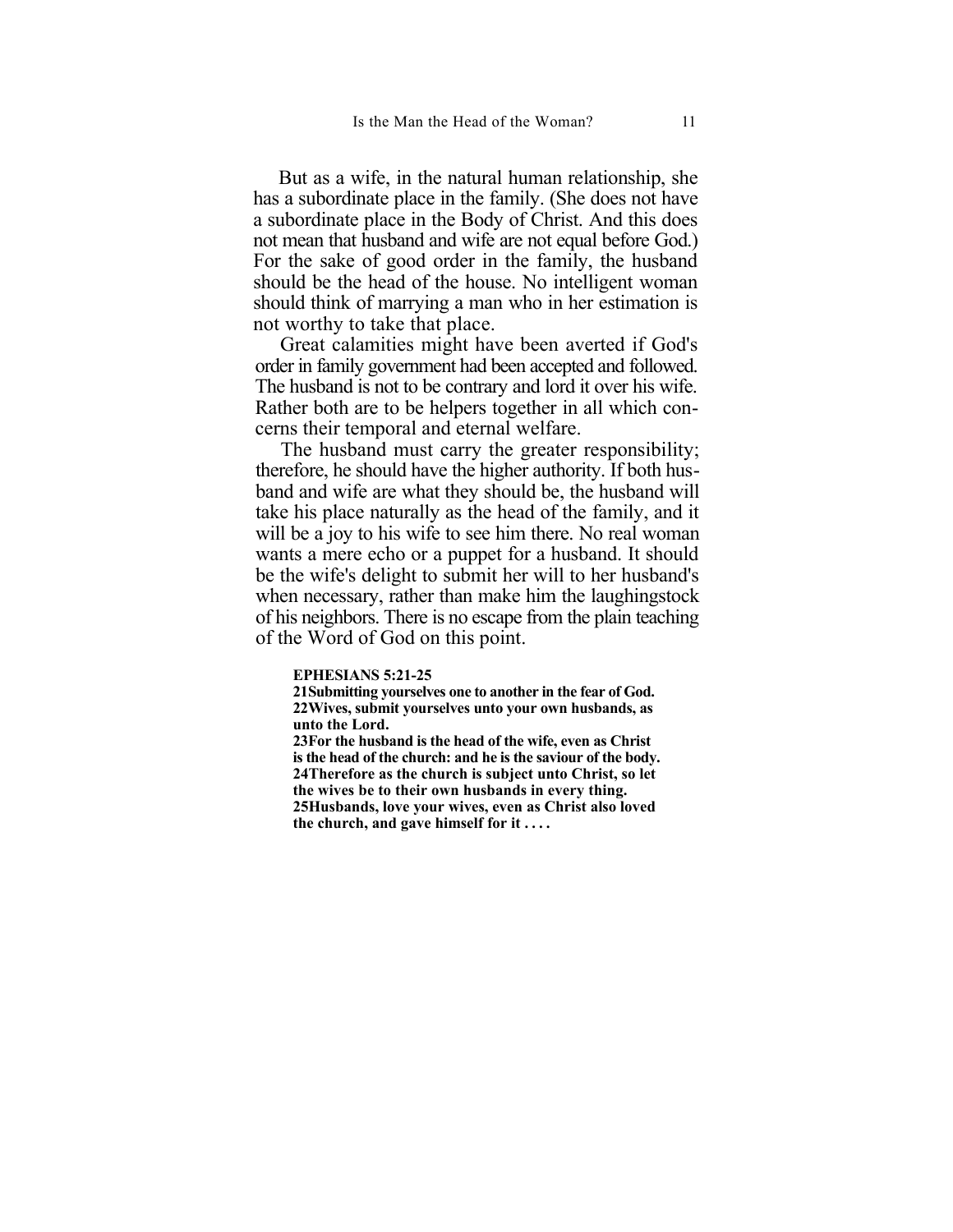But as a wife, in the natural human relationship, she has a subordinate place in the family. (She does not have a subordinate place in the Body of Christ. And this does not mean that husband and wife are not equal before God.) For the sake of good order in the family, the husband should be the head of the house. No intelligent woman should think of marrying a man who in her estimation is not worthy to take that place.

Great calamities might have been averted if God's order in family government had been accepted and followed. The husband is not to be contrary and lord it over his wife. Rather both are to be helpers together in all which concerns their temporal and eternal welfare.

The husband must carry the greater responsibility; therefore, he should have the higher authority. If both husband and wife are what they should be, the husband will take his place naturally as the head of the family, and it will be a joy to his wife to see him there. No real woman wants a mere echo or a puppet for a husband. It should be the wife's delight to submit her will to her husband's when necessary, rather than make him the laughingstock of his neighbors. There is no escape from the plain teaching of the Word of God on this point.

**EPHESIANS 5:21-25**
**21Submitting yourselves one to another in the fear of God.**
**22Wives, submit yourselves unto your own husbands, as unto the Lord.**
**23For the husband is the head of the wife, even as Christ is the head of the church: and he is the saviour of the body.**
**24Therefore as the church is subject unto Christ, so let the wives be to their own husbands in every thing.**
**25Husbands, love your wives, even as Christ also loved the church, and gave himself for it . . . .**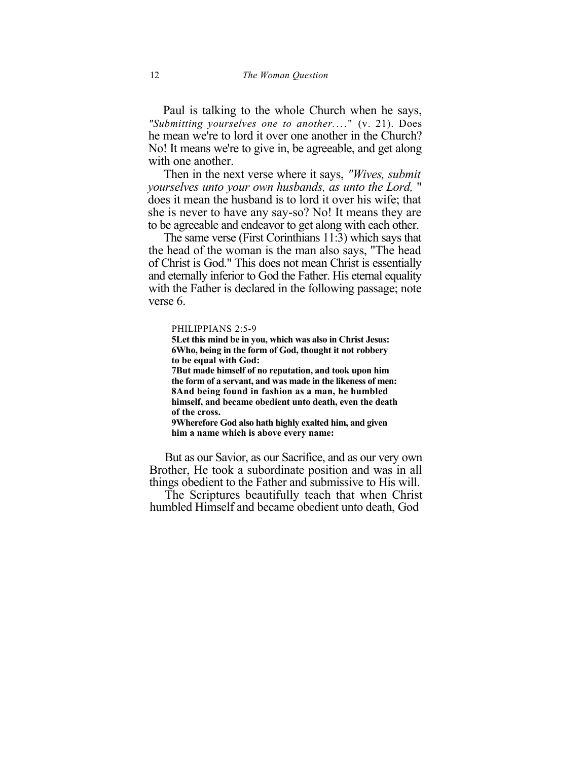Paul is talking to the whole Church when he says, *"Submitting yourselves one to another...."* (v. 21). Does he mean we're to lord it over one another in the Church? No! It means we're to give in, be agreeable, and get along with one another.

Then in the next verse where it says, *"Wives, submit yourselves unto your own husbands, as unto the Lord,"* does it mean the husband is to lord it over his wife; that she is never to have any say-so? No! It means they are to be agreeable and endeavor to get along with each other.

The same verse (First Corinthians 11:3) which says that the head of the woman is the man also says, "The head of Christ is God." This does not mean Christ is essentially and eternally inferior to God the Father. His eternal equality with the Father is declared in the following passage; note verse 6.

> PHILIPPIANS 2:5-9
> **5Let this mind be in you, which was also in Christ Jesus:**
> **6Who, being in the form of God, thought it not robbery to be equal with God:**
> **7But made himself of no reputation, and took upon him the form of a servant, and was made in the likeness of men:**
> **8And being found in fashion as a man, he humbled himself, and became obedient unto death, even the death of the cross.**
> **9Wherefore God also hath highly exalted him, and given him a name which is above every name:**

But as our Savior, as our Sacrifice, and as our very own Brother, He took a subordinate position and was in all things obedient to the Father and submissive to His will.

The Scriptures beautifully teach that when Christ humbled Himself and became obedient unto death, God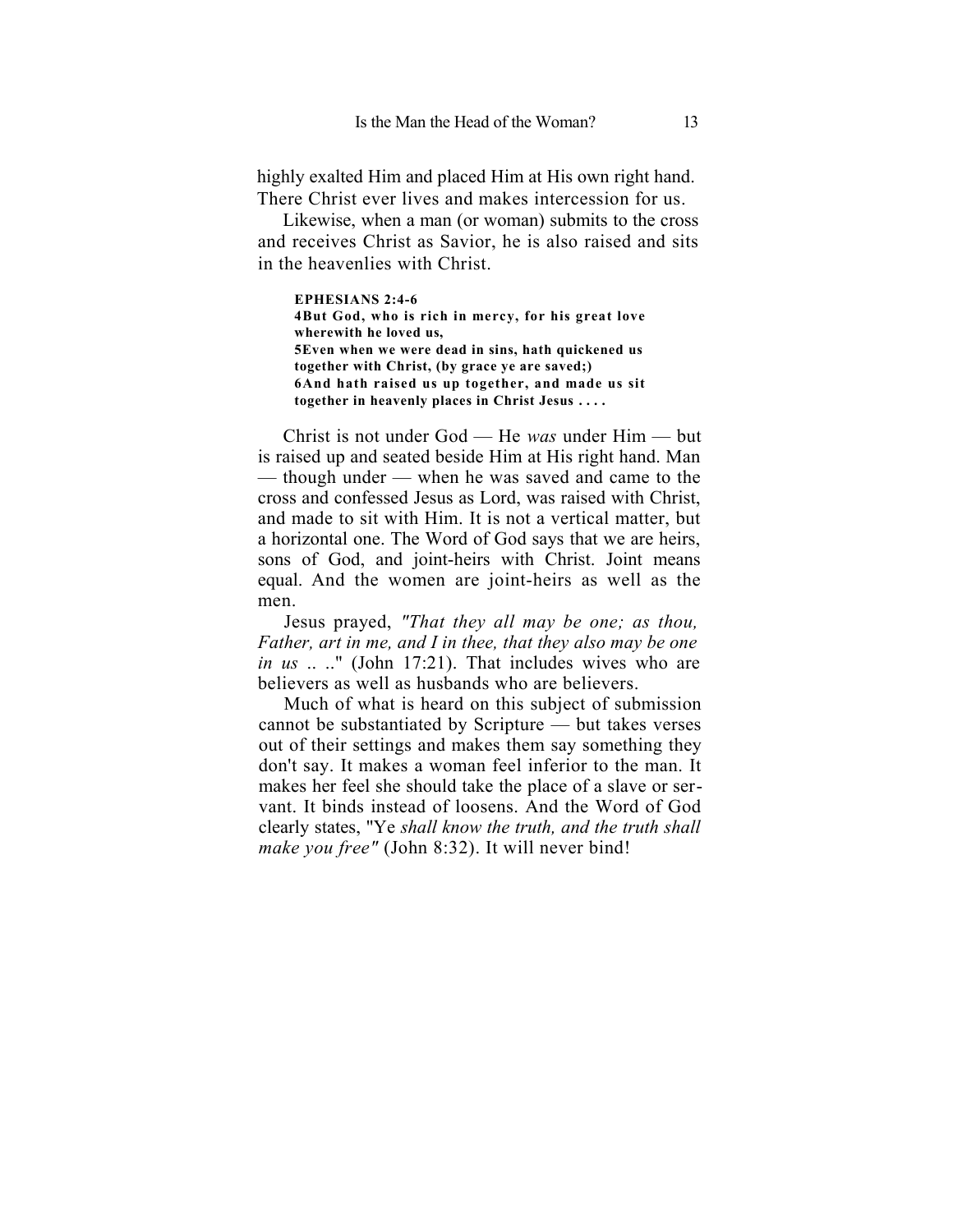highly exalted Him and placed Him at His own right hand. There Christ ever lives and makes intercession for us.

Likewise, when a man (or woman) submits to the cross and receives Christ as Savior, he is also raised and sits in the heavenlies with Christ.

> **EPHESIANS 2:4-6**
> **4But God, who is rich in mercy, for his great love wherewith he loved us,**
> **5Even when we were dead in sins, hath quickened us together with Christ, (by grace ye are saved;)**
> **6And hath raised us up together, and made us sit together in heavenly places in Christ Jesus . . . .**

Christ is not under God — He *was* under Him — but is raised up and seated beside Him at His right hand. Man — though under — when he was saved and came to the cross and confessed Jesus as Lord, was raised with Christ, and made to sit with Him. It is not a vertical matter, but a horizontal one. The Word of God says that we are heirs, sons of God, and joint-heirs with Christ. Joint means equal. And the women are joint-heirs as well as the men.

Jesus prayed, *"That they all may be one; as thou, Father, art in me, and I in thee, that they also may be one in us .. .."* (John 17:21). That includes wives who are believers as well as husbands who are believers.

Much of what is heard on this subject of submission cannot be substantiated by Scripture — but takes verses out of their settings and makes them say something they don't say. It makes a woman feel inferior to the man. It makes her feel she should take the place of a slave or servant. It binds instead of loosens. And the Word of God clearly states, "Ye *shall know the truth, and the truth shall make you free"* (John 8:32). It will never bind!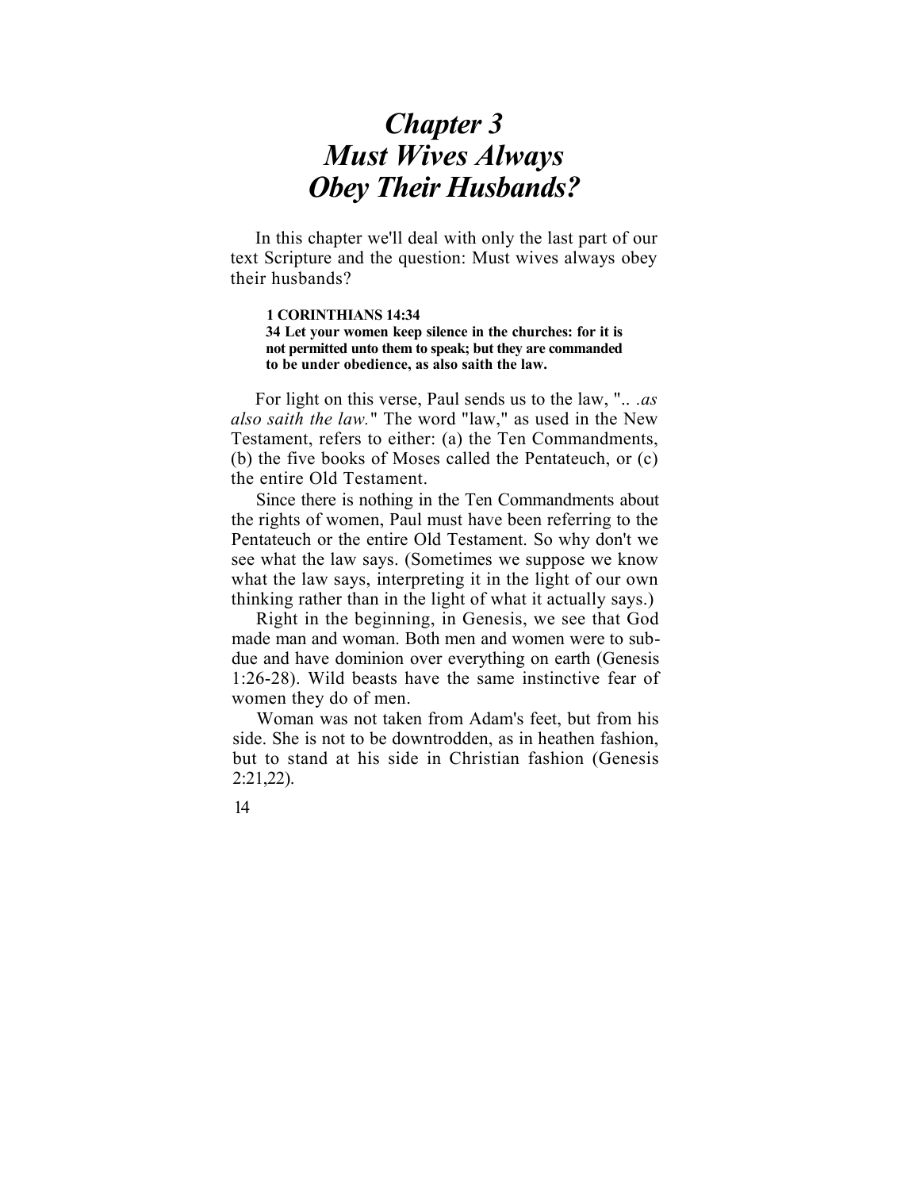# *Chapter 3*
# *Must Wives Always Obey Their Husbands?*

In this chapter we'll deal with only the last part of our text Scripture and the question: Must wives always obey their husbands?

> **1 CORINTHIANS 14:34**
> **34 Let your women keep silence in the churches: for it is not permitted unto them to speak; but they are commanded to be under obedience, as also saith the law.**

For light on this verse, Paul sends us to the law, "*.. .as also saith the law.*" The word "law," as used in the New Testament, refers to either: (a) the Ten Commandments, (b) the five books of Moses called the Pentateuch, or (c) the entire Old Testament.

Since there is nothing in the Ten Commandments about the rights of women, Paul must have been referring to the Pentateuch or the entire Old Testament. So why don't we see what the law says. (Sometimes we suppose we know what the law says, interpreting it in the light of our own thinking rather than in the light of what it actually says.)

Right in the beginning, in Genesis, we see that God made man and woman. Both men and women were to subdue and have dominion over everything on earth (Genesis 1:26-28). Wild beasts have the same instinctive fear of women they do of men.

Woman was not taken from Adam's feet, but from his side. She is not to be downtrodden, as in heathen fashion, but to stand at his side in Christian fashion (Genesis 2:21,22).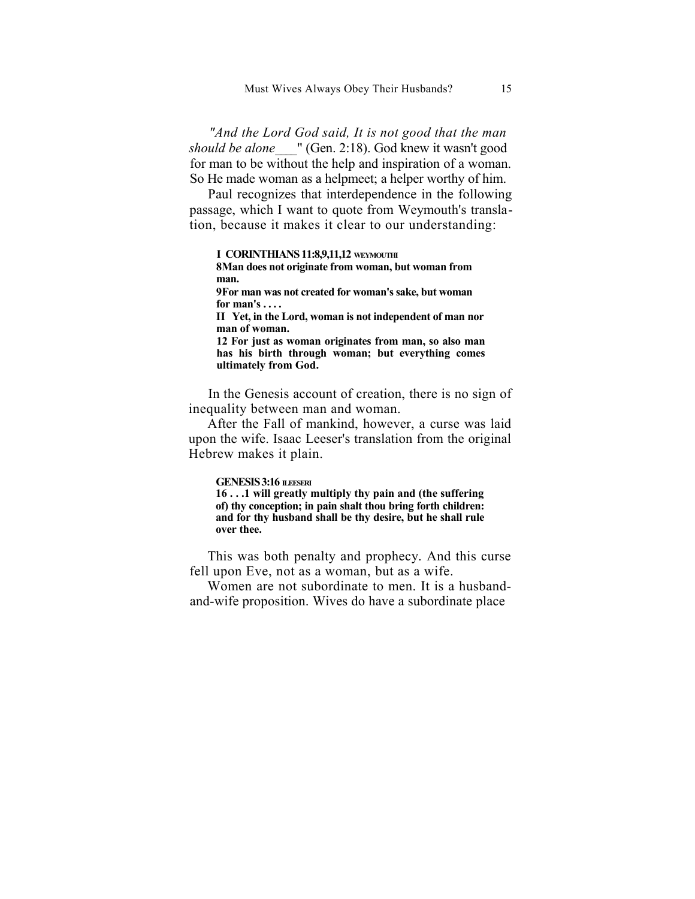*"And the Lord God said, It is not good that the man should be alone*___" (Gen. 2:18). God knew it wasn't good for man to be without the help and inspiration of a woman. So He made woman as a helpmeet; a helper worthy of him.

Paul recognizes that interdependence in the following passage, which I want to quote from Weymouth's translation, because it makes it clear to our understanding:

> **I CORINTHIANS 11:8,9,11,12 WEYMOUTHI**
> **8Man does not originate from woman, but woman from man.**
> **9For man was not created for woman's sake, but woman for man's . . . .**
> **II Yet, in the Lord, woman is not independent of man nor man of woman.**
> **12 For just as woman originates from man, so also man has his birth through woman; but everything comes ultimately from God.**

In the Genesis account of creation, there is no sign of inequality between man and woman.

After the Fall of mankind, however, a curse was laid upon the wife. Isaac Leeser's translation from the original Hebrew makes it plain.

> **GENESIS 3:16 ILEESERI**
> **16 . . .1 will greatly multiply thy pain and (the suffering of) thy conception; in pain shalt thou bring forth children: and for thy husband shall be thy desire, but he shall rule over thee.**

This was both penalty and prophecy. And this curse fell upon Eve, not as a woman, but as a wife.

Women are not subordinate to men. It is a husband-and-wife proposition. Wives do have a subordinate place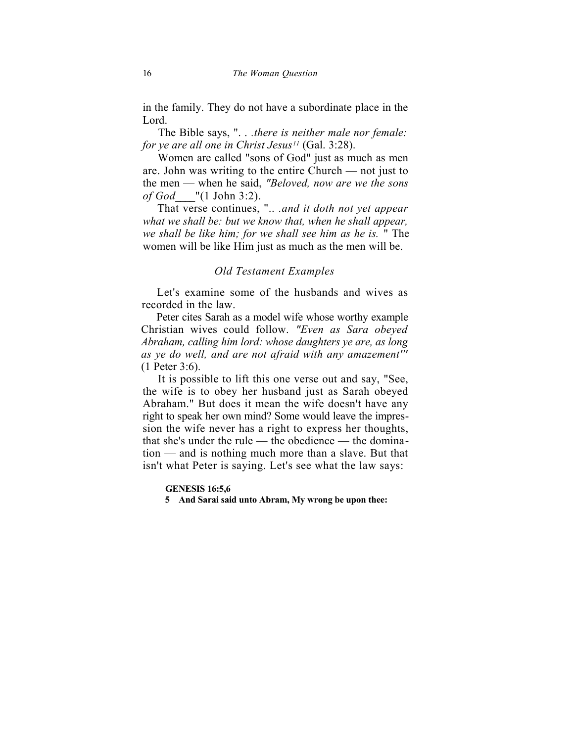in the family. They do not have a subordinate place in the Lord.

The Bible says, ". . *.there is neither male nor female: for ye are all one in Christ Jesus*[11] (Gal. 3:28).

Women are called "sons of God" just as much as men are. John was writing to the entire Church — not just to the men — when he said, *"Beloved, now are we the sons of God*___"(1 John 3:2).

That verse continues, ".. *.and it doth not yet appear what we shall be: but we know that, when he shall appear, we shall be like him; for we shall see him as he is.* " The women will be like Him just as much as the men will be.

### *Old Testament Examples*

Let's examine some of the husbands and wives as recorded in the law.

Peter cites Sarah as a model wife whose worthy example Christian wives could follow. *"Even as Sara obeyed Abraham, calling him lord: whose daughters ye are, as long as ye do well, and are not afraid with any amazement"'* (1 Peter 3:6).

It is possible to lift this one verse out and say, "See, the wife is to obey her husband just as Sarah obeyed Abraham." But does it mean the wife doesn't have any right to speak her own mind? Some would leave the impression the wife never has a right to express her thoughts, that she's under the rule — the obedience — the domination — and is nothing much more than a slave. But that isn't what Peter is saying. Let's see what the law says:

**GENESIS 16:5,6**

**5 And Sarai said unto Abram, My wrong be upon thee:**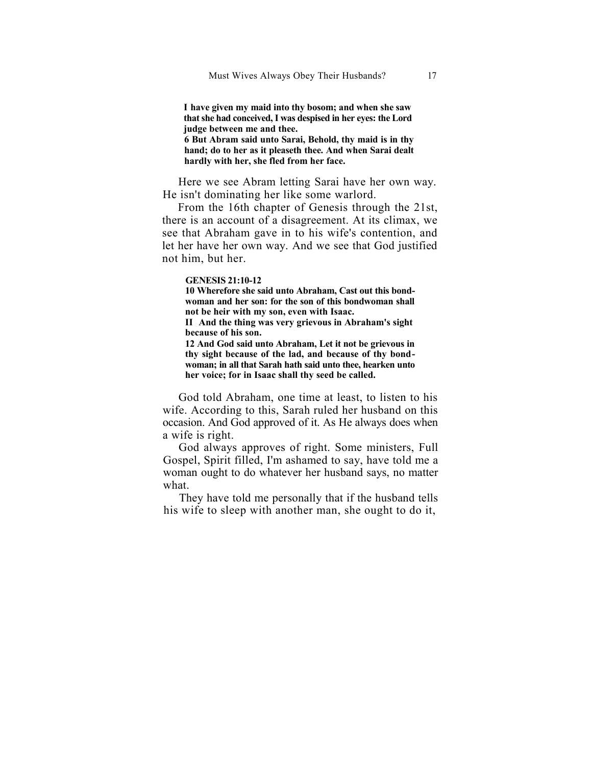**I have given my maid into thy bosom; and when she saw that she had conceived, I was despised in her eyes: the Lord judge between me and thee.**
**6 But Abram said unto Sarai, Behold, thy maid is in thy hand; do to her as it pleaseth thee. And when Sarai dealt hardly with her, she fled from her face.**

Here we see Abram letting Sarai have her own way. He isn't dominating her like some warlord.

From the 16th chapter of Genesis through the 21st, there is an account of a disagreement. At its climax, we see that Abraham gave in to his wife's contention, and let her have her own way. And we see that God justified not him, but her.

**GENESIS 21:10-12**
**10 Wherefore she said unto Abraham, Cast out this bondwoman and her son: for the son of this bondwoman shall not be heir with my son, even with Isaac.**
**II And the thing was very grievous in Abraham's sight because of his son.**
**12 And God said unto Abraham, Let it not be grievous in thy sight because of the lad, and because of thy bondwoman; in all that Sarah hath said unto thee, hearken unto her voice; for in Isaac shall thy seed be called.**

God told Abraham, one time at least, to listen to his wife. According to this, Sarah ruled her husband on this occasion. And God approved of it. As He always does when a wife is right.

God always approves of right. Some ministers, Full Gospel, Spirit filled, I'm ashamed to say, have told me a woman ought to do whatever her husband says, no matter what.

They have told me personally that if the husband tells his wife to sleep with another man, she ought to do it,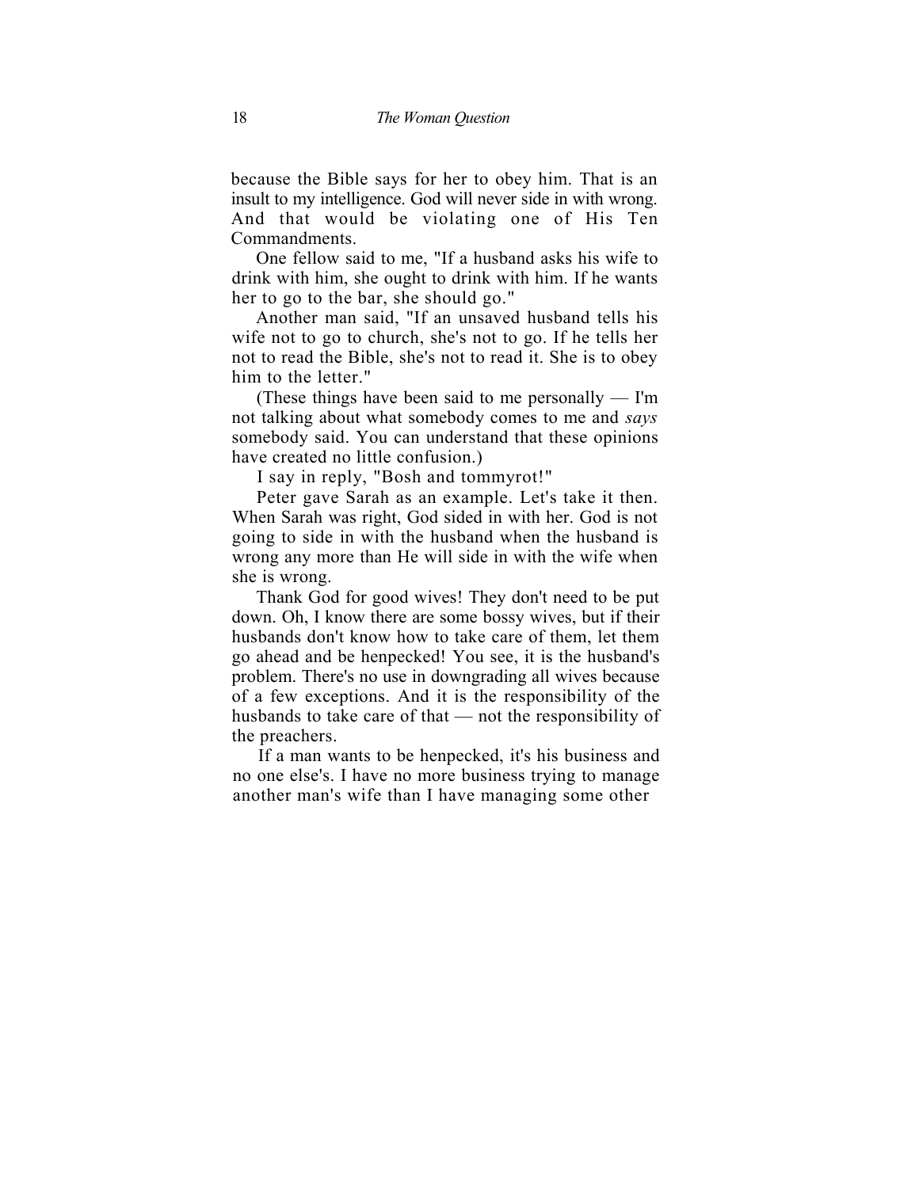because the Bible says for her to obey him. That is an insult to my intelligence. God will never side in with wrong. And that would be violating one of His Ten Commandments.

One fellow said to me, "If a husband asks his wife to drink with him, she ought to drink with him. If he wants her to go to the bar, she should go."

Another man said, "If an unsaved husband tells his wife not to go to church, she's not to go. If he tells her not to read the Bible, she's not to read it. She is to obey him to the letter."

(These things have been said to me personally — I'm not talking about what somebody comes to me and *says* somebody said. You can understand that these opinions have created no little confusion.)

I say in reply, "Bosh and tommyrot!"

Peter gave Sarah as an example. Let's take it then. When Sarah was right, God sided in with her. God is not going to side in with the husband when the husband is wrong any more than He will side in with the wife when she is wrong.

Thank God for good wives! They don't need to be put down. Oh, I know there are some bossy wives, but if their husbands don't know how to take care of them, let them go ahead and be henpecked! You see, it is the husband's problem. There's no use in downgrading all wives because of a few exceptions. And it is the responsibility of the husbands to take care of that — not the responsibility of the preachers.

If a man wants to be henpecked, it's his business and no one else's. I have no more business trying to manage another man's wife than I have managing some other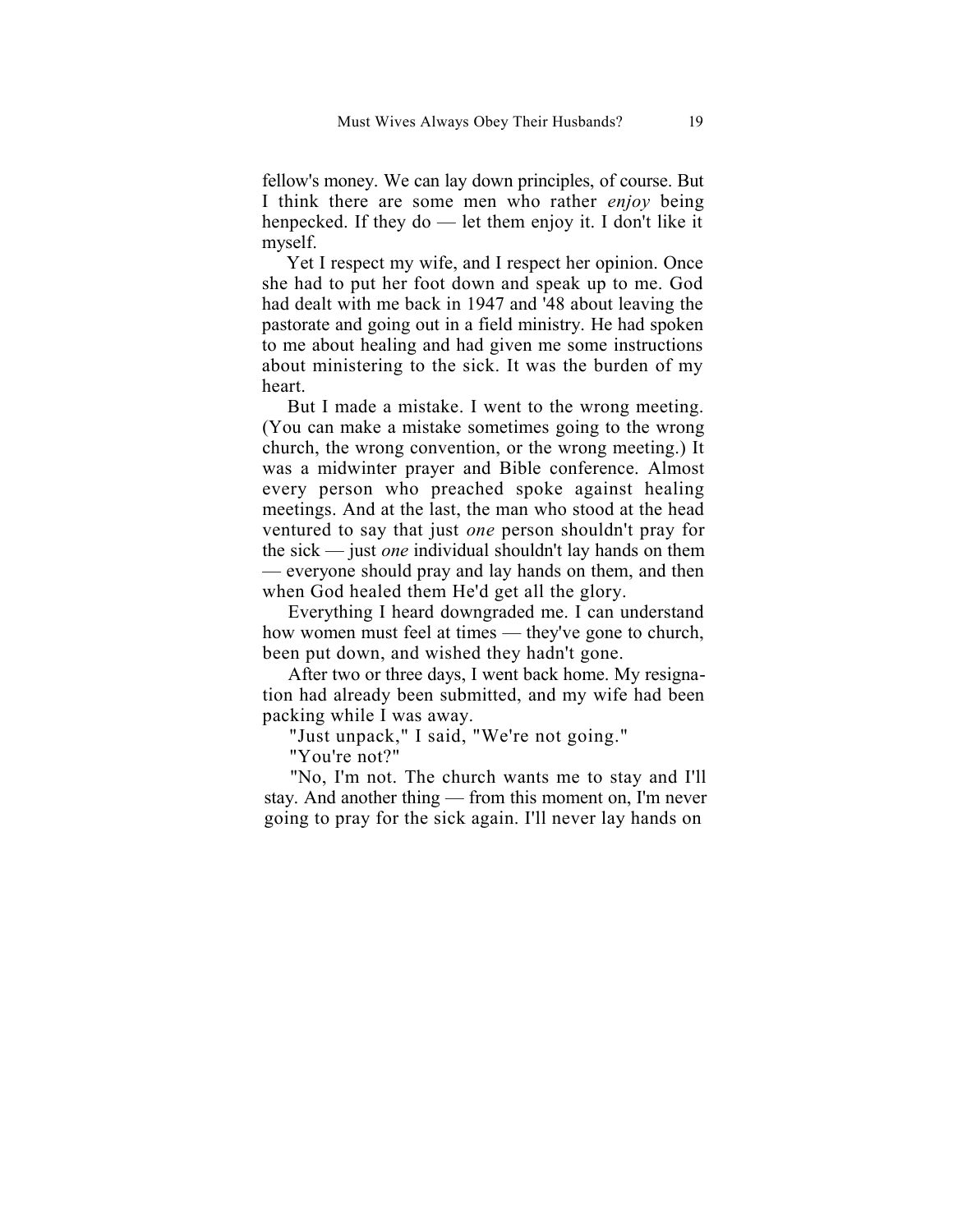fellow's money. We can lay down principles, of course. But I think there are some men who rather *enjoy* being henpecked. If they do — let them enjoy it. I don't like it myself.

Yet I respect my wife, and I respect her opinion. Once she had to put her foot down and speak up to me. God had dealt with me back in 1947 and '48 about leaving the pastorate and going out in a field ministry. He had spoken to me about healing and had given me some instructions about ministering to the sick. It was the burden of my heart.

But I made a mistake. I went to the wrong meeting. (You can make a mistake sometimes going to the wrong church, the wrong convention, or the wrong meeting.) It was a midwinter prayer and Bible conference. Almost every person who preached spoke against healing meetings. And at the last, the man who stood at the head ventured to say that just *one* person shouldn't pray for the sick — just *one* individual shouldn't lay hands on them — everyone should pray and lay hands on them, and then when God healed them He'd get all the glory.

Everything I heard downgraded me. I can understand how women must feel at times — they've gone to church, been put down, and wished they hadn't gone.

After two or three days, I went back home. My resignation had already been submitted, and my wife had been packing while I was away.

"Just unpack," I said, "We're not going."

"You're not?"

"No, I'm not. The church wants me to stay and I'll stay. And another thing — from this moment on, I'm never going to pray for the sick again. I'll never lay hands on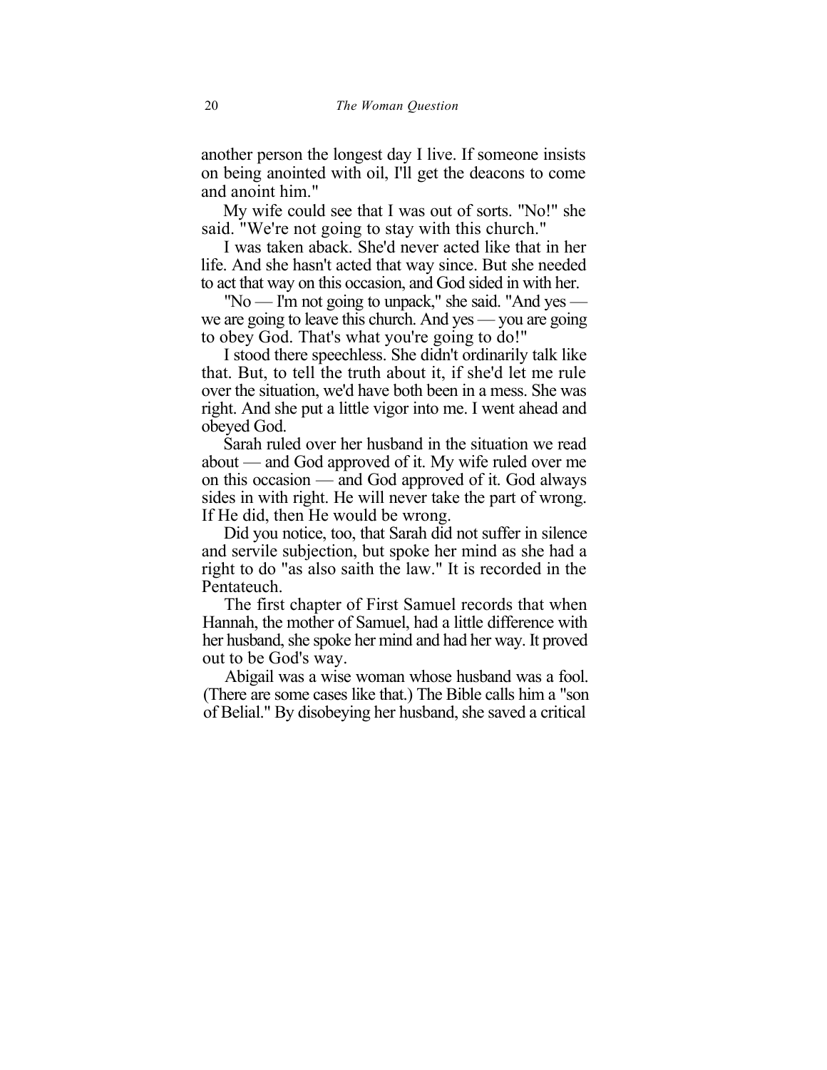another person the longest day I live. If someone insists on being anointed with oil, I'll get the deacons to come and anoint him."

My wife could see that I was out of sorts. "No!" she said. "We're not going to stay with this church."

I was taken aback. She'd never acted like that in her life. And she hasn't acted that way since. But she needed to act that way on this occasion, and God sided in with her.

"No — I'm not going to unpack," she said. "And yes — we are going to leave this church. And yes — you are going to obey God. That's what you're going to do!"

I stood there speechless. She didn't ordinarily talk like that. But, to tell the truth about it, if she'd let me rule over the situation, we'd have both been in a mess. She was right. And she put a little vigor into me. I went ahead and obeyed God.

Sarah ruled over her husband in the situation we read about — and God approved of it. My wife ruled over me on this occasion — and God approved of it. God always sides in with right. He will never take the part of wrong. If He did, then He would be wrong.

Did you notice, too, that Sarah did not suffer in silence and servile subjection, but spoke her mind as she had a right to do "as also saith the law." It is recorded in the Pentateuch.

The first chapter of First Samuel records that when Hannah, the mother of Samuel, had a little difference with her husband, she spoke her mind and had her way. It proved out to be God's way.

Abigail was a wise woman whose husband was a fool. (There are some cases like that.) The Bible calls him a "son of Belial." By disobeying her husband, she saved a critical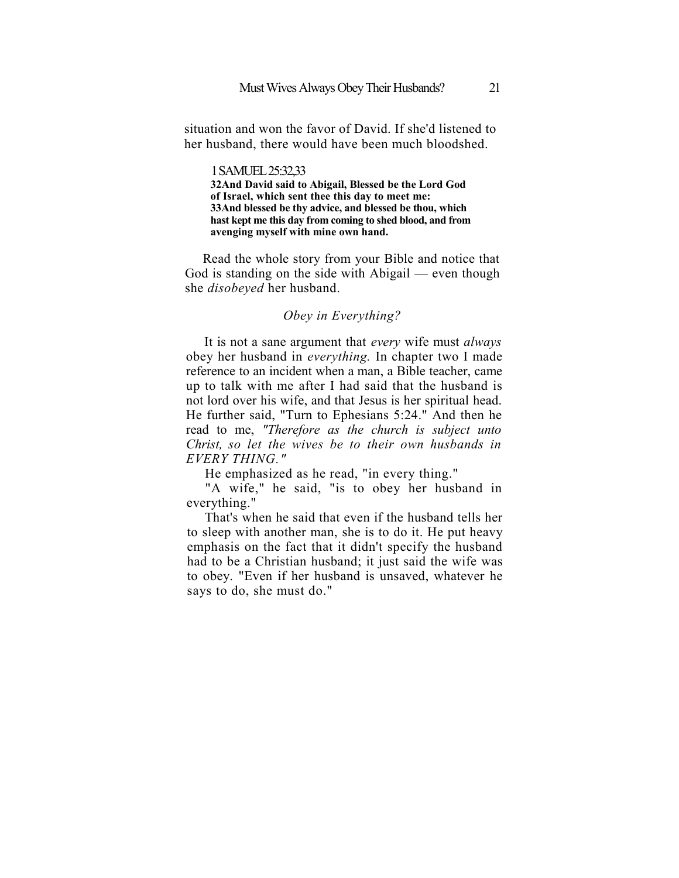situation and won the favor of David. If she'd listened to her husband, there would have been much bloodshed.

> 1 SAMUEL 25:32,33
> **32And David said to Abigail, Blessed be the Lord God of Israel, which sent thee this day to meet me:**
> **33And blessed be thy advice, and blessed be thou, which hast kept me this day from coming to shed blood, and from avenging myself with mine own hand.**

Read the whole story from your Bible and notice that God is standing on the side with Abigail — even though she *disobeyed* her husband.

### *Obey in Everything?*

It is not a sane argument that *every* wife must *always* obey her husband in *everything.* In chapter two I made reference to an incident when a man, a Bible teacher, came up to talk with me after I had said that the husband is not lord over his wife, and that Jesus is her spiritual head. He further said, "Turn to Ephesians 5:24." And then he read to me, *"Therefore as the church is subject unto Christ, so let the wives be to their own husbands in EVERY THING."*

He emphasized as he read, "in every thing."

"A wife," he said, "is to obey her husband in everything."

That's when he said that even if the husband tells her to sleep with another man, she is to do it. He put heavy emphasis on the fact that it didn't specify the husband had to be a Christian husband; it just said the wife was to obey. "Even if her husband is unsaved, whatever he says to do, she must do."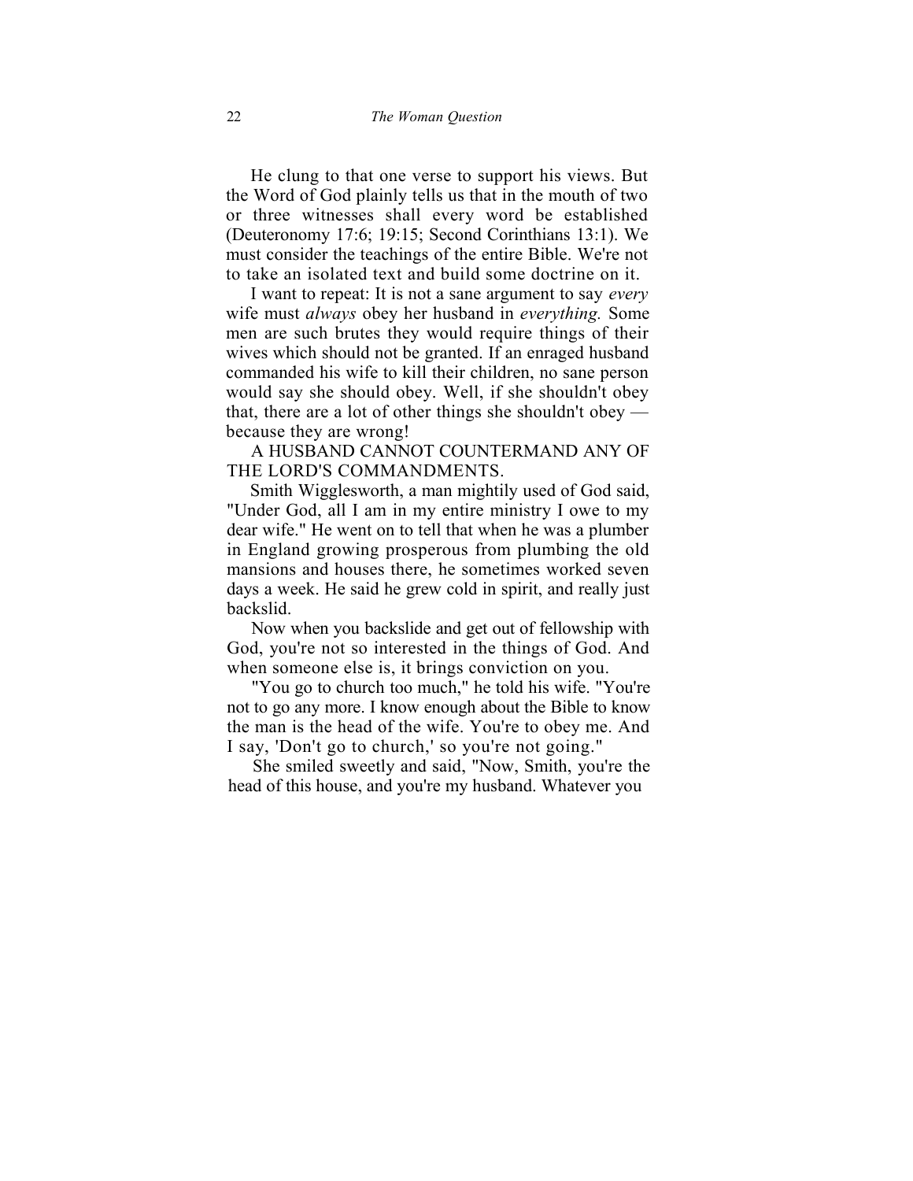He clung to that one verse to support his views. But the Word of God plainly tells us that in the mouth of two or three witnesses shall every word be established (Deuteronomy 17:6; 19:15; Second Corinthians 13:1). We must consider the teachings of the entire Bible. We're not to take an isolated text and build some doctrine on it.

I want to repeat: It is not a sane argument to say *every* wife must *always* obey her husband in *everything.* Some men are such brutes they would require things of their wives which should not be granted. If an enraged husband commanded his wife to kill their children, no sane person would say she should obey. Well, if she shouldn't obey that, there are a lot of other things she shouldn't obey — because they are wrong!

A HUSBAND CANNOT COUNTERMAND ANY OF THE LORD'S COMMANDMENTS.

Smith Wigglesworth, a man mightily used of God said, "Under God, all I am in my entire ministry I owe to my dear wife." He went on to tell that when he was a plumber in England growing prosperous from plumbing the old mansions and houses there, he sometimes worked seven days a week. He said he grew cold in spirit, and really just backslid.

Now when you backslide and get out of fellowship with God, you're not so interested in the things of God. And when someone else is, it brings conviction on you.

"You go to church too much," he told his wife. "You're not to go any more. I know enough about the Bible to know the man is the head of the wife. You're to obey me. And I say, 'Don't go to church,' so you're not going."

She smiled sweetly and said, "Now, Smith, you're the head of this house, and you're my husband. Whatever you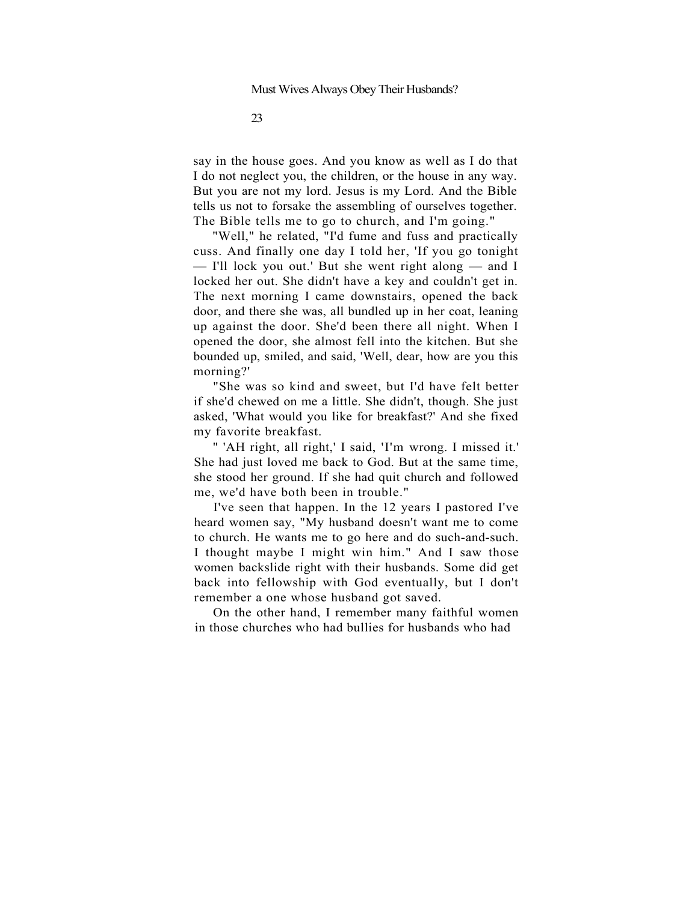say in the house goes. And you know as well as I do that I do not neglect you, the children, or the house in any way. But you are not my lord. Jesus is my Lord. And the Bible tells us not to forsake the assembling of ourselves together. The Bible tells me to go to church, and I'm going."

"Well," he related, "I'd fume and fuss and practically cuss. And finally one day I told her, 'If you go tonight — I'll lock you out.' But she went right along — and I locked her out. She didn't have a key and couldn't get in. The next morning I came downstairs, opened the back door, and there she was, all bundled up in her coat, leaning up against the door. She'd been there all night. When I opened the door, she almost fell into the kitchen. But she bounded up, smiled, and said, 'Well, dear, how are you this morning?'

"She was so kind and sweet, but I'd have felt better if she'd chewed on me a little. She didn't, though. She just asked, 'What would you like for breakfast?' And she fixed my favorite breakfast.

" 'AH right, all right,' I said, 'I'm wrong. I missed it.' She had just loved me back to God. But at the same time, she stood her ground. If she had quit church and followed me, we'd have both been in trouble."

I've seen that happen. In the 12 years I pastored I've heard women say, "My husband doesn't want me to come to church. He wants me to go here and do such-and-such. I thought maybe I might win him." And I saw those women backslide right with their husbands. Some did get back into fellowship with God eventually, but I don't remember a one whose husband got saved.

On the other hand, I remember many faithful women in those churches who had bullies for husbands who had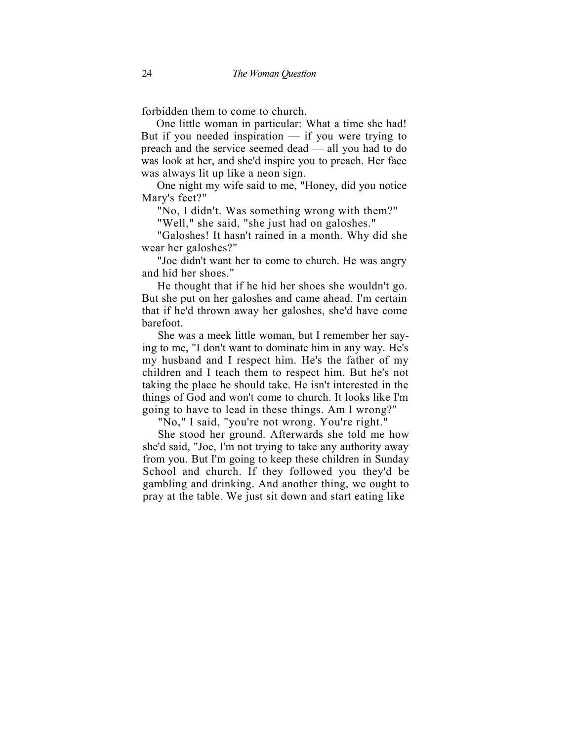forbidden them to come to church.

One little woman in particular: What a time she had! But if you needed inspiration — if you were trying to preach and the service seemed dead — all you had to do was look at her, and she'd inspire you to preach. Her face was always lit up like a neon sign.

One night my wife said to me, "Honey, did you notice Mary's feet?"

"No, I didn't. Was something wrong with them?"

"Well," she said, "she just had on galoshes."

"Galoshes! It hasn't rained in a month. Why did she wear her galoshes?"

"Joe didn't want her to come to church. He was angry and hid her shoes."

He thought that if he hid her shoes she wouldn't go. But she put on her galoshes and came ahead. I'm certain that if he'd thrown away her galoshes, she'd have come barefoot.

She was a meek little woman, but I remember her saying to me, "I don't want to dominate him in any way. He's my husband and I respect him. He's the father of my children and I teach them to respect him. But he's not taking the place he should take. He isn't interested in the things of God and won't come to church. It looks like I'm going to have to lead in these things. Am I wrong?"

"No," I said, "you're not wrong. You're right."

She stood her ground. Afterwards she told me how she'd said, "Joe, I'm not trying to take any authority away from you. But I'm going to keep these children in Sunday School and church. If they followed you they'd be gambling and drinking. And another thing, we ought to pray at the table. We just sit down and start eating like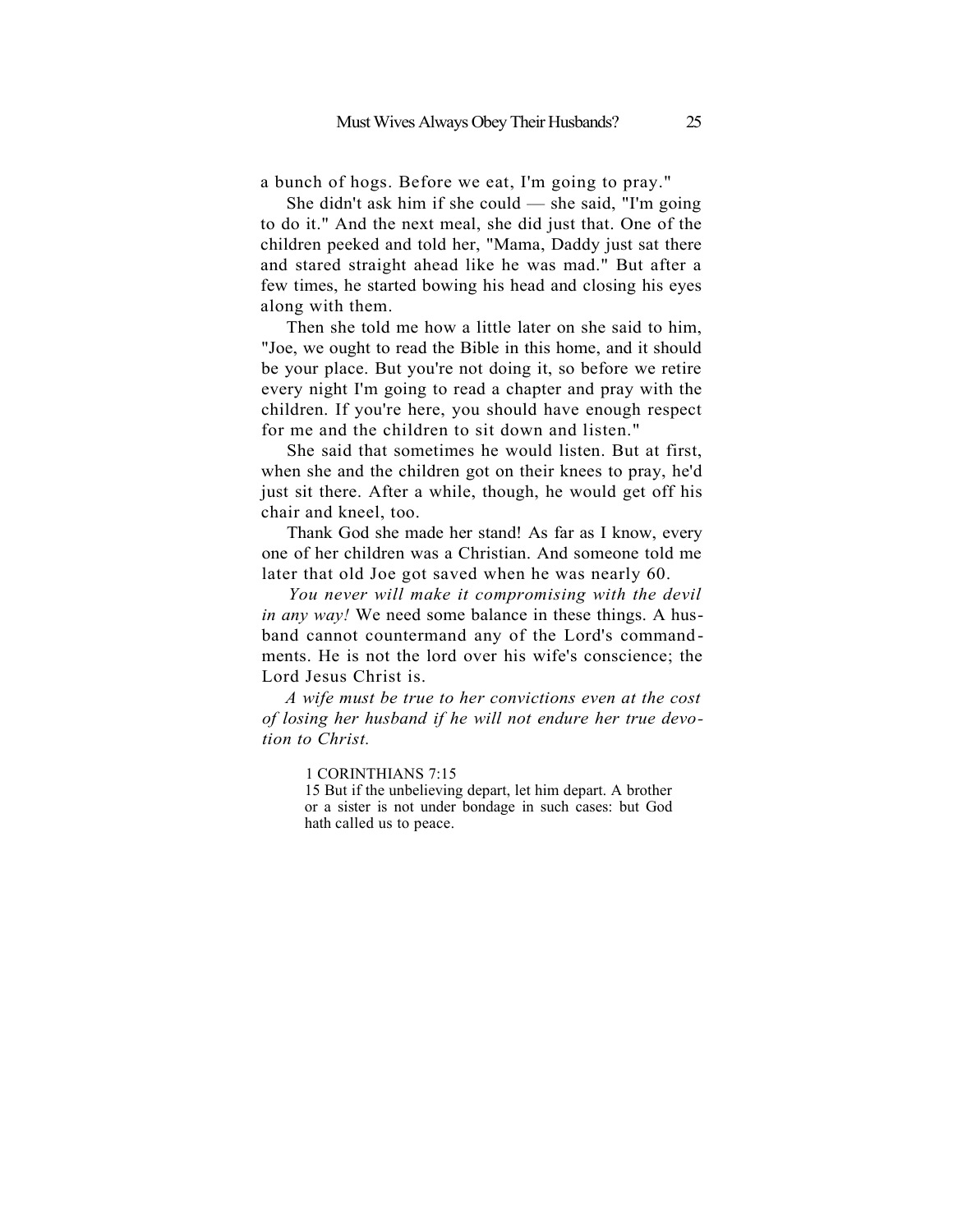a bunch of hogs. Before we eat, I'm going to pray."

She didn't ask him if she could — she said, "I'm going to do it." And the next meal, she did just that. One of the children peeked and told her, "Mama, Daddy just sat there and stared straight ahead like he was mad." But after a few times, he started bowing his head and closing his eyes along with them.

Then she told me how a little later on she said to him, "Joe, we ought to read the Bible in this home, and it should be your place. But you're not doing it, so before we retire every night I'm going to read a chapter and pray with the children. If you're here, you should have enough respect for me and the children to sit down and listen."

She said that sometimes he would listen. But at first, when she and the children got on their knees to pray, he'd just sit there. After a while, though, he would get off his chair and kneel, too.

Thank God she made her stand! As far as I know, every one of her children was a Christian. And someone told me later that old Joe got saved when he was nearly 60.

*You never will make it compromising with the devil in any way!* We need some balance in these things. A husband cannot countermand any of the Lord's commandments. He is not the lord over his wife's conscience; the Lord Jesus Christ is.

*A wife must be true to her convictions even at the cost of losing her husband if he will not endure her true devotion to Christ.*

> 1 CORINTHIANS 7:15
> 15 But if the unbelieving depart, let him depart. A brother or a sister is not under bondage in such cases: but God hath called us to peace.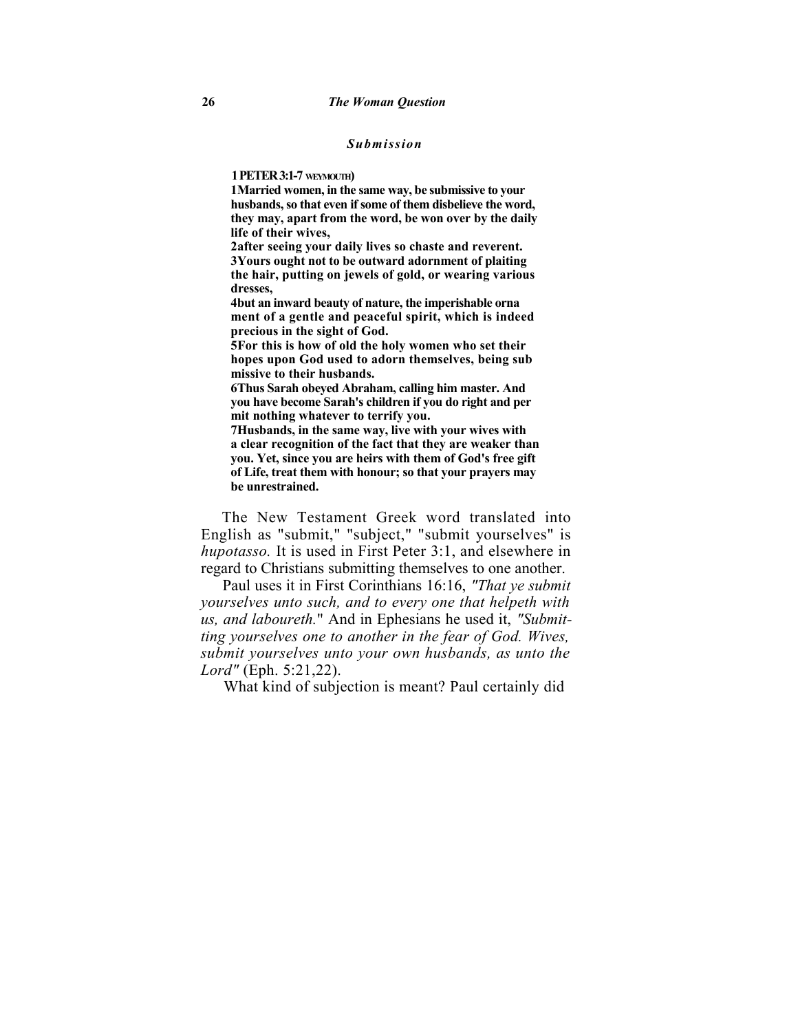### *Submission*

**1 PETER 3:1-7 WEYMOUTH)**

**1Married women, in the same way, be submissive to your husbands, so that even if some of them disbelieve the word, they may, apart from the word, be won over by the daily life of their wives,**

**2after seeing your daily lives so chaste and reverent.**

**3Yours ought not to be outward adornment of plaiting the hair, putting on jewels of gold, or wearing various dresses,**

**4but an inward beauty of nature, the imperishable orna ment of a gentle and peaceful spirit, which is indeed precious in the sight of God.**

**5For this is how of old the holy women who set their hopes upon God used to adorn themselves, being sub missive to their husbands.**

**6Thus Sarah obeyed Abraham, calling him master. And you have become Sarah's children if you do right and per mit nothing whatever to terrify you.**

**7Husbands, in the same way, live with your wives with a clear recognition of the fact that they are weaker than you. Yet, since you are heirs with them of God's free gift of Life, treat them with honour; so that your prayers may be unrestrained.**

The New Testament Greek word translated into English as "submit," "subject," "submit yourselves" is *hupotasso.* It is used in First Peter 3:1, and elsewhere in regard to Christians submitting themselves to one another.

Paul uses it in First Corinthians 16:16, *"That ye submit yourselves unto such, and to every one that helpeth with us, and laboureth."* And in Ephesians he used it, *"Submitting yourselves one to another in the fear of God. Wives, submit yourselves unto your own husbands, as unto the Lord"* (Eph. 5:21,22).

What kind of subjection is meant? Paul certainly did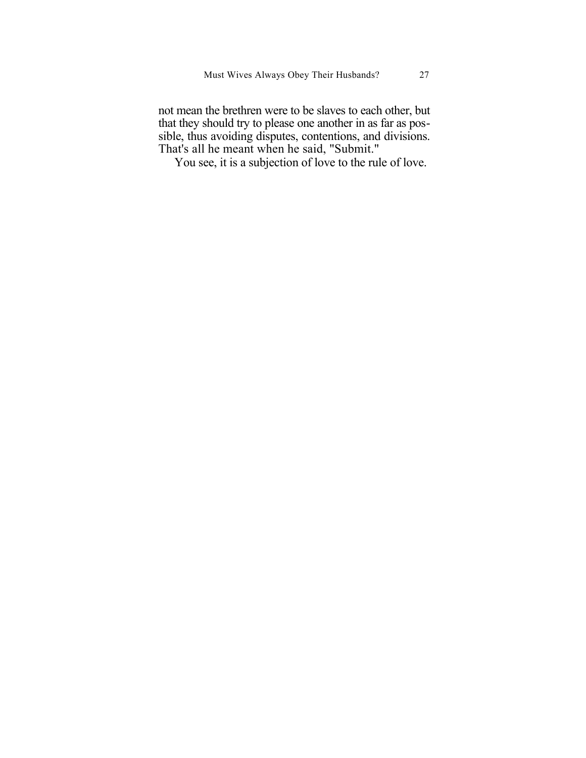not mean the brethren were to be slaves to each other, but that they should try to please one another in as far as possible, thus avoiding disputes, contentions, and divisions. That's all he meant when he said, "Submit."

You see, it is a subjection of love to the rule of love.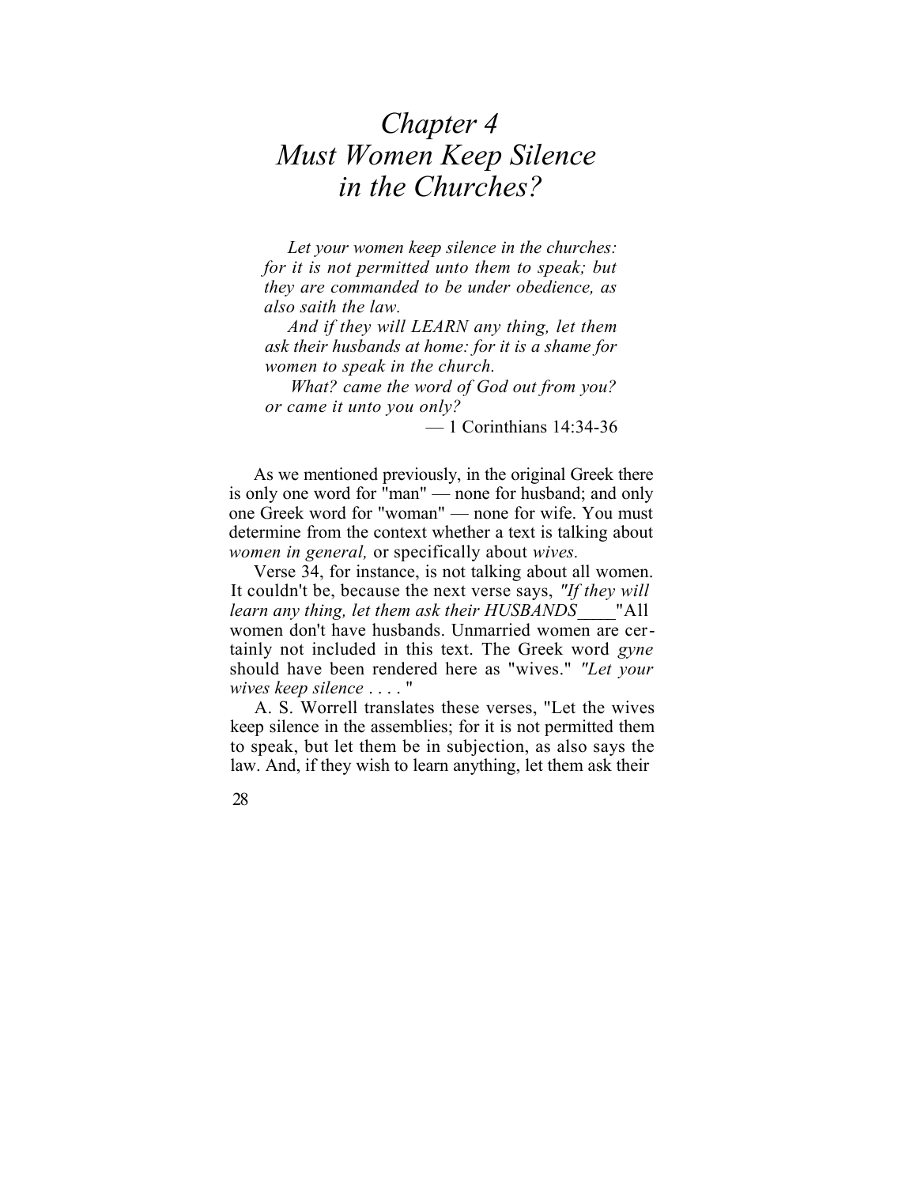# *Chapter 4*
# *Must Women Keep Silence in the Churches?*

> *Let your women keep silence in the churches: for it is not permitted unto them to speak; but they are commanded to be under obedience, as also saith the law.*
>
> *And if they will LEARN any thing, let them ask their husbands at home: for it is a shame for women to speak in the church.*
>
> *What? came the word of God out from you? or came it unto you only?*
>
> — 1 Corinthians 14:34-36

As we mentioned previously, in the original Greek there is only one word for "man" — none for husband; and only one Greek word for "woman" — none for wife. You must determine from the context whether a text is talking about *women in general,* or specifically about *wives.*

Verse 34, for instance, is not talking about all women. It couldn't be, because the next verse says, *"If they will learn any thing, let them ask their HUSBANDS____*"All women don't have husbands. Unmarried women are certainly not included in this text. The Greek word *gyne* should have been rendered here as "wives." *"Let your wives keep silence . . . .* "

A. S. Worrell translates these verses, "Let the wives keep silence in the assemblies; for it is not permitted them to speak, but let them be in subjection, as also says the law. And, if they wish to learn anything, let them ask their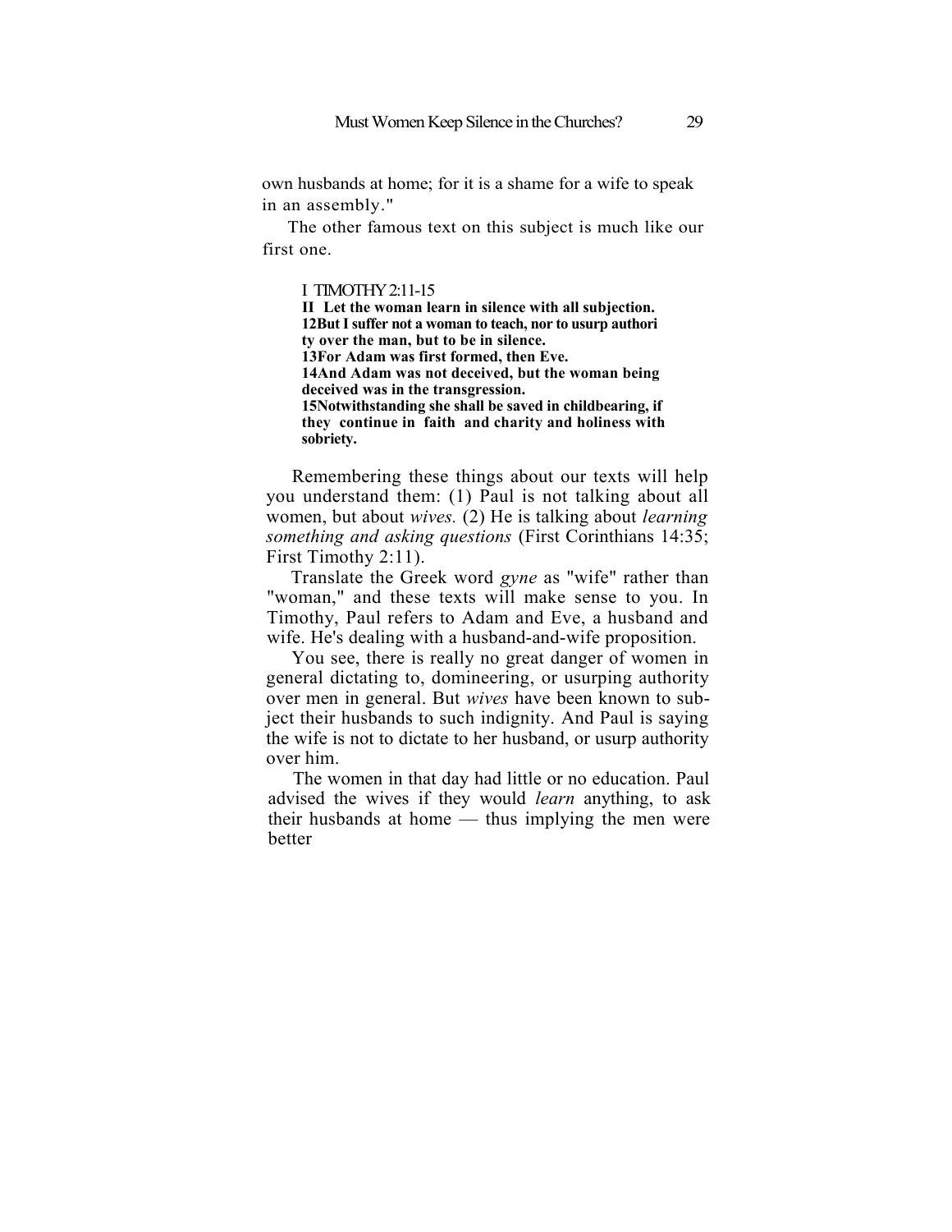own husbands at home; for it is a shame for a wife to speak in an assembly."

The other famous text on this subject is much like our first one.

> I TIMOTHY 2:11-15
> **11 Let the woman learn in silence with all subjection.**
> **12 But I suffer not a woman to teach, nor to usurp authority over the man, but to be in silence.**
> **13 For Adam was first formed, then Eve.**
> **14 And Adam was not deceived, but the woman being deceived was in the transgression.**
> **15 Notwithstanding she shall be saved in childbearing, if they continue in faith and charity and holiness with sobriety.**

Remembering these things about our texts will help you understand them: (1) Paul is not talking about all women, but about *wives.* (2) He is talking about *learning something and asking questions* (First Corinthians 14:35; First Timothy 2:11).

Translate the Greek word *gyne* as "wife" rather than "woman," and these texts will make sense to you. In Timothy, Paul refers to Adam and Eve, a husband and wife. He's dealing with a husband-and-wife proposition.

You see, there is really no great danger of women in general dictating to, domineering, or usurping authority over men in general. But *wives* have been known to subject their husbands to such indignity. And Paul is saying the wife is not to dictate to her husband, or usurp authority over him.

The women in that day had little or no education. Paul advised the wives if they would *learn* anything, to ask their husbands at home — thus implying the men were better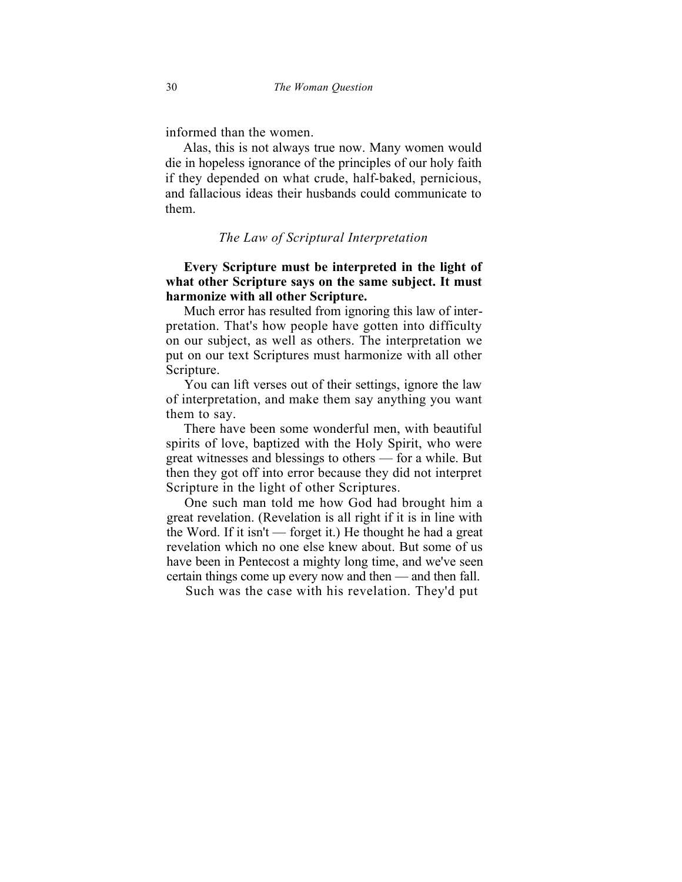informed than the women.

Alas, this is not always true now. Many women would die in hopeless ignorance of the principles of our holy faith if they depended on what crude, half-baked, pernicious, and fallacious ideas their husbands could communicate to them.

### *The Law of Scriptural Interpretation*

**Every Scripture must be interpreted in the light of what other Scripture says on the same subject. It must harmonize with all other Scripture.**

Much error has resulted from ignoring this law of interpretation. That's how people have gotten into difficulty on our subject, as well as others. The interpretation we put on our text Scriptures must harmonize with all other Scripture.

You can lift verses out of their settings, ignore the law of interpretation, and make them say anything you want them to say.

There have been some wonderful men, with beautiful spirits of love, baptized with the Holy Spirit, who were great witnesses and blessings to others — for a while. But then they got off into error because they did not interpret Scripture in the light of other Scriptures.

One such man told me how God had brought him a great revelation. (Revelation is all right if it is in line with the Word. If it isn't — forget it.) He thought he had a great revelation which no one else knew about. But some of us have been in Pentecost a mighty long time, and we've seen certain things come up every now and then — and then fall.

Such was the case with his revelation. They'd put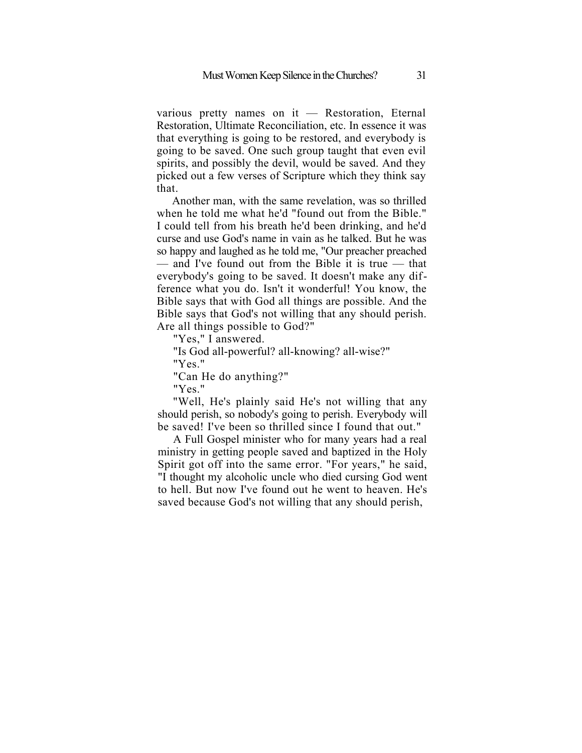various pretty names on it — Restoration, Eternal Restoration, Ultimate Reconciliation, etc. In essence it was that everything is going to be restored, and everybody is going to be saved. One such group taught that even evil spirits, and possibly the devil, would be saved. And they picked out a few verses of Scripture which they think say that.

Another man, with the same revelation, was so thrilled when he told me what he'd "found out from the Bible." I could tell from his breath he'd been drinking, and he'd curse and use God's name in vain as he talked. But he was so happy and laughed as he told me, "Our preacher preached — and I've found out from the Bible it is true — that everybody's going to be saved. It doesn't make any difference what you do. Isn't it wonderful! You know, the Bible says that with God all things are possible. And the Bible says that God's not willing that any should perish. Are all things possible to God?"

"Yes," I answered.

"Is God all-powerful? all-knowing? all-wise?"

"Yes."

"Can He do anything?"

"Yes."

"Well, He's plainly said He's not willing that any should perish, so nobody's going to perish. Everybody will be saved! I've been so thrilled since I found that out."

A Full Gospel minister who for many years had a real ministry in getting people saved and baptized in the Holy Spirit got off into the same error. "For years," he said, "I thought my alcoholic uncle who died cursing God went to hell. But now I've found out he went to heaven. He's saved because God's not willing that any should perish,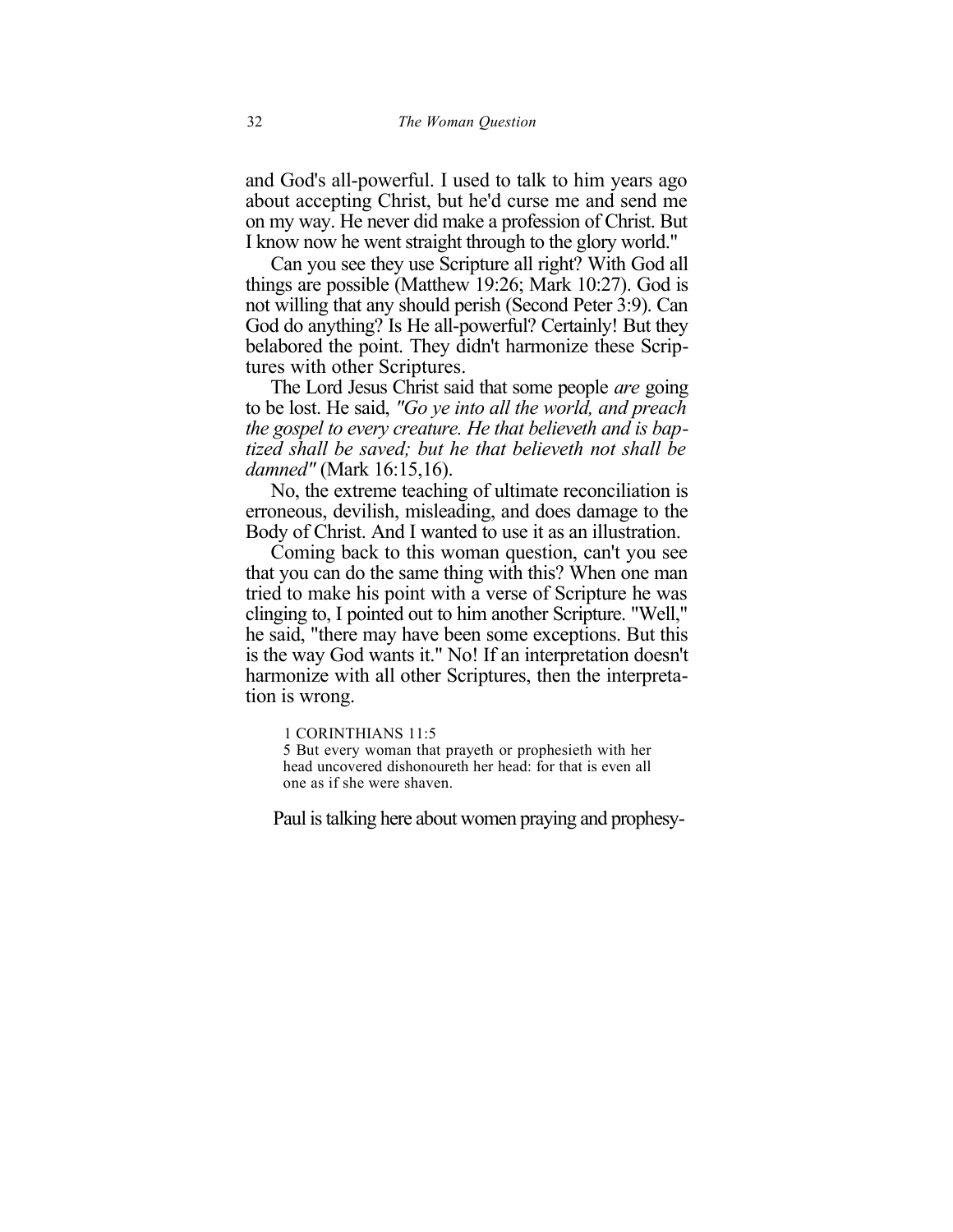and God's all-powerful. I used to talk to him years ago about accepting Christ, but he'd curse me and send me on my way. He never did make a profession of Christ. But I know now he went straight through to the glory world."

Can you see they use Scripture all right? With God all things are possible (Matthew 19:26; Mark 10:27). God is not willing that any should perish (Second Peter 3:9). Can God do anything? Is He all-powerful? Certainly! But they belabored the point. They didn't harmonize these Scriptures with other Scriptures.

The Lord Jesus Christ said that some people *are* going to be lost. He said, *"Go ye into all the world, and preach the gospel to every creature. He that believeth and is baptized shall be saved; but he that believeth not shall be damned"* (Mark 16:15,16).

No, the extreme teaching of ultimate reconciliation is erroneous, devilish, misleading, and does damage to the Body of Christ. And I wanted to use it as an illustration.

Coming back to this woman question, can't you see that you can do the same thing with this? When one man tried to make his point with a verse of Scripture he was clinging to, I pointed out to him another Scripture. "Well," he said, "there may have been some exceptions. But this is the way God wants it." No! If an interpretation doesn't harmonize with all other Scriptures, then the interpretation is wrong.

> 1 CORINTHIANS 11:5
> 5 But every woman that prayeth or prophesieth with her head uncovered dishonoureth her head: for that is even all one as if she were shaven.

Paul is talking here about women praying and prophesy-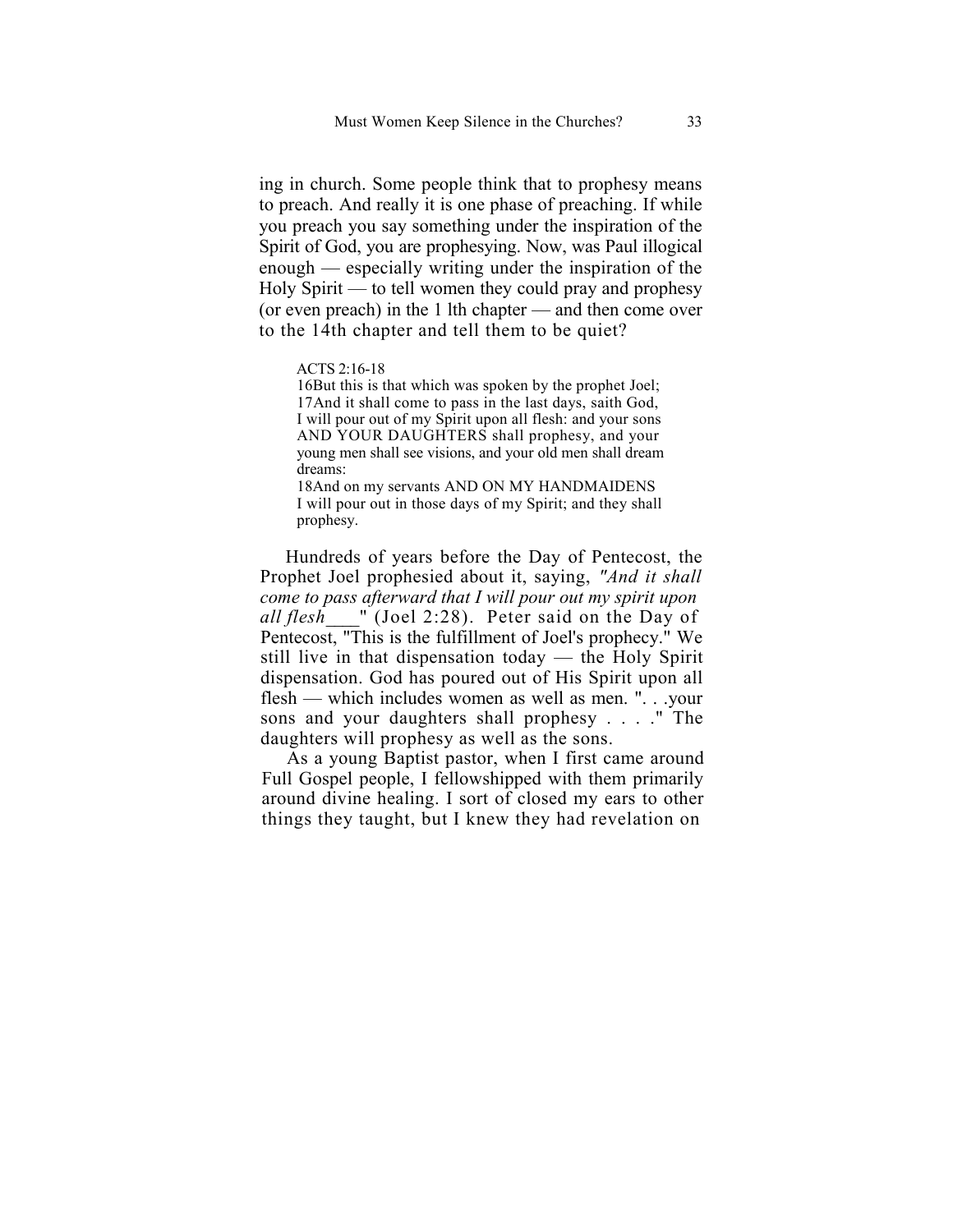ing in church. Some people think that to prophesy means to preach. And really it is one phase of preaching. If while you preach you say something under the inspiration of the Spirit of God, you are prophesying. Now, was Paul illogical enough — especially writing under the inspiration of the Holy Spirit — to tell women they could pray and prophesy (or even preach) in the 1 lth chapter — and then come over to the 14th chapter and tell them to be quiet?

> ACTS 2:16-18
> 16But this is that which was spoken by the prophet Joel;
> 17And it shall come to pass in the last days, saith God, I will pour out of my Spirit upon all flesh: and your sons AND YOUR DAUGHTERS shall prophesy, and your young men shall see visions, and your old men shall dream dreams:
> 18And on my servants AND ON MY HANDMAIDENS I will pour out in those days of my Spirit; and they shall prophesy.

Hundreds of years before the Day of Pentecost, the Prophet Joel prophesied about it, saying, *"And it shall come to pass afterward that I will pour out my spirit upon all flesh*___" (Joel 2:28). Peter said on the Day of Pentecost, "This is the fulfillment of Joel's prophecy." We still live in that dispensation today — the Holy Spirit dispensation. God has poured out of His Spirit upon all flesh — which includes women as well as men. ". . .your sons and your daughters shall prophesy . . . ." The daughters will prophesy as well as the sons.

As a young Baptist pastor, when I first came around Full Gospel people, I fellowshipped with them primarily around divine healing. I sort of closed my ears to other things they taught, but I knew they had revelation on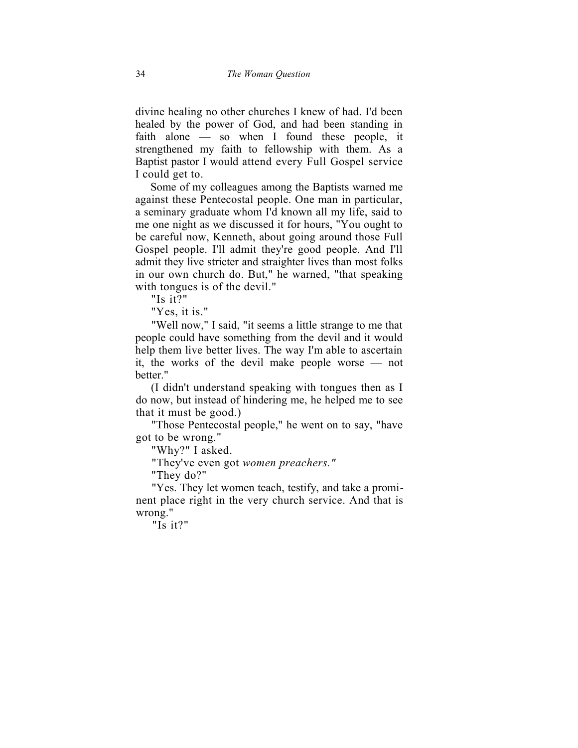divine healing no other churches I knew of had. I'd been healed by the power of God, and had been standing in faith alone — so when I found these people, it strengthened my faith to fellowship with them. As a Baptist pastor I would attend every Full Gospel service I could get to.

Some of my colleagues among the Baptists warned me against these Pentecostal people. One man in particular, a seminary graduate whom I'd known all my life, said to me one night as we discussed it for hours, "You ought to be careful now, Kenneth, about going around those Full Gospel people. I'll admit they're good people. And I'll admit they live stricter and straighter lives than most folks in our own church do. But," he warned, "that speaking with tongues is of the devil."

"Is it?"

"Yes, it is."

"Well now," I said, "it seems a little strange to me that people could have something from the devil and it would help them live better lives. The way I'm able to ascertain it, the works of the devil make people worse — not better."

(I didn't understand speaking with tongues then as I do now, but instead of hindering me, he helped me to see that it must be good.)

"Those Pentecostal people," he went on to say, "have got to be wrong."

"Why?" I asked.

"They've even got *women preachers."*

"They do?"

"Yes. They let women teach, testify, and take a prominent place right in the very church service. And that is wrong."

"Is it?"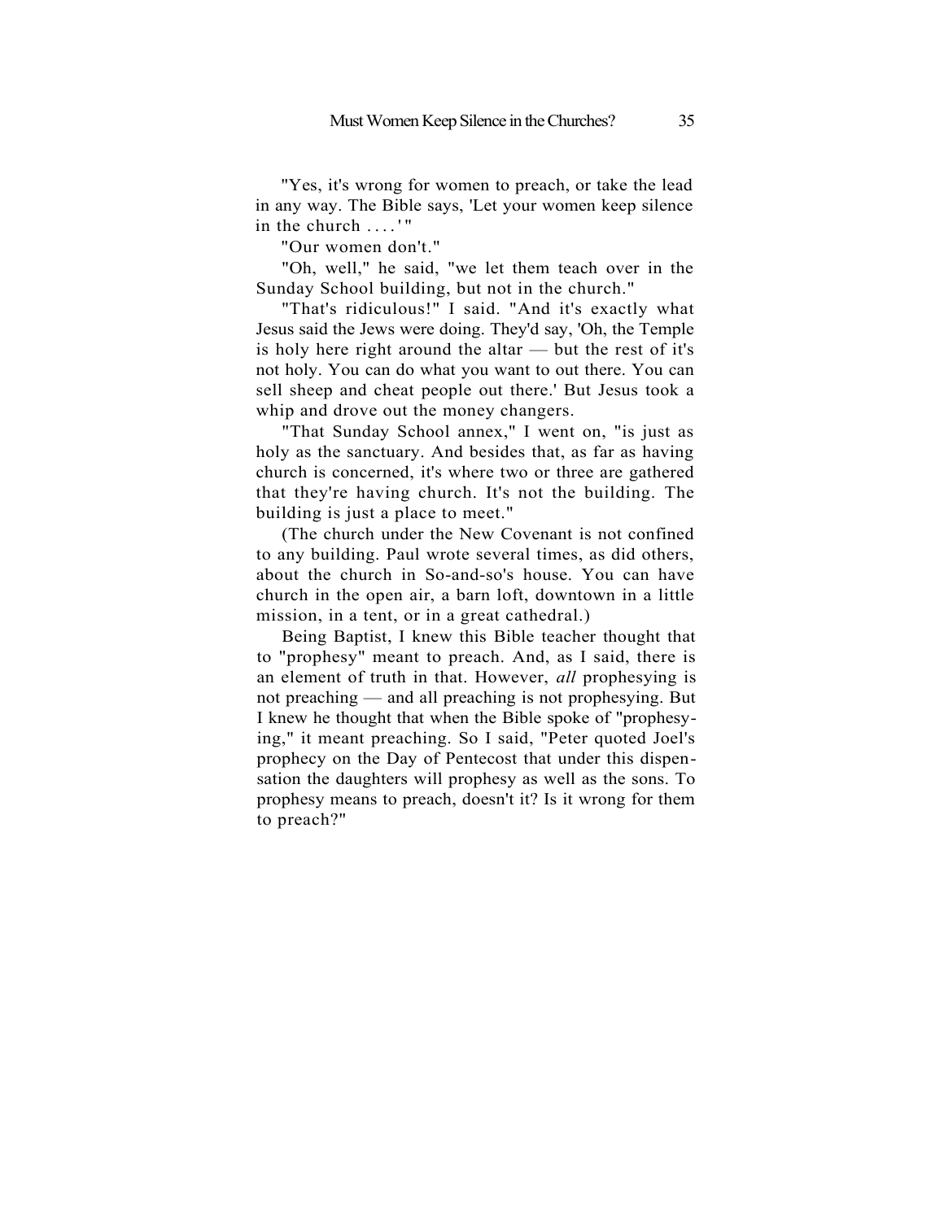"Yes, it's wrong for women to preach, or take the lead in any way. The Bible says, 'Let your women keep silence in the church . . . .'"

"Our women don't."

"Oh, well," he said, "we let them teach over in the Sunday School building, but not in the church."

"That's ridiculous!" I said. "And it's exactly what Jesus said the Jews were doing. They'd say, 'Oh, the Temple is holy here right around the altar — but the rest of it's not holy. You can do what you want to out there. You can sell sheep and cheat people out there.' But Jesus took a whip and drove out the money changers.

"That Sunday School annex," I went on, "is just as holy as the sanctuary. And besides that, as far as having church is concerned, it's where two or three are gathered that they're having church. It's not the building. The building is just a place to meet."

(The church under the New Covenant is not confined to any building. Paul wrote several times, as did others, about the church in So-and-so's house. You can have church in the open air, a barn loft, downtown in a little mission, in a tent, or in a great cathedral.)

Being Baptist, I knew this Bible teacher thought that to "prophesy" meant to preach. And, as I said, there is an element of truth in that. However, *all* prophesying is not preaching — and all preaching is not prophesying. But I knew he thought that when the Bible spoke of "prophesying," it meant preaching. So I said, "Peter quoted Joel's prophecy on the Day of Pentecost that under this dispensation the daughters will prophesy as well as the sons. To prophesy means to preach, doesn't it? Is it wrong for them to preach?"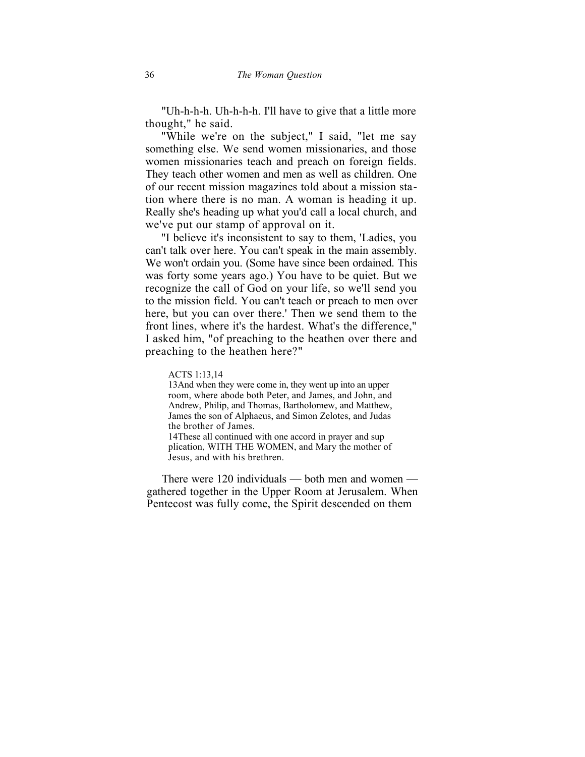"Uh-h-h-h. Uh-h-h-h. I'll have to give that a little more thought," he said.

"While we're on the subject," I said, "let me say something else. We send women missionaries, and those women missionaries teach and preach on foreign fields. They teach other women and men as well as children. One of our recent mission magazines told about a mission station where there is no man. A woman is heading it up. Really she's heading up what you'd call a local church, and we've put our stamp of approval on it.

"I believe it's inconsistent to say to them, 'Ladies, you can't talk over here. You can't speak in the main assembly. We won't ordain you. (Some have since been ordained. This was forty some years ago.) You have to be quiet. But we recognize the call of God on your life, so we'll send you to the mission field. You can't teach or preach to men over here, but you can over there.' Then we send them to the front lines, where it's the hardest. What's the difference," I asked him, "of preaching to the heathen over there and preaching to the heathen here?"

> ACTS 1:13,14
> 13And when they were come in, they went up into an upper room, where abode both Peter, and James, and John, and Andrew, Philip, and Thomas, Bartholomew, and Matthew, James the son of Alphaeus, and Simon Zelotes, and Judas the brother of James.
> 14These all continued with one accord in prayer and supplication, WITH THE WOMEN, and Mary the mother of Jesus, and with his brethren.

There were 120 individuals — both men and women — gathered together in the Upper Room at Jerusalem. When Pentecost was fully come, the Spirit descended on them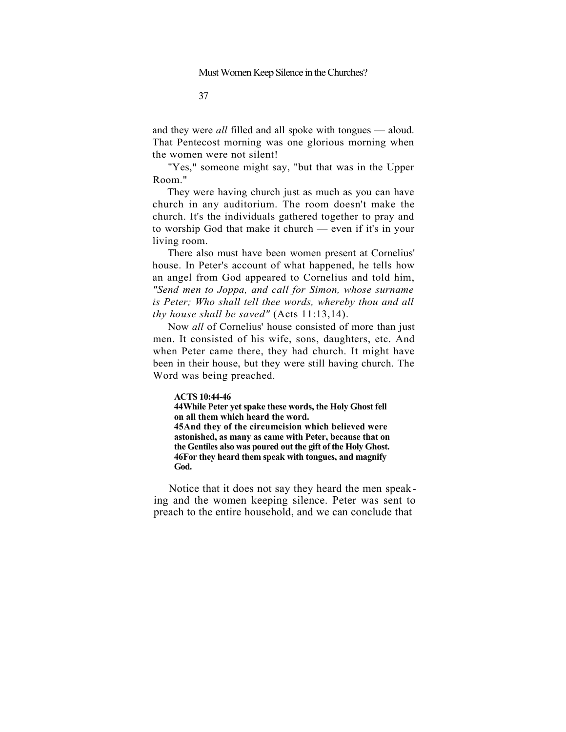and they were *all* filled and all spoke with tongues — aloud. That Pentecost morning was one glorious morning when the women were not silent!

"Yes," someone might say, "but that was in the Upper Room."

They were having church just as much as you can have church in any auditorium. The room doesn't make the church. It's the individuals gathered together to pray and to worship God that make it church — even if it's in your living room.

There also must have been women present at Cornelius' house. In Peter's account of what happened, he tells how an angel from God appeared to Cornelius and told him, *"Send men to Joppa, and call for Simon, whose surname is Peter; Who shall tell thee words, whereby thou and all thy house shall be saved"* (Acts 11:13,14).

Now *all* of Cornelius' house consisted of more than just men. It consisted of his wife, sons, daughters, etc. And when Peter came there, they had church. It might have been in their house, but they were still having church. The Word was being preached.

**ACTS 10:44-46**
**44While Peter yet spake these words, the Holy Ghost fell on all them which heard the word.**
**45And they of the circumcision which believed were astonished, as many as came with Peter, because that on the Gentiles also was poured out the gift of the Holy Ghost.**
**46For they heard them speak with tongues, and magnify God.**

Notice that it does not say they heard the men speaking and the women keeping silence. Peter was sent to preach to the entire household, and we can conclude that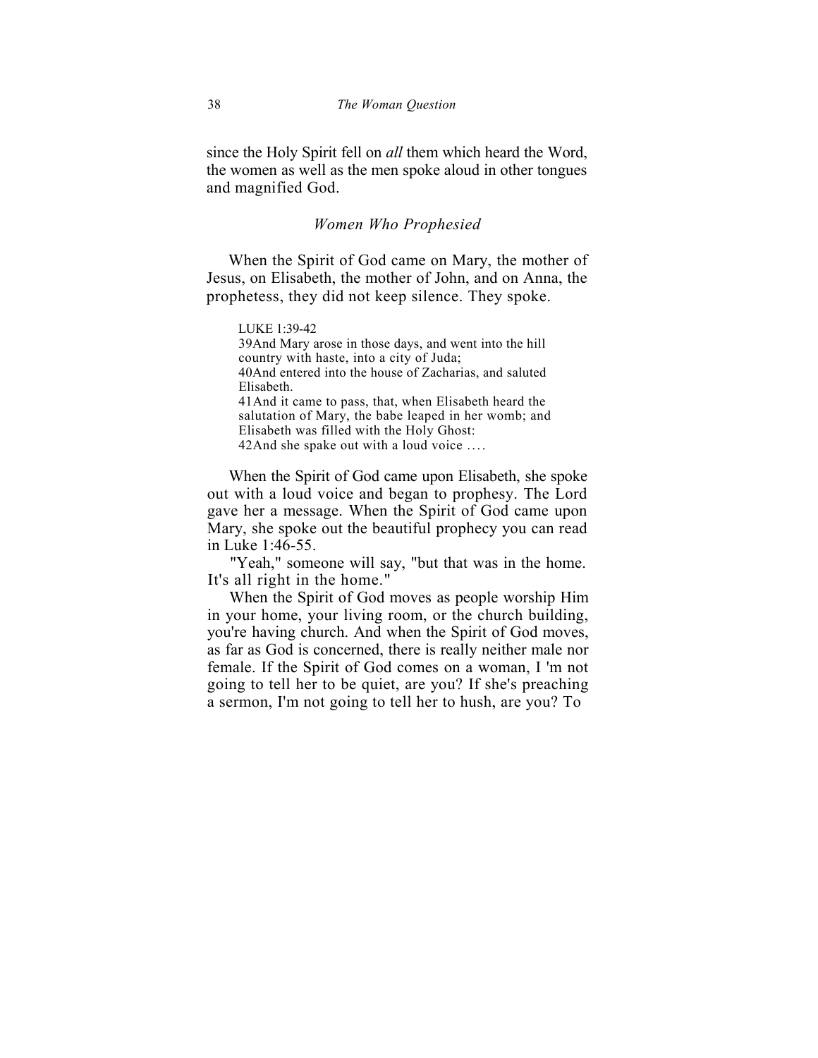since the Holy Spirit fell on *all* them which heard the Word, the women as well as the men spoke aloud in other tongues and magnified God.

### *Women Who Prophesied*

When the Spirit of God came on Mary, the mother of Jesus, on Elisabeth, the mother of John, and on Anna, the prophetess, they did not keep silence. They spoke.

> LUKE 1:39-42
> 39And Mary arose in those days, and went into the hill country with haste, into a city of Juda;
> 40And entered into the house of Zacharias, and saluted Elisabeth.
> 41And it came to pass, that, when Elisabeth heard the salutation of Mary, the babe leaped in her womb; and Elisabeth was filled with the Holy Ghost:
> 42And she spake out with a loud voice ....

When the Spirit of God came upon Elisabeth, she spoke out with a loud voice and began to prophesy. The Lord gave her a message. When the Spirit of God came upon Mary, she spoke out the beautiful prophecy you can read in Luke 1:46-55.

"Yeah," someone will say, "but that was in the home. It's all right in the home."

When the Spirit of God moves as people worship Him in your home, your living room, or the church building, you're having church. And when the Spirit of God moves, as far as God is concerned, there is really neither male nor female. If the Spirit of God comes on a woman, I 'm not going to tell her to be quiet, are you? If she's preaching a sermon, I'm not going to tell her to hush, are you? To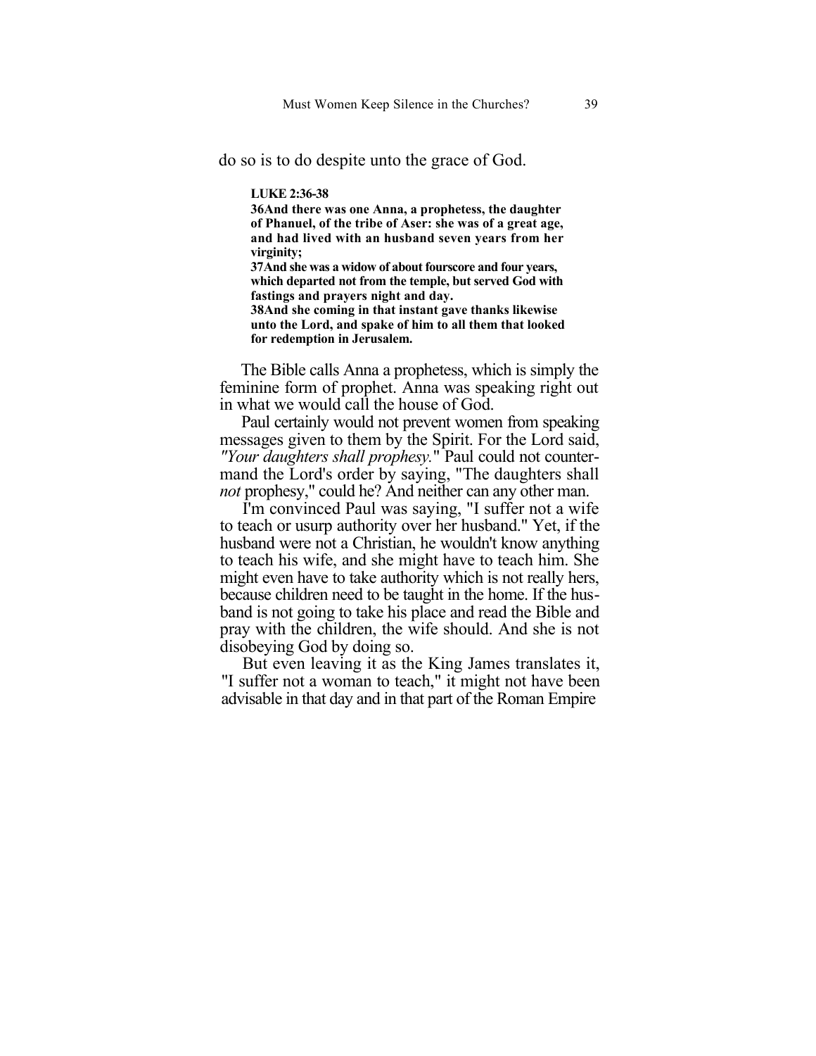do so is to do despite unto the grace of God.

> **LUKE 2:36-38**
> **36And there was one Anna, a prophetess, the daughter of Phanuel, of the tribe of Aser: she was of a great age, and had lived with an husband seven years from her virginity;**
> **37And she was a widow of about fourscore and four years, which departed not from the temple, but served God with fastings and prayers night and day.**
> **38And she coming in that instant gave thanks likewise unto the Lord, and spake of him to all them that looked for redemption in Jerusalem.**

The Bible calls Anna a prophetess, which is simply the feminine form of prophet. Anna was speaking right out in what we would call the house of God.

Paul certainly would not prevent women from speaking messages given to them by the Spirit. For the Lord said, *"Your daughters shall prophesy."* Paul could not countermand the Lord's order by saying, "The daughters shall *not* prophesy," could he? And neither can any other man.

I'm convinced Paul was saying, "I suffer not a wife to teach or usurp authority over her husband." Yet, if the husband were not a Christian, he wouldn't know anything to teach his wife, and she might have to teach him. She might even have to take authority which is not really hers, because children need to be taught in the home. If the husband is not going to take his place and read the Bible and pray with the children, the wife should. And she is not disobeying God by doing so.

But even leaving it as the King James translates it, "I suffer not a woman to teach," it might not have been advisable in that day and in that part of the Roman Empire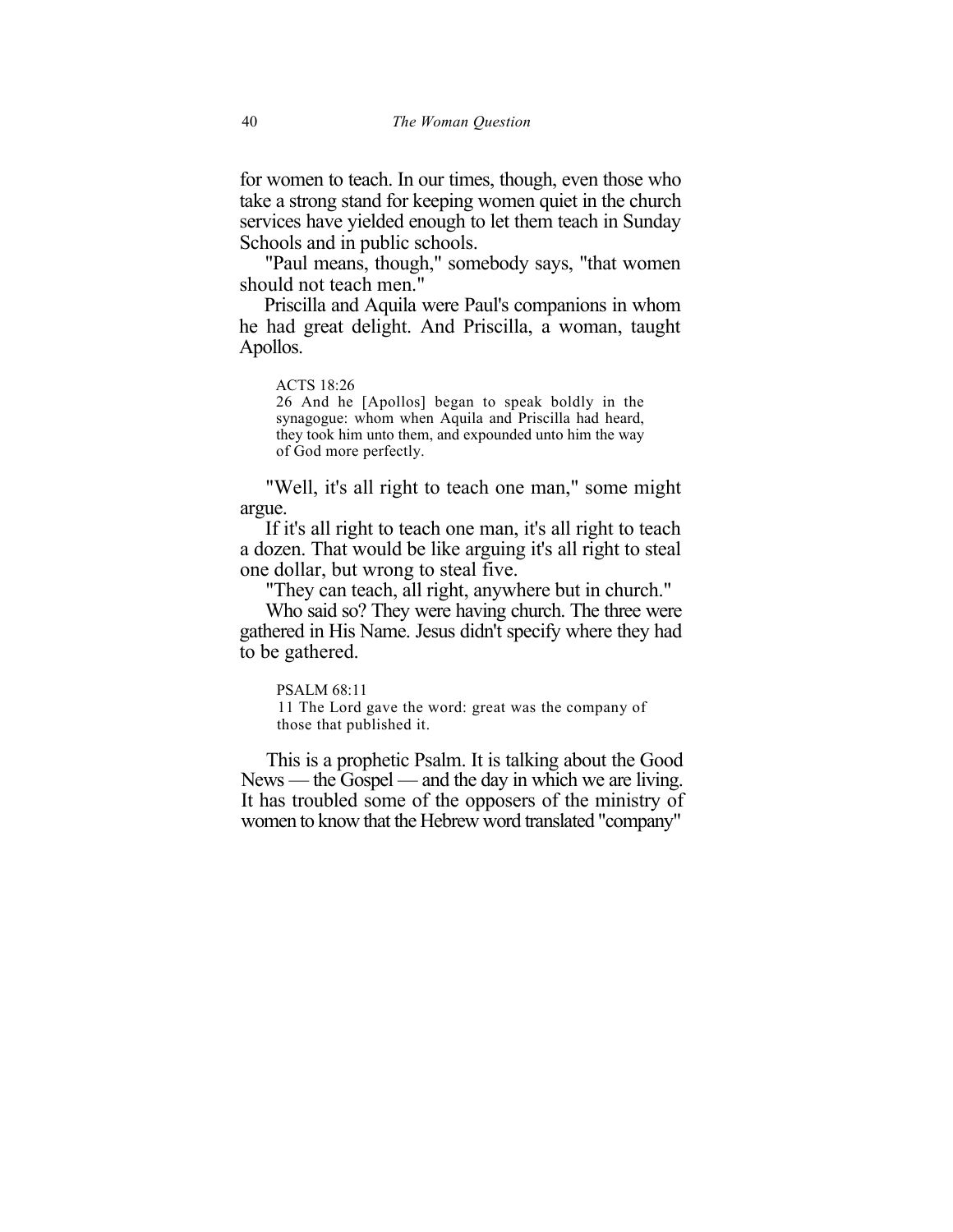for women to teach. In our times, though, even those who take a strong stand for keeping women quiet in the church services have yielded enough to let them teach in Sunday Schools and in public schools.

"Paul means, though," somebody says, "that women should not teach men."

Priscilla and Aquila were Paul's companions in whom he had great delight. And Priscilla, a woman, taught Apollos.

> ACTS 18:26
> 26 And he [Apollos] began to speak boldly in the synagogue: whom when Aquila and Priscilla had heard, they took him unto them, and expounded unto him the way of God more perfectly.

"Well, it's all right to teach one man," some might argue.

If it's all right to teach one man, it's all right to teach a dozen. That would be like arguing it's all right to steal one dollar, but wrong to steal five.

"They can teach, all right, anywhere but in church."

Who said so? They were having church. The three were gathered in His Name. Jesus didn't specify where they had to be gathered.

> PSALM 68:11
> 11 The Lord gave the word: great was the company of those that published it.

This is a prophetic Psalm. It is talking about the Good News — the Gospel — and the day in which we are living. It has troubled some of the opposers of the ministry of women to know that the Hebrew word translated "company"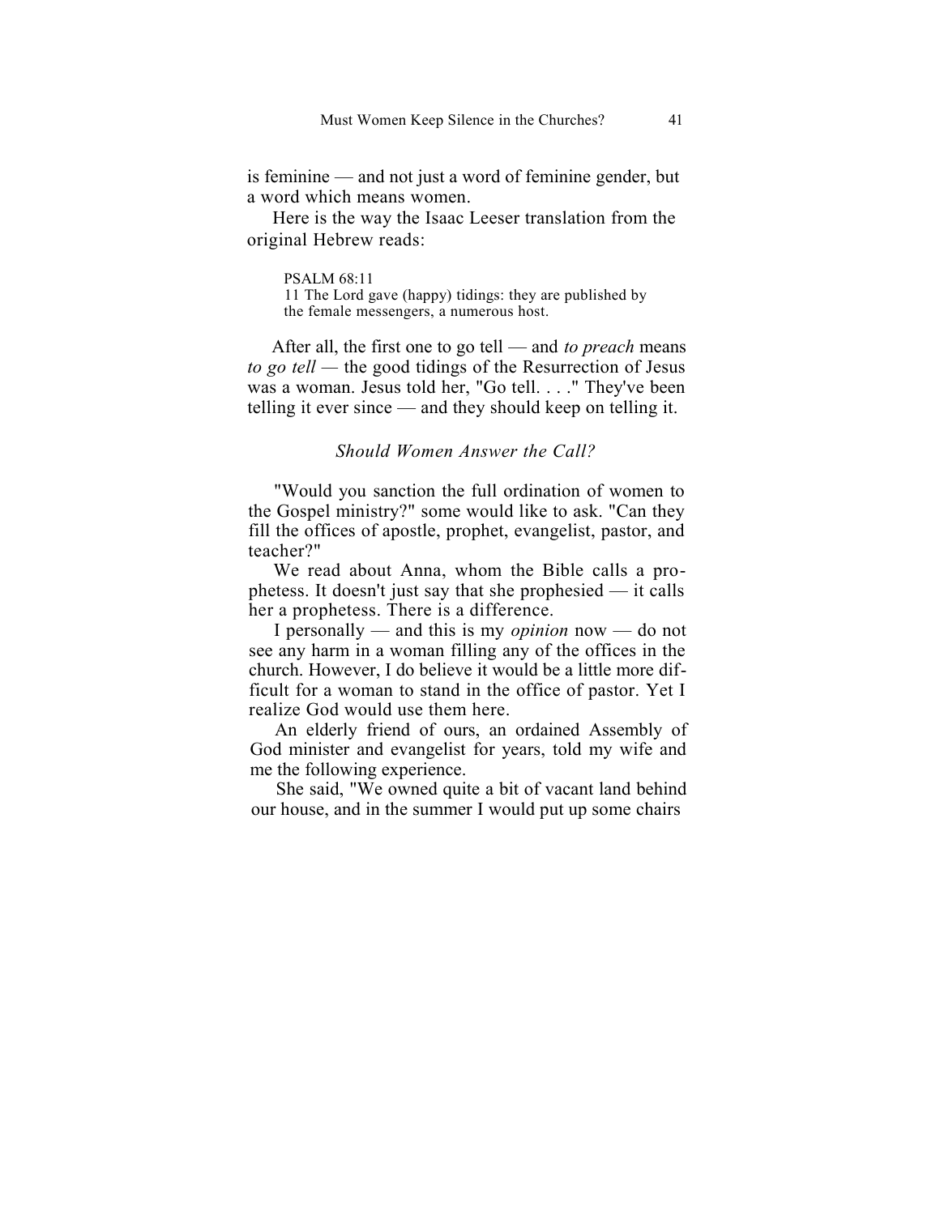is feminine — and not just a word of feminine gender, but a word which means women.

Here is the way the Isaac Leeser translation from the original Hebrew reads:

> PSALM 68:11
> 11 The Lord gave (happy) tidings: they are published by the female messengers, a numerous host.

After all, the first one to go tell — and *to preach* means *to go tell* — the good tidings of the Resurrection of Jesus was a woman. Jesus told her, "Go tell. . . ." They've been telling it ever since — and they should keep on telling it.

### *Should Women Answer the Call?*

"Would you sanction the full ordination of women to the Gospel ministry?" some would like to ask. "Can they fill the offices of apostle, prophet, evangelist, pastor, and teacher?"

We read about Anna, whom the Bible calls a prophetess. It doesn't just say that she prophesied — it calls her a prophetess. There is a difference.

I personally — and this is my *opinion* now — do not see any harm in a woman filling any of the offices in the church. However, I do believe it would be a little more difficult for a woman to stand in the office of pastor. Yet I realize God would use them here.

An elderly friend of ours, an ordained Assembly of God minister and evangelist for years, told my wife and me the following experience.

She said, "We owned quite a bit of vacant land behind our house, and in the summer I would put up some chairs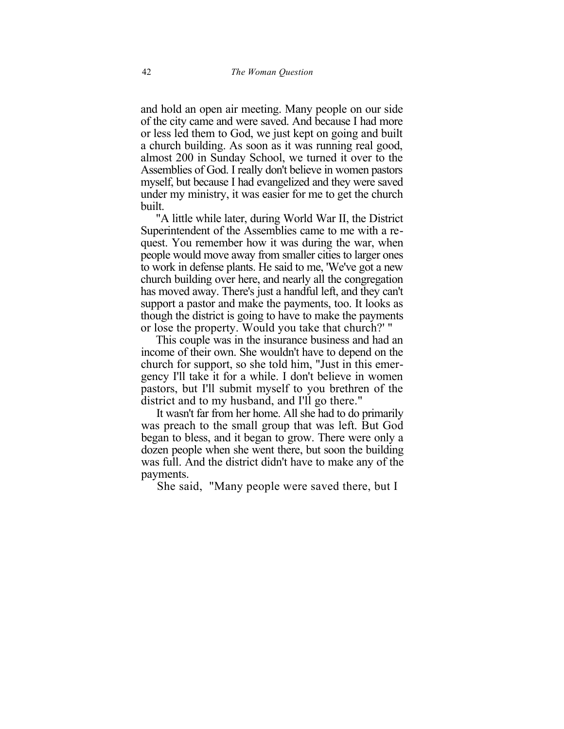and hold an open air meeting. Many people on our side of the city came and were saved. And because I had more or less led them to God, we just kept on going and built a church building. As soon as it was running real good, almost 200 in Sunday School, we turned it over to the Assemblies of God. I really don't believe in women pastors myself, but because I had evangelized and they were saved under my ministry, it was easier for me to get the church built.

"A little while later, during World War II, the District Superintendent of the Assemblies came to me with a request. You remember how it was during the war, when people would move away from smaller cities to larger ones to work in defense plants. He said to me, 'We've got a new church building over here, and nearly all the congregation has moved away. There's just a handful left, and they can't support a pastor and make the payments, too. It looks as though the district is going to have to make the payments or lose the property. Would you take that church?' "

This couple was in the insurance business and had an income of their own. She wouldn't have to depend on the church for support, so she told him, "Just in this emergency I'll take it for a while. I don't believe in women pastors, but I'll submit myself to you brethren of the district and to my husband, and I'll go there."

It wasn't far from her home. All she had to do primarily was preach to the small group that was left. But God began to bless, and it began to grow. There were only a dozen people when she went there, but soon the building was full. And the district didn't have to make any of the payments.

She said, "Many people were saved there, but I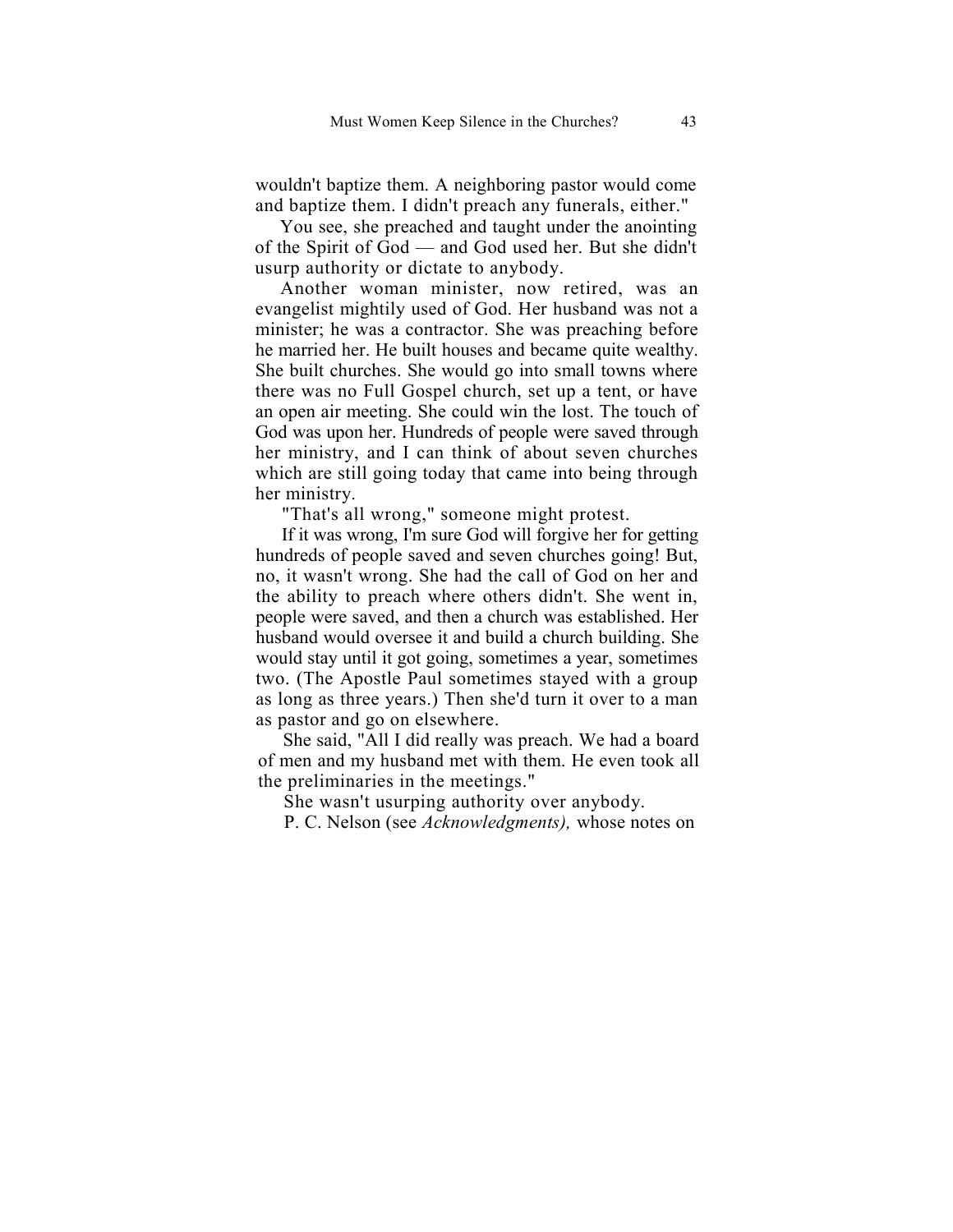wouldn't baptize them. A neighboring pastor would come and baptize them. I didn't preach any funerals, either."

You see, she preached and taught under the anointing of the Spirit of God — and God used her. But she didn't usurp authority or dictate to anybody.

Another woman minister, now retired, was an evangelist mightily used of God. Her husband was not a minister; he was a contractor. She was preaching before he married her. He built houses and became quite wealthy. She built churches. She would go into small towns where there was no Full Gospel church, set up a tent, or have an open air meeting. She could win the lost. The touch of God was upon her. Hundreds of people were saved through her ministry, and I can think of about seven churches which are still going today that came into being through her ministry.

"That's all wrong," someone might protest.

If it was wrong, I'm sure God will forgive her for getting hundreds of people saved and seven churches going! But, no, it wasn't wrong. She had the call of God on her and the ability to preach where others didn't. She went in, people were saved, and then a church was established. Her husband would oversee it and build a church building. She would stay until it got going, sometimes a year, sometimes two. (The Apostle Paul sometimes stayed with a group as long as three years.) Then she'd turn it over to a man as pastor and go on elsewhere.

She said, "All I did really was preach. We had a board of men and my husband met with them. He even took all the preliminaries in the meetings."

She wasn't usurping authority over anybody.

P. C. Nelson (see *Acknowledgments),* whose notes on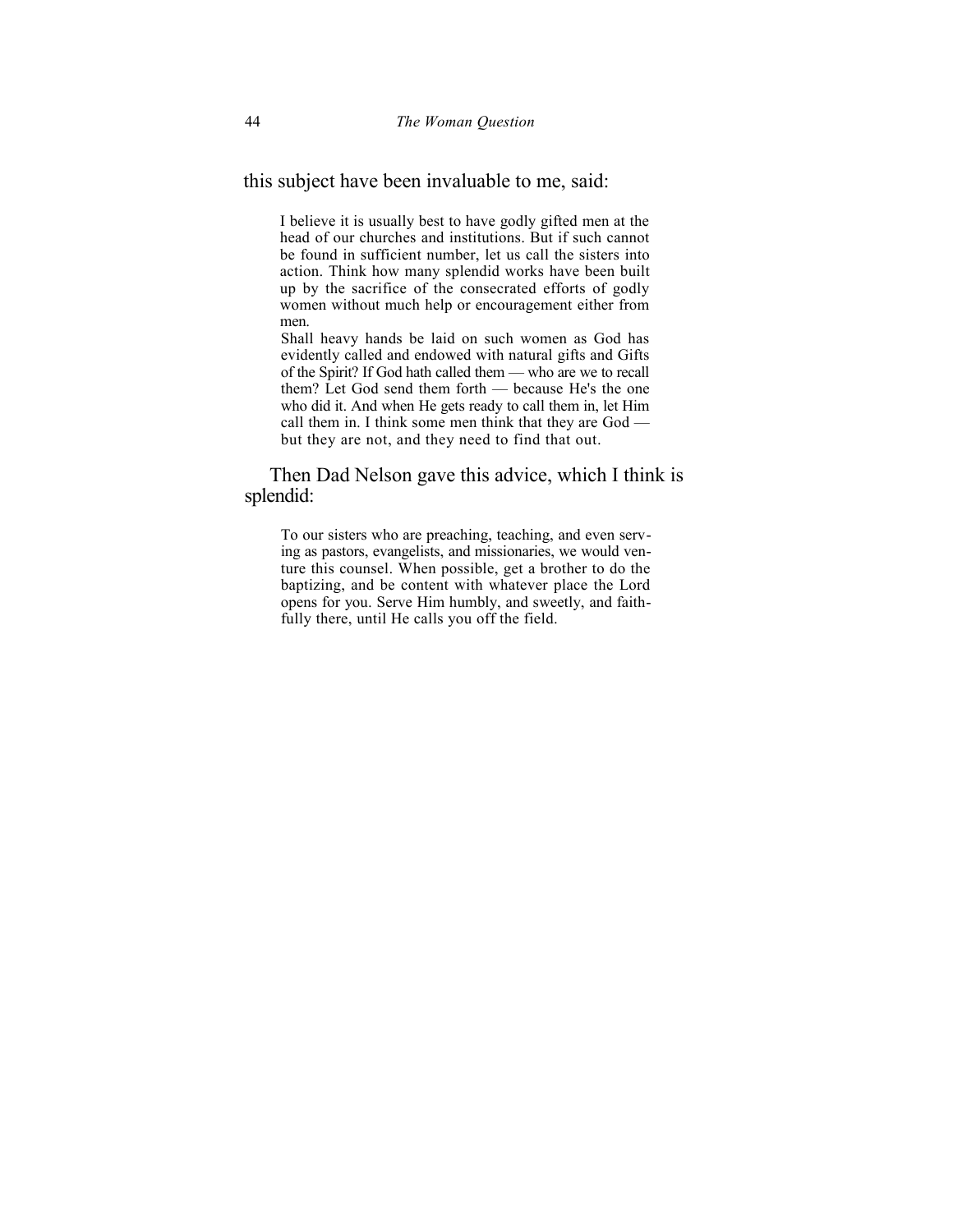this subject have been invaluable to me, said:

> I believe it is usually best to have godly gifted men at the head of our churches and institutions. But if such cannot be found in sufficient number, let us call the sisters into action. Think how many splendid works have been built up by the sacrifice of the consecrated efforts of godly women without much help or encouragement either from men.
>
> Shall heavy hands be laid on such women as God has evidently called and endowed with natural gifts and Gifts of the Spirit? If God hath called them — who are we to recall them? Let God send them forth — because He's the one who did it. And when He gets ready to call them in, let Him call them in. I think some men think that they are God — but they are not, and they need to find that out.

Then Dad Nelson gave this advice, which I think is splendid:

> To our sisters who are preaching, teaching, and even serving as pastors, evangelists, and missionaries, we would venture this counsel. When possible, get a brother to do the baptizing, and be content with whatever place the Lord opens for you. Serve Him humbly, and sweetly, and faithfully there, until He calls you off the field.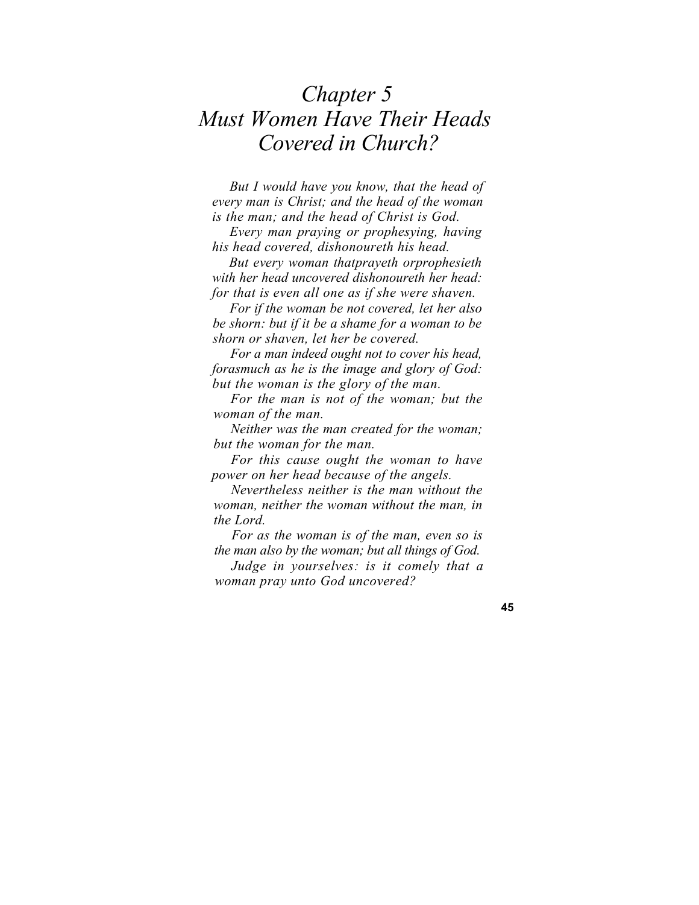# *Chapter 5*
# *Must Women Have Their Heads Covered in Church?*

*But I would have you know, that the head of every man is Christ; and the head of the woman is the man; and the head of Christ is God.*

*Every man praying or prophesying, having his head covered, dishonoureth his head.*

*But every woman thatprayeth orprophesieth with her head uncovered dishonoureth her head: for that is even all one as if she were shaven.*

*For if the woman be not covered, let her also be shorn: but if it be a shame for a woman to be shorn or shaven, let her be covered.*

*For a man indeed ought not to cover his head, forasmuch as he is the image and glory of God: but the woman is the glory of the man.*

*For the man is not of the woman; but the woman of the man.*

*Neither was the man created for the woman; but the woman for the man.*

*For this cause ought the woman to have power on her head because of the angels.*

*Nevertheless neither is the man without the woman, neither the woman without the man, in the Lord.*

*For as the woman is of the man, even so is the man also by the woman; but all things of God.*

*Judge in yourselves: is it comely that a woman pray unto God uncovered?*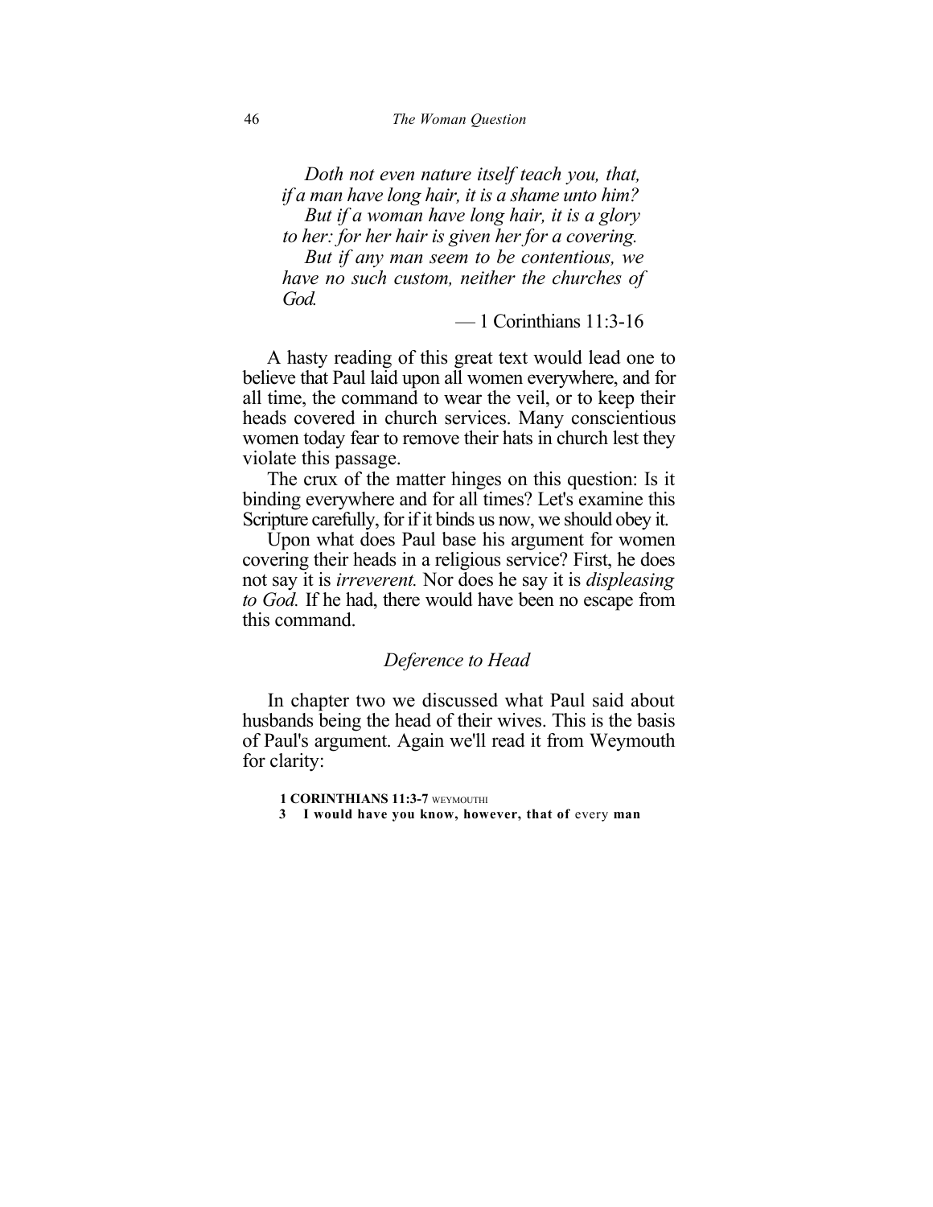*Doth not even nature itself teach you, that, if a man have long hair, it is a shame unto him?*
*But if a woman have long hair, it is a glory to her: for her hair is given her for a covering.*
*But if any man seem to be contentious, we have no such custom, neither the churches of God.*

— 1 Corinthians 11:3-16

A hasty reading of this great text would lead one to believe that Paul laid upon all women everywhere, and for all time, the command to wear the veil, or to keep their heads covered in church services. Many conscientious women today fear to remove their hats in church lest they violate this passage.

The crux of the matter hinges on this question: Is it binding everywhere and for all times? Let's examine this Scripture carefully, for if it binds us now, we should obey it.

Upon what does Paul base his argument for women covering their heads in a religious service? First, he does not say it is *irreverent.* Nor does he say it is *displeasing to God.* If he had, there would have been no escape from this command.

### *Deference to Head*

In chapter two we discussed what Paul said about husbands being the head of their wives. This is the basis of Paul's argument. Again we'll read it from Weymouth for clarity:

**1 CORINTHIANS 11:3-7** WEYMOUTH

**3 I would have you know, however, that of** every **man**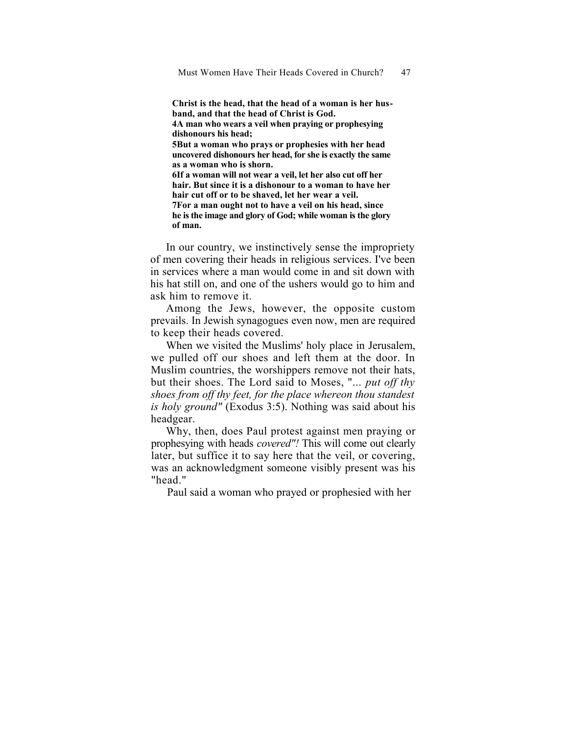**Christ is the head, that the head of a woman is her husband, and that the head of Christ is God.**
**4A man who wears a veil when praying or prophesying dishonours his head;**
**5But a woman who prays or prophesies with her head uncovered dishonours her head, for she is exactly the same as a woman who is shorn.**
**6If a woman will not wear a veil, let her also cut off her hair. But since it is a dishonour to a woman to have her hair cut off or to be shaved, let her wear a veil.**
**7For a man ought not to have a veil on his head, since he is the image and glory of God; while woman is the glory of man.**

In our country, we instinctively sense the impropriety of men covering their heads in religious services. I've been in services where a man would come in and sit down with his hat still on, and one of the ushers would go to him and ask him to remove it.

Among the Jews, however, the opposite custom prevails. In Jewish synagogues even now, men are required to keep their heads covered.

When we visited the Muslims' holy place in Jerusalem, we pulled off our shoes and left them at the door. In Muslim countries, the worshippers remove not their hats, but their shoes. The Lord said to Moses, "... *put off thy shoes from off thy feet, for the place whereon thou standest is holy ground"* (Exodus 3:5). Nothing was said about his headgear.

Why, then, does Paul protest against men praying or prophesying with heads *covered"!* This will come out clearly later, but suffice it to say here that the veil, or covering, was an acknowledgment someone visibly present was his "head."

Paul said a woman who prayed or prophesied with her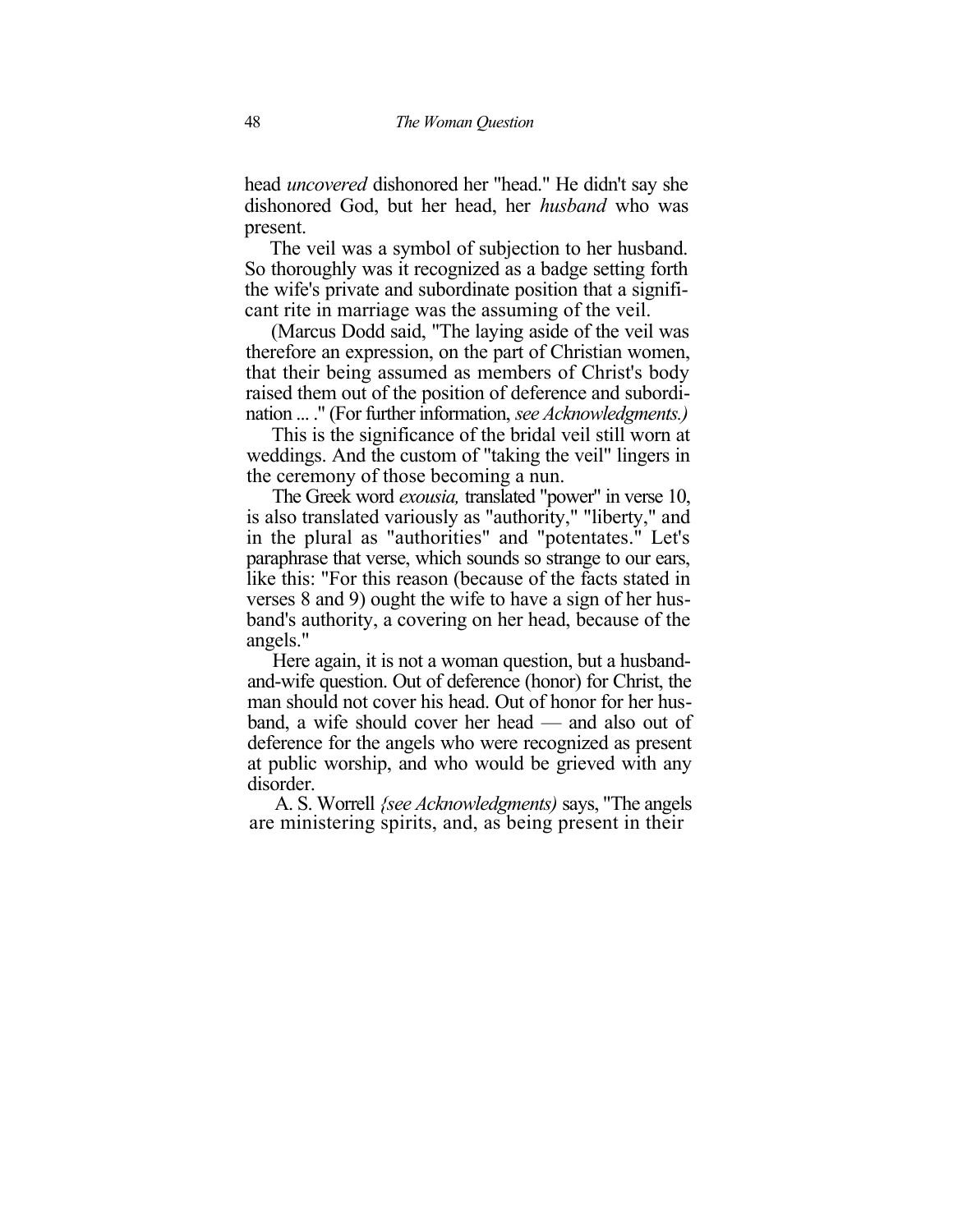head *uncovered* dishonored her "head." He didn't say she dishonored God, but her head, her *husband* who was present.

The veil was a symbol of subjection to her husband. So thoroughly was it recognized as a badge setting forth the wife's private and subordinate position that a significant rite in marriage was the assuming of the veil.

(Marcus Dodd said, "The laying aside of the veil was therefore an expression, on the part of Christian women, that their being assumed as members of Christ's body raised them out of the position of deference and subordination ... ." (For further information, *see Acknowledgments.)*

This is the significance of the bridal veil still worn at weddings. And the custom of "taking the veil" lingers in the ceremony of those becoming a nun.

The Greek word *exousia,* translated "power" in verse 10, is also translated variously as "authority," "liberty," and in the plural as "authorities" and "potentates." Let's paraphrase that verse, which sounds so strange to our ears, like this: "For this reason (because of the facts stated in verses 8 and 9) ought the wife to have a sign of her husband's authority, a covering on her head, because of the angels."

Here again, it is not a woman question, but a husband-and-wife question. Out of deference (honor) for Christ, the man should not cover his head. Out of honor for her husband, a wife should cover her head — and also out of deference for the angels who were recognized as present at public worship, and who would be grieved with any disorder.

A. S. Worrell *{see Acknowledgments)* says, "The angels are ministering spirits, and, as being present in their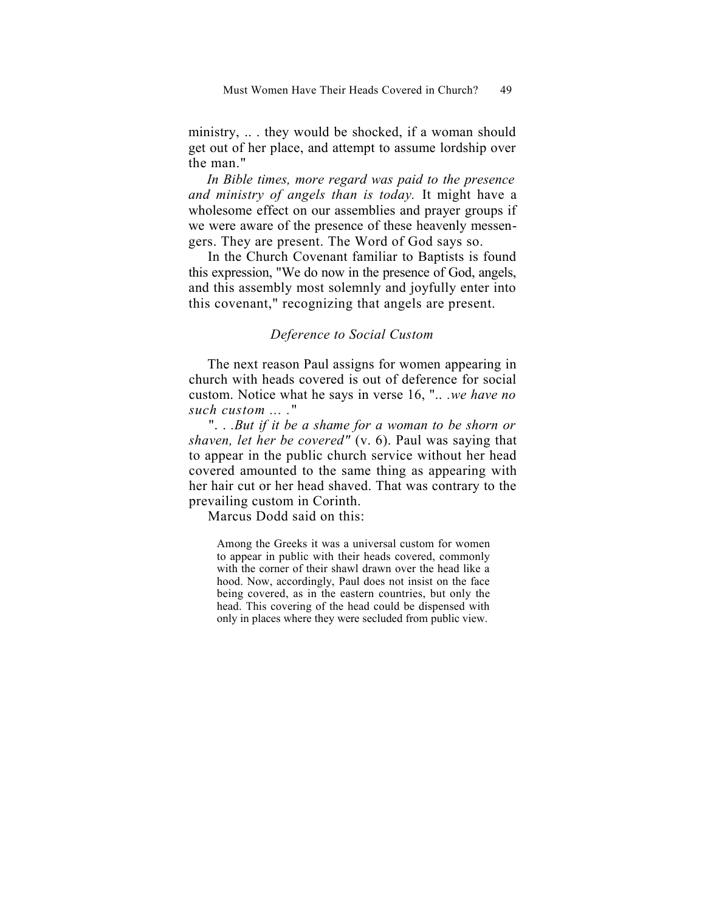ministry, .. . they would be shocked, if a woman should get out of her place, and attempt to assume lordship over the man."

*In Bible times, more regard was paid to the presence and ministry of angels than is today.* It might have a wholesome effect on our assemblies and prayer groups if we were aware of the presence of these heavenly messengers. They are present. The Word of God says so.

In the Church Covenant familiar to Baptists is found this expression, "We do now in the presence of God, angels, and this assembly most solemnly and joyfully enter into this covenant," recognizing that angels are present.

### *Deference to Social Custom*

The next reason Paul assigns for women appearing in church with heads covered is out of deference for social custom. Notice what he says in verse 16, "*.. .we have no such custom ... .*"

"*. . .But if it be a shame for a woman to be shorn or shaven, let her be covered"* (v. 6). Paul was saying that to appear in the public church service without her head covered amounted to the same thing as appearing with her hair cut or her head shaved. That was contrary to the prevailing custom in Corinth.

Marcus Dodd said on this:

> Among the Greeks it was a universal custom for women to appear in public with their heads covered, commonly with the corner of their shawl drawn over the head like a hood. Now, accordingly, Paul does not insist on the face being covered, as in the eastern countries, but only the head. This covering of the head could be dispensed with only in places where they were secluded from public view.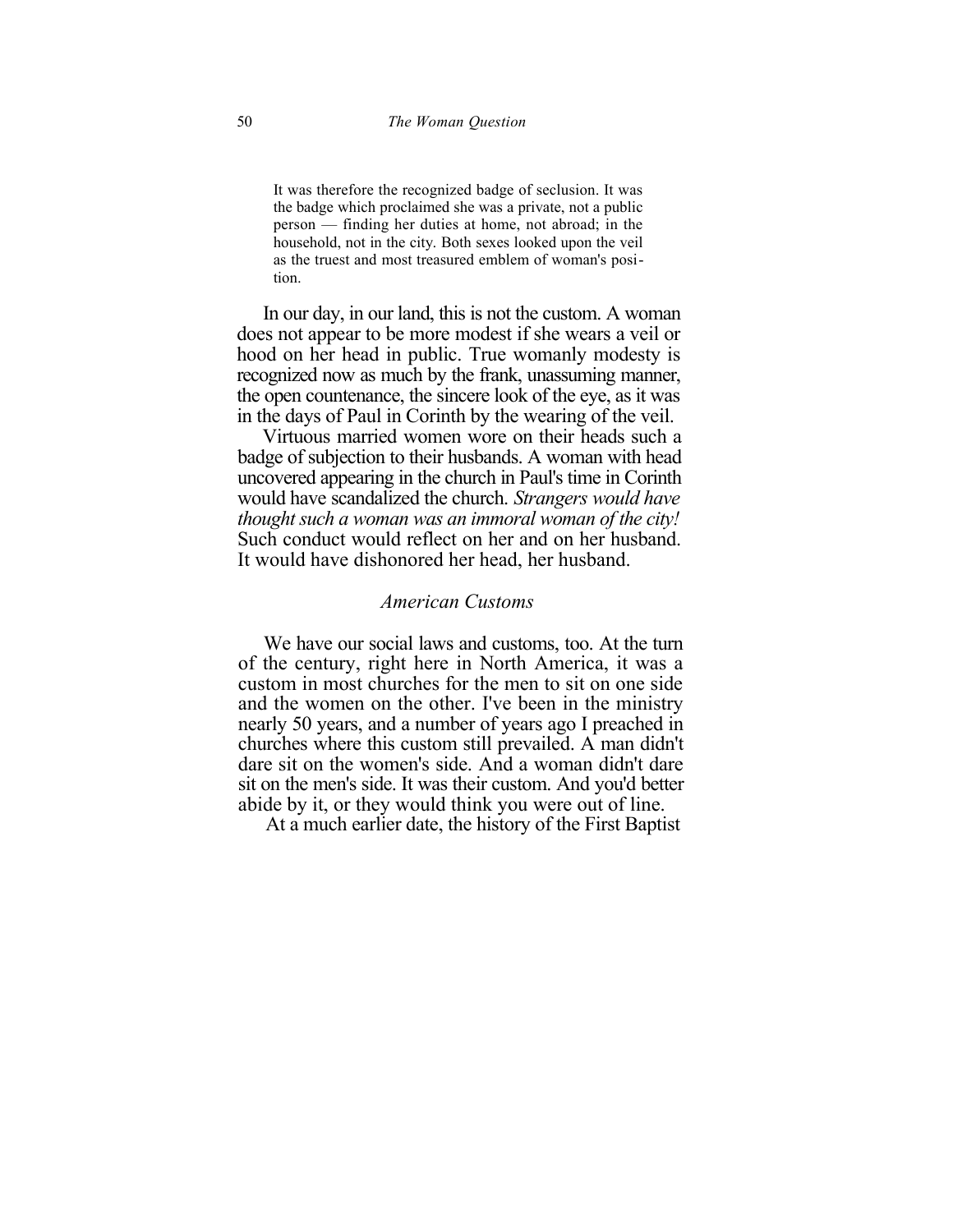> It was therefore the recognized badge of seclusion. It was the badge which proclaimed she was a private, not a public person — finding her duties at home, not abroad; in the household, not in the city. Both sexes looked upon the veil as the truest and most treasured emblem of woman's position.

In our day, in our land, this is not the custom. A woman does not appear to be more modest if she wears a veil or hood on her head in public. True womanly modesty is recognized now as much by the frank, unassuming manner, the open countenance, the sincere look of the eye, as it was in the days of Paul in Corinth by the wearing of the veil.

Virtuous married women wore on their heads such a badge of subjection to their husbands. A woman with head uncovered appearing in the church in Paul's time in Corinth would have scandalized the church. *Strangers would have thought such a woman was an immoral woman of the city!* Such conduct would reflect on her and on her husband. It would have dishonored her head, her husband.

### *American Customs*

We have our social laws and customs, too. At the turn of the century, right here in North America, it was a custom in most churches for the men to sit on one side and the women on the other. I've been in the ministry nearly 50 years, and a number of years ago I preached in churches where this custom still prevailed. A man didn't dare sit on the women's side. And a woman didn't dare sit on the men's side. It was their custom. And you'd better abide by it, or they would think you were out of line.

At a much earlier date, the history of the First Baptist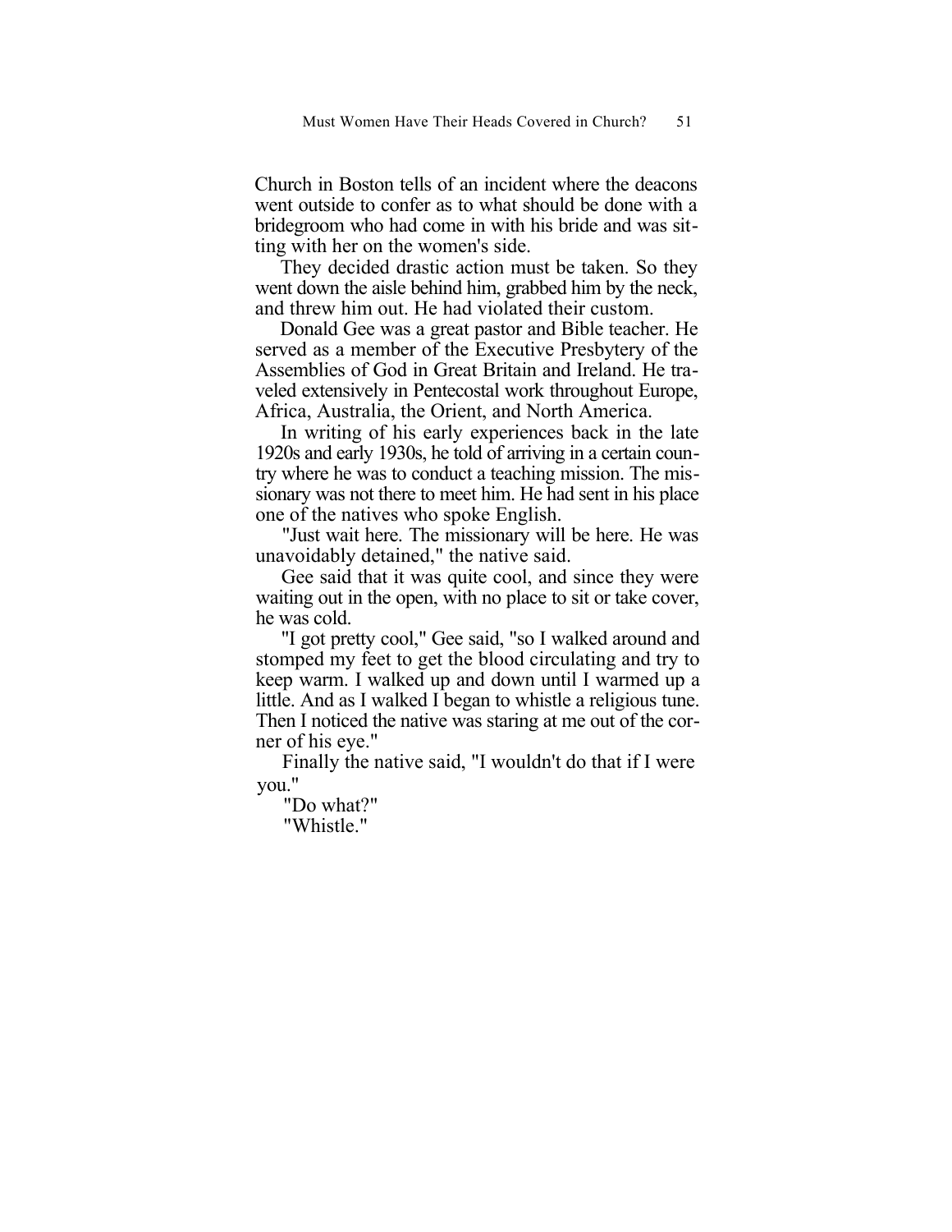Church in Boston tells of an incident where the deacons went outside to confer as to what should be done with a bridegroom who had come in with his bride and was sitting with her on the women's side.

They decided drastic action must be taken. So they went down the aisle behind him, grabbed him by the neck, and threw him out. He had violated their custom.

Donald Gee was a great pastor and Bible teacher. He served as a member of the Executive Presbytery of the Assemblies of God in Great Britain and Ireland. He traveled extensively in Pentecostal work throughout Europe, Africa, Australia, the Orient, and North America.

In writing of his early experiences back in the late 1920s and early 1930s, he told of arriving in a certain country where he was to conduct a teaching mission. The missionary was not there to meet him. He had sent in his place one of the natives who spoke English.

"Just wait here. The missionary will be here. He was unavoidably detained," the native said.

Gee said that it was quite cool, and since they were waiting out in the open, with no place to sit or take cover, he was cold.

"I got pretty cool," Gee said, "so I walked around and stomped my feet to get the blood circulating and try to keep warm. I walked up and down until I warmed up a little. And as I walked I began to whistle a religious tune. Then I noticed the native was staring at me out of the corner of his eye."

Finally the native said, "I wouldn't do that if I were you."

"Do what?"

"Whistle."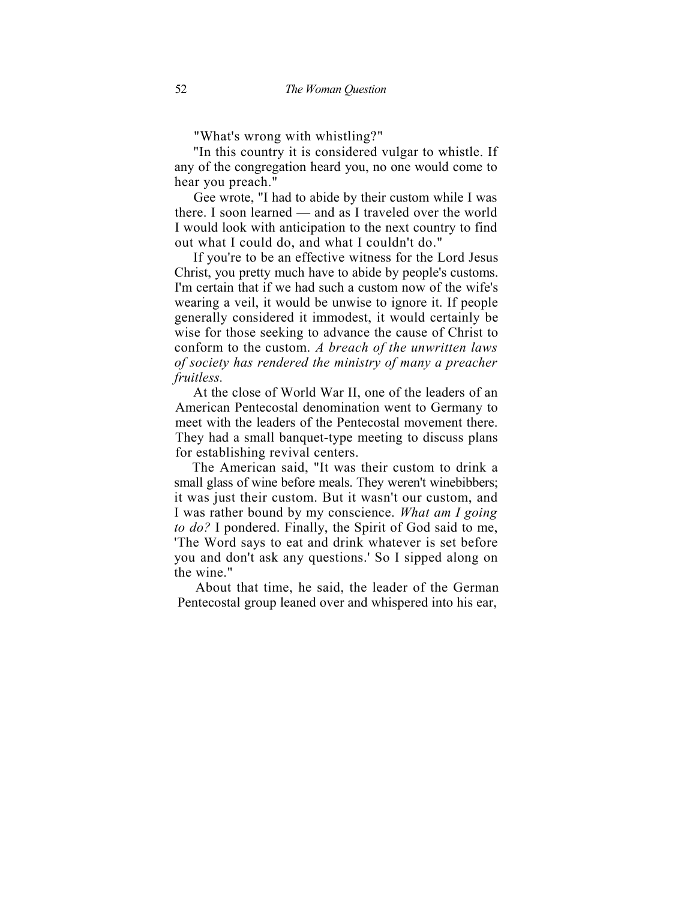"What's wrong with whistling?"

"In this country it is considered vulgar to whistle. If any of the congregation heard you, no one would come to hear you preach."

Gee wrote, "I had to abide by their custom while I was there. I soon learned — and as I traveled over the world I would look with anticipation to the next country to find out what I could do, and what I couldn't do."

If you're to be an effective witness for the Lord Jesus Christ, you pretty much have to abide by people's customs. I'm certain that if we had such a custom now of the wife's wearing a veil, it would be unwise to ignore it. If people generally considered it immodest, it would certainly be wise for those seeking to advance the cause of Christ to conform to the custom. *A breach of the unwritten laws of society has rendered the ministry of many a preacher fruitless.*

At the close of World War II, one of the leaders of an American Pentecostal denomination went to Germany to meet with the leaders of the Pentecostal movement there. They had a small banquet-type meeting to discuss plans for establishing revival centers.

The American said, "It was their custom to drink a small glass of wine before meals. They weren't winebibbers; it was just their custom. But it wasn't our custom, and I was rather bound by my conscience. *What am I going to do?* I pondered. Finally, the Spirit of God said to me, 'The Word says to eat and drink whatever is set before you and don't ask any questions.' So I sipped along on the wine."

About that time, he said, the leader of the German Pentecostal group leaned over and whispered into his ear,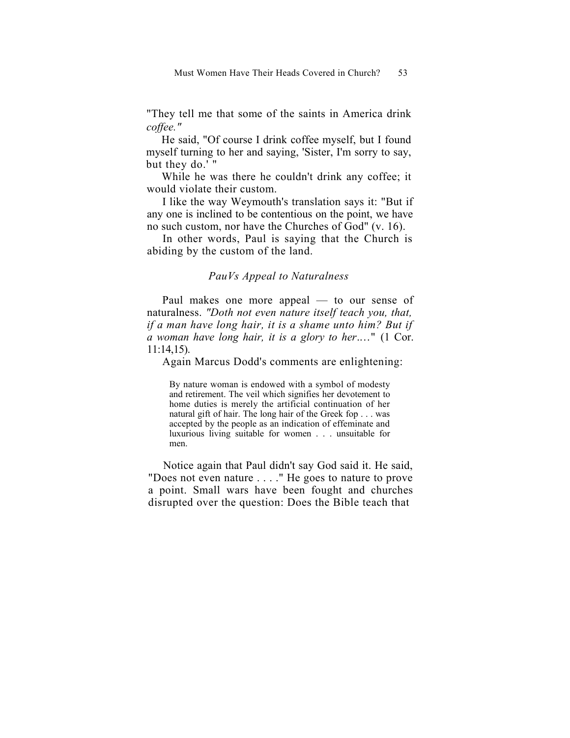"They tell me that some of the saints in America drink *coffee."*

He said, "Of course I drink coffee myself, but I found myself turning to her and saying, 'Sister, I'm sorry to say, but they do.' "

While he was there he couldn't drink any coffee; it would violate their custom.

I like the way Weymouth's translation says it: "But if any one is inclined to be contentious on the point, we have no such custom, nor have the Churches of God" (v. 16).

In other words, Paul is saying that the Church is abiding by the custom of the land.

### *PauVs Appeal to Naturalness*

Paul makes one more appeal — to our sense of naturalness. *"Doth not even nature itself teach you, that, if a man have long hair, it is a shame unto him? But if a woman have long hair, it is a glory to her....*" (1 Cor. 11:14,15).

Again Marcus Dodd's comments are enlightening:

> By nature woman is endowed with a symbol of modesty and retirement. The veil which signifies her devotement to home duties is merely the artificial continuation of her natural gift of hair. The long hair of the Greek fop . . . was accepted by the people as an indication of effeminate and luxurious living suitable for women . . . unsuitable for men.

Notice again that Paul didn't say God said it. He said, "Does not even nature . . . ." He goes to nature to prove a point. Small wars have been fought and churches disrupted over the question: Does the Bible teach that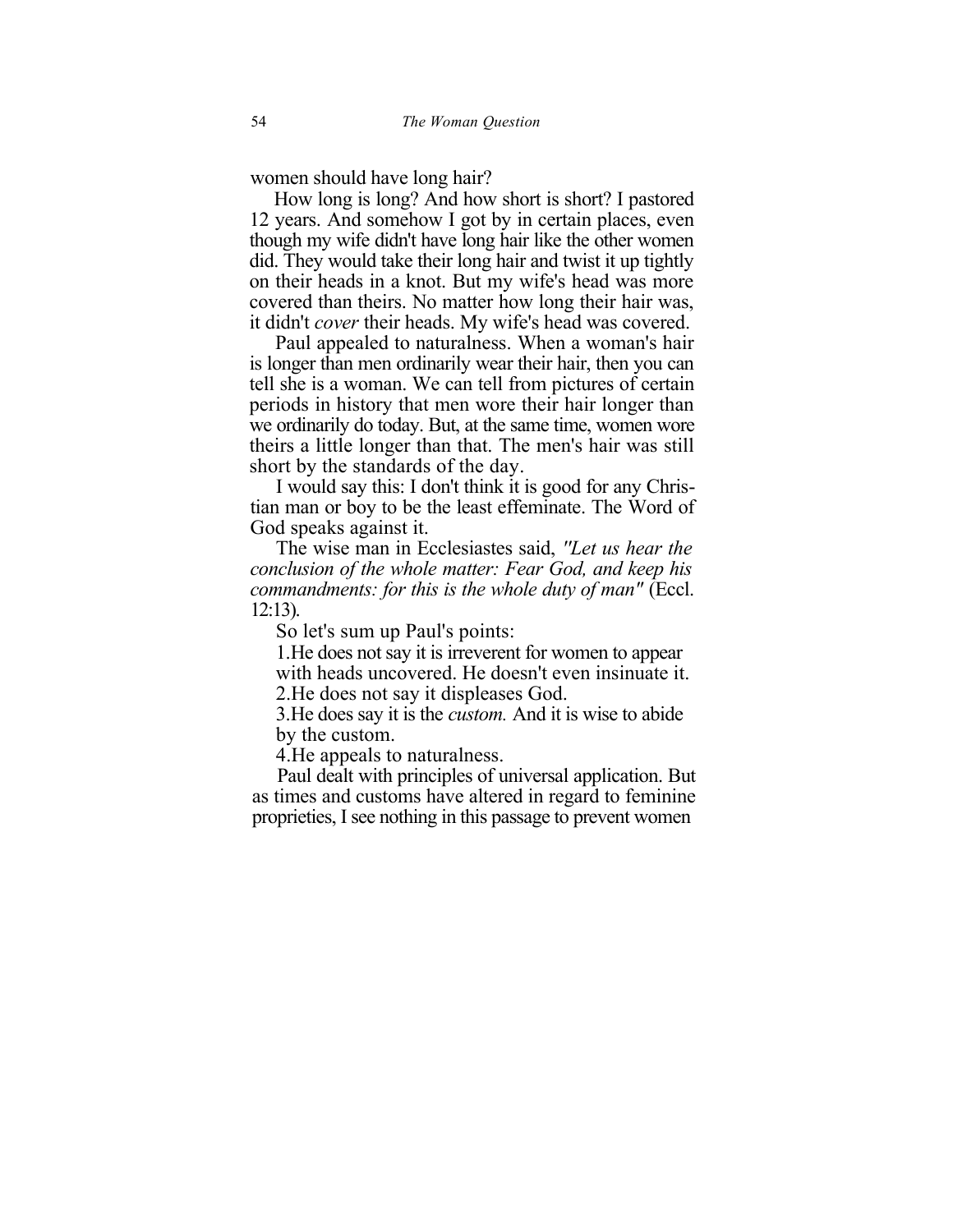women should have long hair?

How long is long? And how short is short? I pastored 12 years. And somehow I got by in certain places, even though my wife didn't have long hair like the other women did. They would take their long hair and twist it up tightly on their heads in a knot. But my wife's head was more covered than theirs. No matter how long their hair was, it didn't *cover* their heads. My wife's head was covered.

Paul appealed to naturalness. When a woman's hair is longer than men ordinarily wear their hair, then you can tell she is a woman. We can tell from pictures of certain periods in history that men wore their hair longer than we ordinarily do today. But, at the same time, women wore theirs a little longer than that. The men's hair was still short by the standards of the day.

I would say this: I don't think it is good for any Christian man or boy to be the least effeminate. The Word of God speaks against it.

The wise man in Ecclesiastes said, *"Let us hear the conclusion of the whole matter: Fear God, and keep his commandments: for this is the whole duty of man"* (Eccl. 12:13).

So let's sum up Paul's points:

1. He does not say it is irreverent for women to appear with heads uncovered. He doesn't even insinuate it.
2. He does not say it displeases God.
3. He does say it is the *custom.* And it is wise to abide by the custom.
4. He appeals to naturalness.

Paul dealt with principles of universal application. But as times and customs have altered in regard to feminine proprieties, I see nothing in this passage to prevent women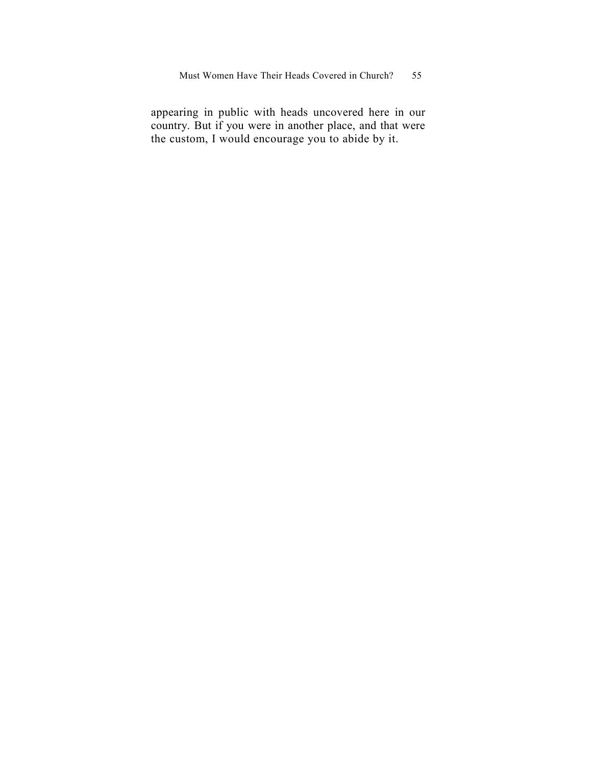appearing in public with heads uncovered here in our country. But if you were in another place, and that were the custom, I would encourage you to abide by it.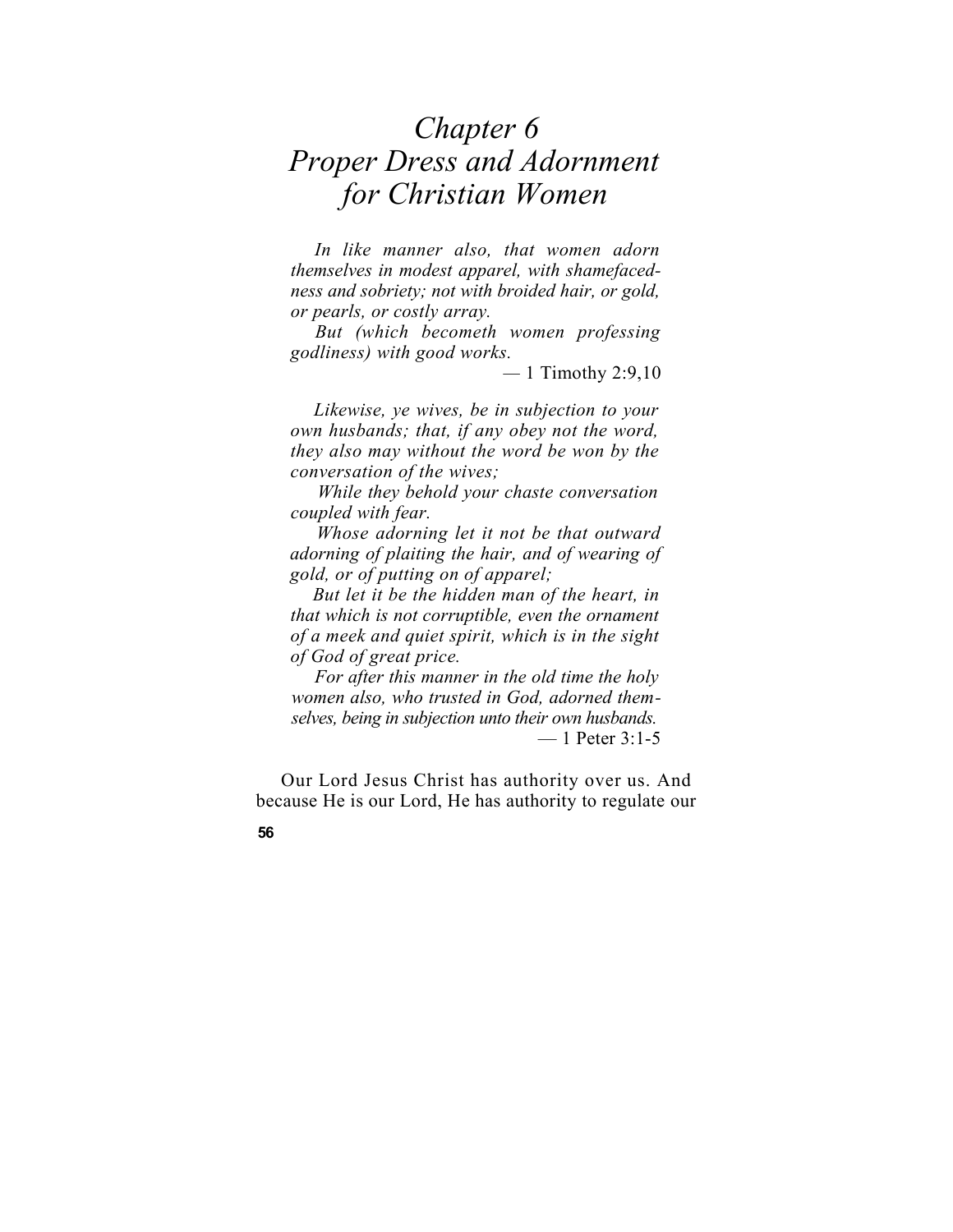# Chapter 6
# Proper Dress and Adornment for Christian Women

*In like manner also, that women adorn themselves in modest apparel, with shamefacedness and sobriety; not with broided hair, or gold, or pearls, or costly array.*

*But (which becometh women professing godliness) with good works.*

— 1 Timothy 2:9,10

*Likewise, ye wives, be in subjection to your own husbands; that, if any obey not the word, they also may without the word be won by the conversation of the wives;*

*While they behold your chaste conversation coupled with fear.*

*Whose adorning let it not be that outward adorning of plaiting the hair, and of wearing of gold, or of putting on of apparel;*

*But let it be the hidden man of the heart, in that which is not corruptible, even the ornament of a meek and quiet spirit, which is in the sight of God of great price.*

*For after this manner in the old time the holy women also, who trusted in God, adorned themselves, being in subjection unto their own husbands.*

— 1 Peter 3:1-5

Our Lord Jesus Christ has authority over us. And because He is our Lord, He has authority to regulate our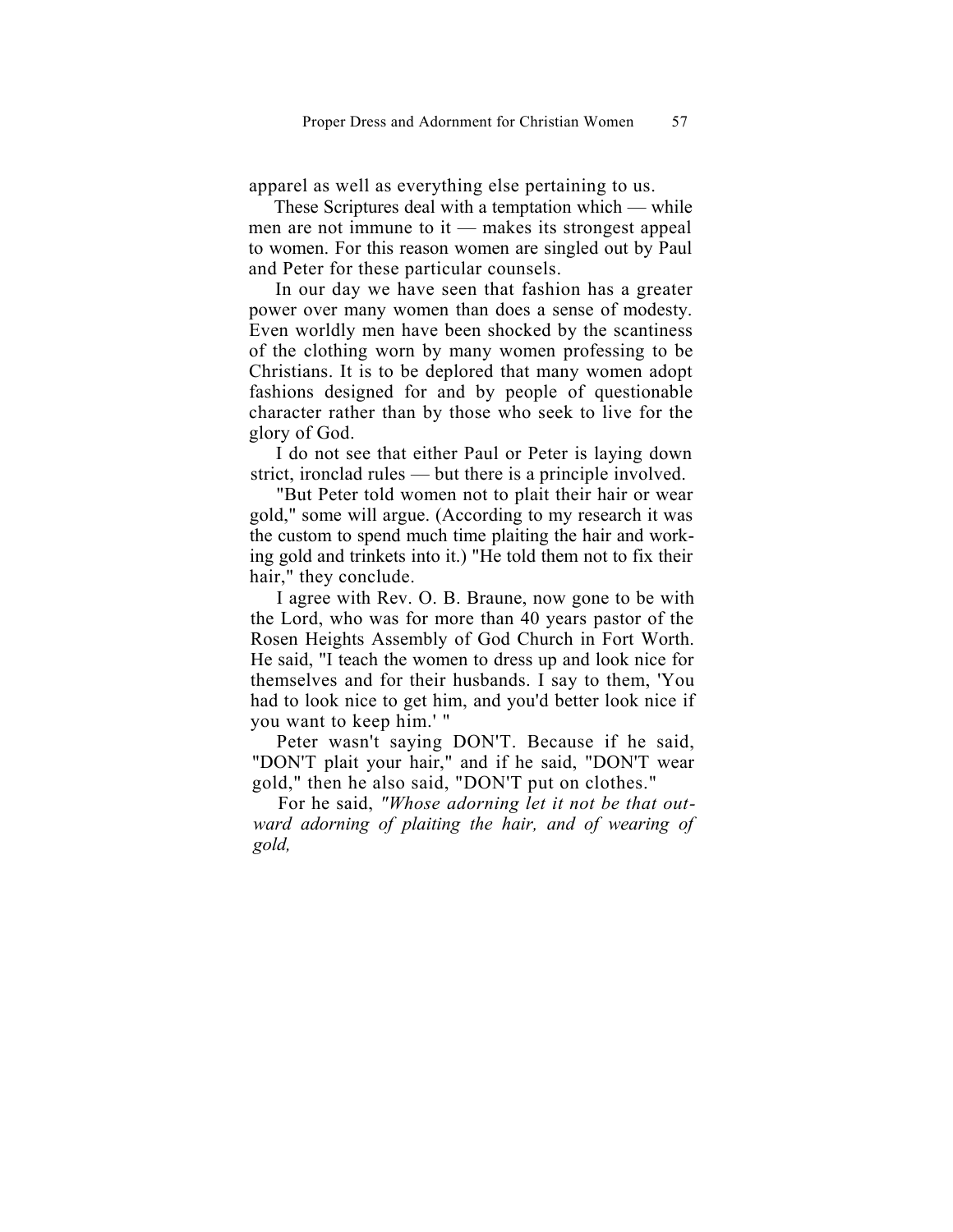apparel as well as everything else pertaining to us.

These Scriptures deal with a temptation which — while men are not immune to it — makes its strongest appeal to women. For this reason women are singled out by Paul and Peter for these particular counsels.

In our day we have seen that fashion has a greater power over many women than does a sense of modesty. Even worldly men have been shocked by the scantiness of the clothing worn by many women professing to be Christians. It is to be deplored that many women adopt fashions designed for and by people of questionable character rather than by those who seek to live for the glory of God.

I do not see that either Paul or Peter is laying down strict, ironclad rules — but there is a principle involved.

"But Peter told women not to plait their hair or wear gold," some will argue. (According to my research it was the custom to spend much time plaiting the hair and working gold and trinkets into it.) "He told them not to fix their hair," they conclude.

I agree with Rev. O. B. Braune, now gone to be with the Lord, who was for more than 40 years pastor of the Rosen Heights Assembly of God Church in Fort Worth. He said, "I teach the women to dress up and look nice for themselves and for their husbands. I say to them, 'You had to look nice to get him, and you'd better look nice if you want to keep him.' "

Peter wasn't saying DON'T. Because if he said, "DON'T plait your hair," and if he said, "DON'T wear gold," then he also said, "DON'T put on clothes."

For he said, *"Whose adorning let it not be that outward adorning of plaiting the hair, and of wearing of gold,*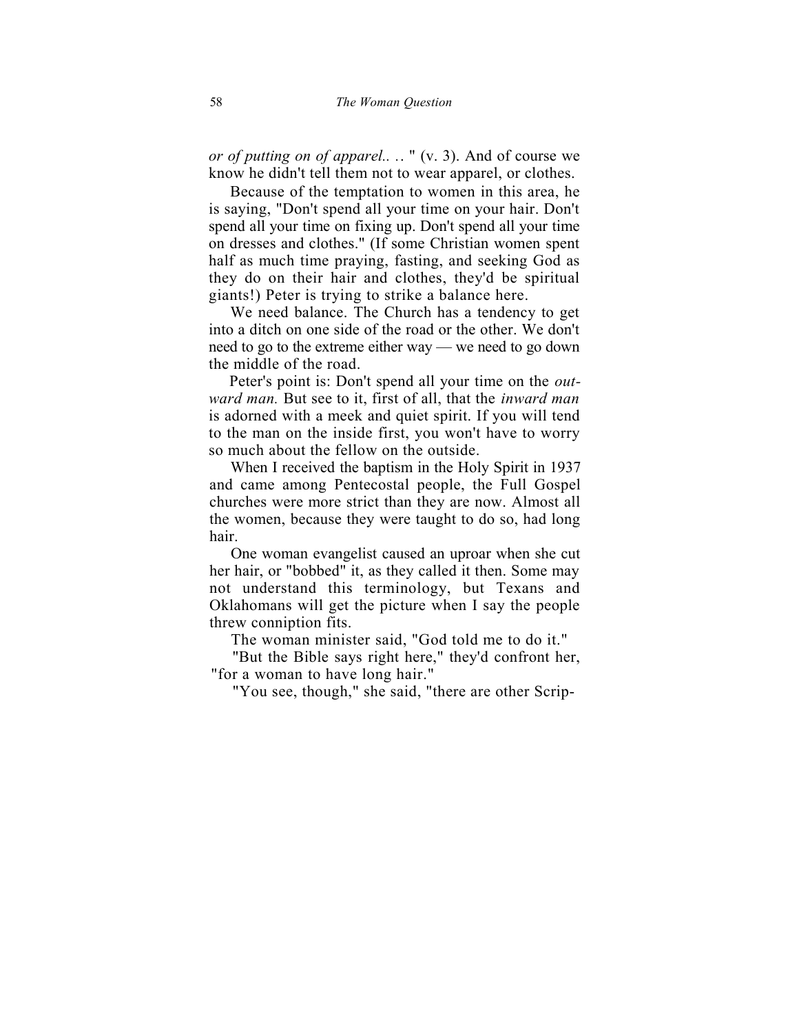*or of putting on of apparel.. ..* " (v. 3). And of course we know he didn't tell them not to wear apparel, or clothes.

Because of the temptation to women in this area, he is saying, "Don't spend all your time on your hair. Don't spend all your time on fixing up. Don't spend all your time on dresses and clothes." (If some Christian women spent half as much time praying, fasting, and seeking God as they do on their hair and clothes, they'd be spiritual giants!) Peter is trying to strike a balance here.

We need balance. The Church has a tendency to get into a ditch on one side of the road or the other. We don't need to go to the extreme either way — we need to go down the middle of the road.

Peter's point is: Don't spend all your time on the *outward man.* But see to it, first of all, that the *inward man* is adorned with a meek and quiet spirit. If you will tend to the man on the inside first, you won't have to worry so much about the fellow on the outside.

When I received the baptism in the Holy Spirit in 1937 and came among Pentecostal people, the Full Gospel churches were more strict than they are now. Almost all the women, because they were taught to do so, had long hair.

One woman evangelist caused an uproar when she cut her hair, or "bobbed" it, as they called it then. Some may not understand this terminology, but Texans and Oklahomans will get the picture when I say the people threw conniption fits.

The woman minister said, "God told me to do it."

"But the Bible says right here," they'd confront her, "for a woman to have long hair."

"You see, though," she said, "there are other Scrip-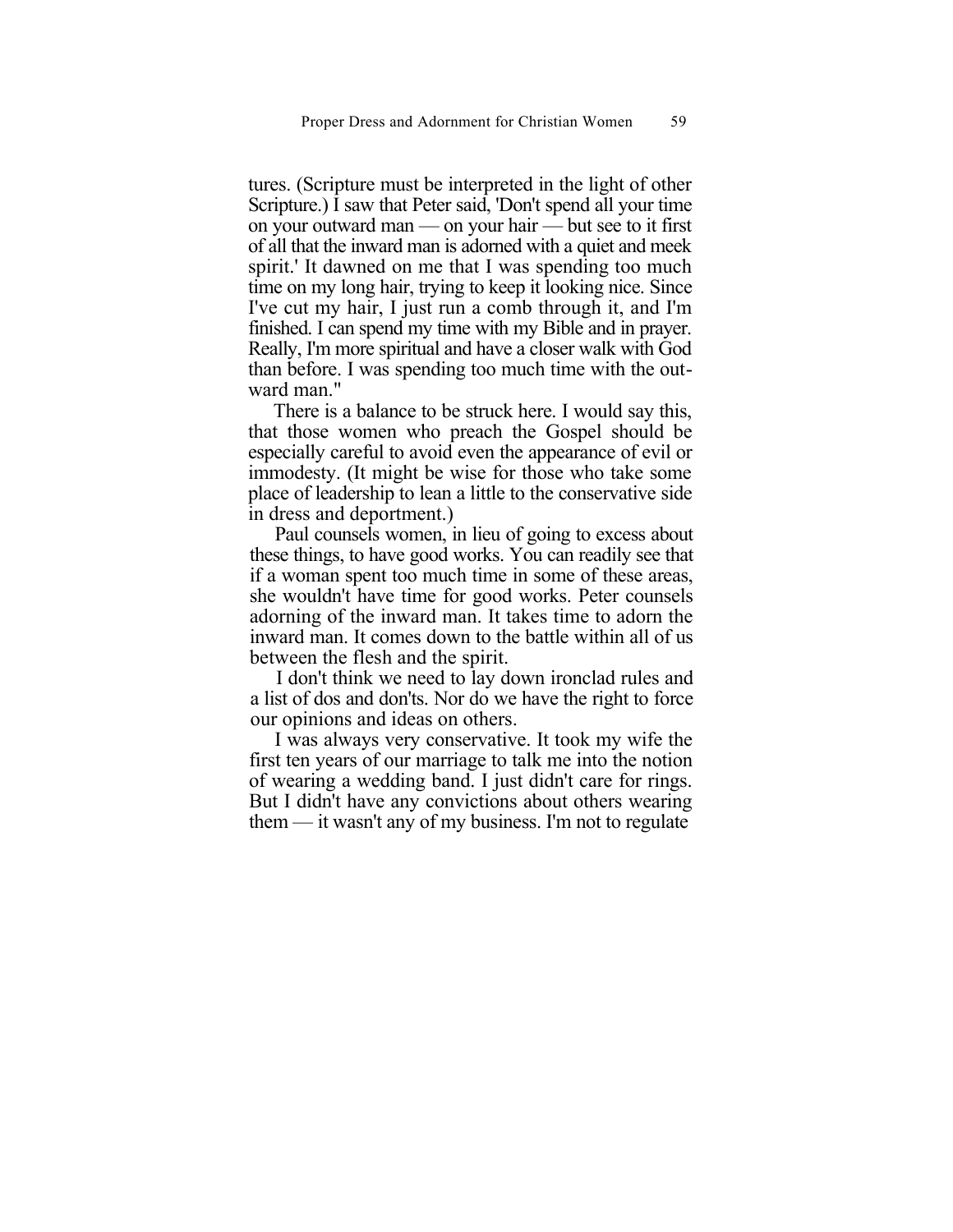tures. (Scripture must be interpreted in the light of other Scripture.) I saw that Peter said, 'Don't spend all your time on your outward man — on your hair — but see to it first of all that the inward man is adorned with a quiet and meek spirit.' It dawned on me that I was spending too much time on my long hair, trying to keep it looking nice. Since I've cut my hair, I just run a comb through it, and I'm finished. I can spend my time with my Bible and in prayer. Really, I'm more spiritual and have a closer walk with God than before. I was spending too much time with the outward man."

There is a balance to be struck here. I would say this, that those women who preach the Gospel should be especially careful to avoid even the appearance of evil or immodesty. (It might be wise for those who take some place of leadership to lean a little to the conservative side in dress and deportment.)

Paul counsels women, in lieu of going to excess about these things, to have good works. You can readily see that if a woman spent too much time in some of these areas, she wouldn't have time for good works. Peter counsels adorning of the inward man. It takes time to adorn the inward man. It comes down to the battle within all of us between the flesh and the spirit.

I don't think we need to lay down ironclad rules and a list of dos and don'ts. Nor do we have the right to force our opinions and ideas on others.

I was always very conservative. It took my wife the first ten years of our marriage to talk me into the notion of wearing a wedding band. I just didn't care for rings. But I didn't have any convictions about others wearing them — it wasn't any of my business. I'm not to regulate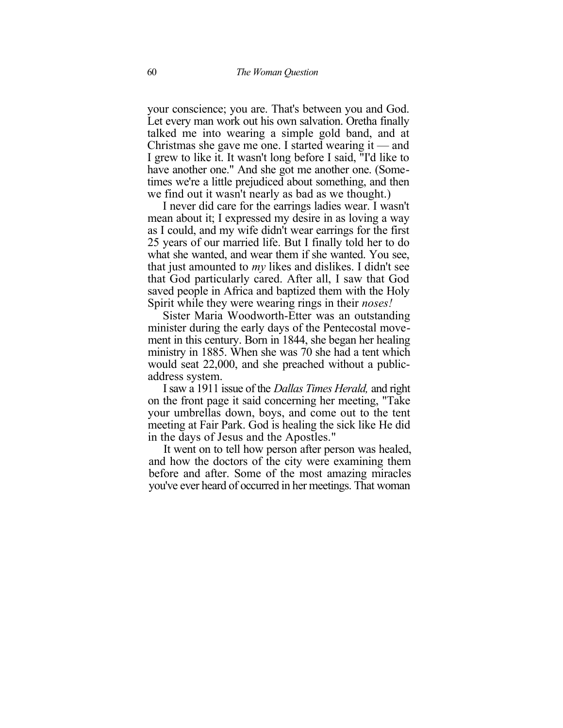your conscience; you are. That's between you and God. Let every man work out his own salvation. Oretha finally talked me into wearing a simple gold band, and at Christmas she gave me one. I started wearing it — and I grew to like it. It wasn't long before I said, "I'd like to have another one." And she got me another one. (Sometimes we're a little prejudiced about something, and then we find out it wasn't nearly as bad as we thought.)

I never did care for the earrings ladies wear. I wasn't mean about it; I expressed my desire in as loving a way as I could, and my wife didn't wear earrings for the first 25 years of our married life. But I finally told her to do what she wanted, and wear them if she wanted. You see, that just amounted to *my* likes and dislikes. I didn't see that God particularly cared. After all, I saw that God saved people in Africa and baptized them with the Holy Spirit while they were wearing rings in their *noses!*

Sister Maria Woodworth-Etter was an outstanding minister during the early days of the Pentecostal movement in this century. Born in 1844, she began her healing ministry in 1885. When she was 70 she had a tent which would seat 22,000, and she preached without a public-address system.

I saw a 1911 issue of the *Dallas Times Herald,* and right on the front page it said concerning her meeting, "Take your umbrellas down, boys, and come out to the tent meeting at Fair Park. God is healing the sick like He did in the days of Jesus and the Apostles."

It went on to tell how person after person was healed, and how the doctors of the city were examining them before and after. Some of the most amazing miracles you've ever heard of occurred in her meetings. That woman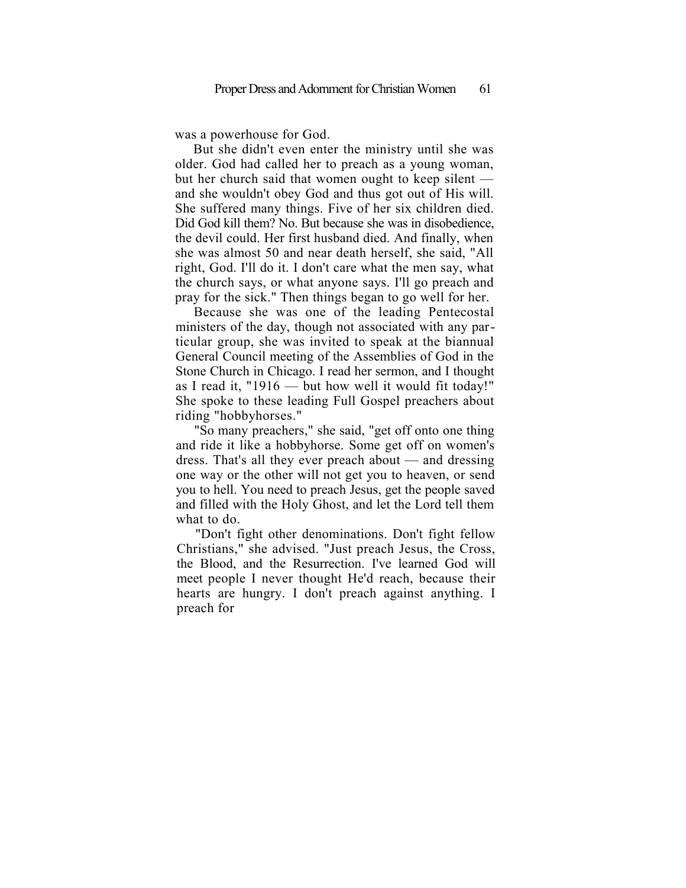was a powerhouse for God.

But she didn't even enter the ministry until she was older. God had called her to preach as a young woman, but her church said that women ought to keep silent — and she wouldn't obey God and thus got out of His will. She suffered many things. Five of her six children died. Did God kill them? No. But because she was in disobedience, the devil could. Her first husband died. And finally, when she was almost 50 and near death herself, she said, "All right, God. I'll do it. I don't care what the men say, what the church says, or what anyone says. I'll go preach and pray for the sick." Then things began to go well for her.

Because she was one of the leading Pentecostal ministers of the day, though not associated with any particular group, she was invited to speak at the biannual General Council meeting of the Assemblies of God in the Stone Church in Chicago. I read her sermon, and I thought as I read it, "1916 — but how well it would fit today!" She spoke to these leading Full Gospel preachers about riding "hobbyhorses."

"So many preachers," she said, "get off onto one thing and ride it like a hobbyhorse. Some get off on women's dress. That's all they ever preach about — and dressing one way or the other will not get you to heaven, or send you to hell. You need to preach Jesus, get the people saved and filled with the Holy Ghost, and let the Lord tell them what to do.

"Don't fight other denominations. Don't fight fellow Christians," she advised. "Just preach Jesus, the Cross, the Blood, and the Resurrection. I've learned God will meet people I never thought He'd reach, because their hearts are hungry. I don't preach against anything. I preach for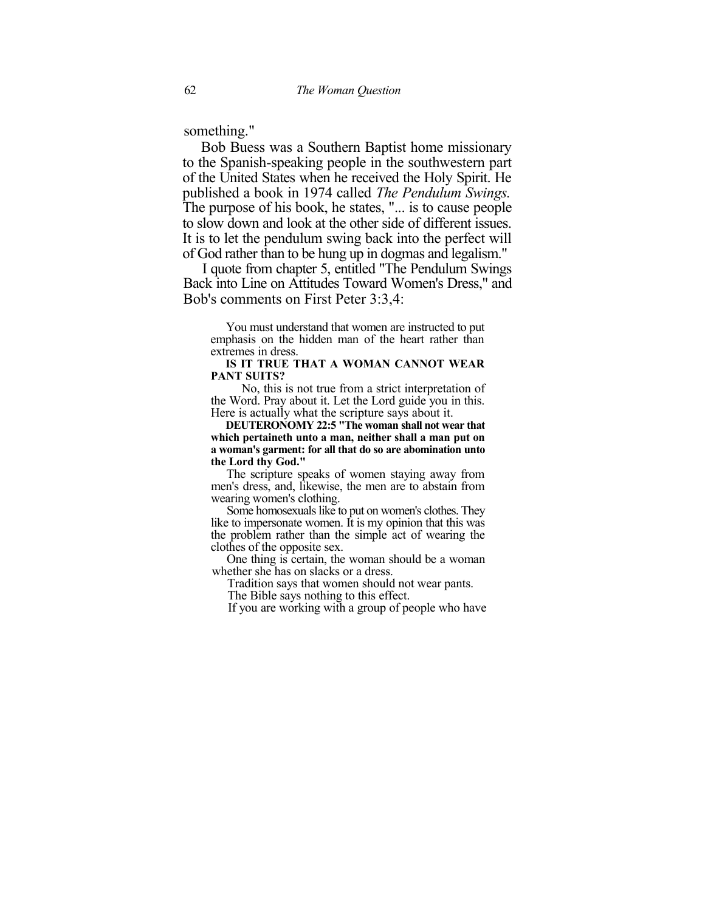something."

Bob Buess was a Southern Baptist home missionary to the Spanish-speaking people in the southwestern part of the United States when he received the Holy Spirit. He published a book in 1974 called *The Pendulum Swings.* The purpose of his book, he states, "... is to cause people to slow down and look at the other side of different issues. It is to let the pendulum swing back into the perfect will of God rather than to be hung up in dogmas and legalism."

I quote from chapter 5, entitled "The Pendulum Swings Back into Line on Attitudes Toward Women's Dress," and Bob's comments on First Peter 3:3,4:

> You must understand that women are instructed to put emphasis on the hidden man of the heart rather than extremes in dress.
>
> **IS IT TRUE THAT A WOMAN CANNOT WEAR PANT SUITS?**
>
> No, this is not true from a strict interpretation of the Word. Pray about it. Let the Lord guide you in this. Here is actually what the scripture says about it.
>
> **DEUTERONOMY 22:5 "The woman shall not wear that which pertaineth unto a man, neither shall a man put on a woman's garment: for all that do so are abomination unto the Lord thy God."**
>
> The scripture speaks of women staying away from men's dress, and, likewise, the men are to abstain from wearing women's clothing.
>
> Some homosexuals like to put on women's clothes. They like to impersonate women. It is my opinion that this was the problem rather than the simple act of wearing the clothes of the opposite sex.
>
> One thing is certain, the woman should be a woman whether she has on slacks or a dress.
>
> Tradition says that women should not wear pants.
>
> The Bible says nothing to this effect.
>
> If you are working with a group of people who have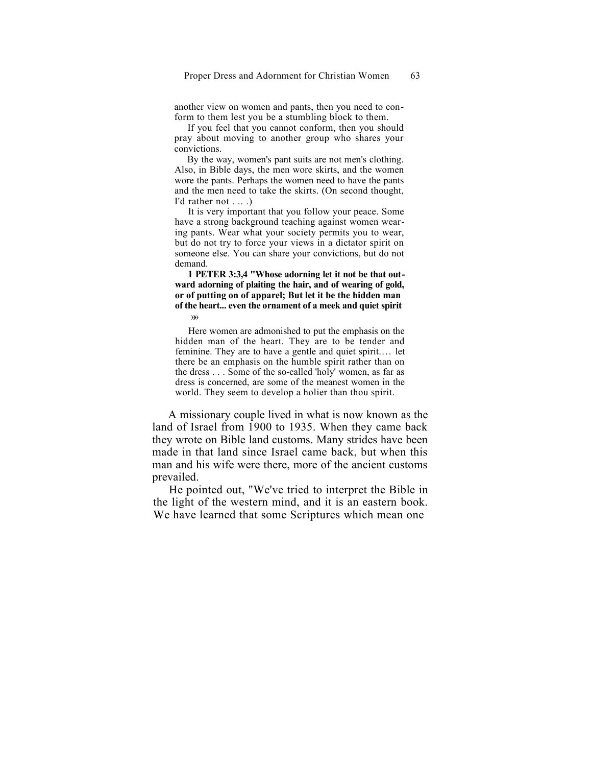another view on women and pants, then you need to conform to them lest you be a stumbling block to them.

If you feel that you cannot conform, then you should pray about moving to another group who shares your convictions.

By the way, women's pant suits are not men's clothing. Also, in Bible days, the men wore skirts, and the women wore the pants. Perhaps the women need to have the pants and the men need to take the skirts. (On second thought, I'd rather not . .. .)

It is very important that you follow your peace. Some have a strong background teaching against women wearing pants. Wear what your society permits you to wear, but do not try to force your views in a dictator spirit on someone else. You can share your convictions, but do not demand.

**1 PETER 3:3,4 "Whose adorning let it not be that outward adorning of plaiting the hair, and of wearing of gold, or of putting on of apparel; But let it be the hidden man of the heart... even the ornament of a meek and quiet spirit »**

Here women are admonished to put the emphasis on the hidden man of the heart. They are to be tender and feminine. They are to have a gentle and quiet spirit.… let there be an emphasis on the humble spirit rather than on the dress . . . Some of the so-called 'holy' women, as far as dress is concerned, are some of the meanest women in the world. They seem to develop a holier than thou spirit.

A missionary couple lived in what is now known as the land of Israel from 1900 to 1935. When they came back they wrote on Bible land customs. Many strides have been made in that land since Israel came back, but when this man and his wife were there, more of the ancient customs prevailed.

He pointed out, "We've tried to interpret the Bible in the light of the western mind, and it is an eastern book. We have learned that some Scriptures which mean one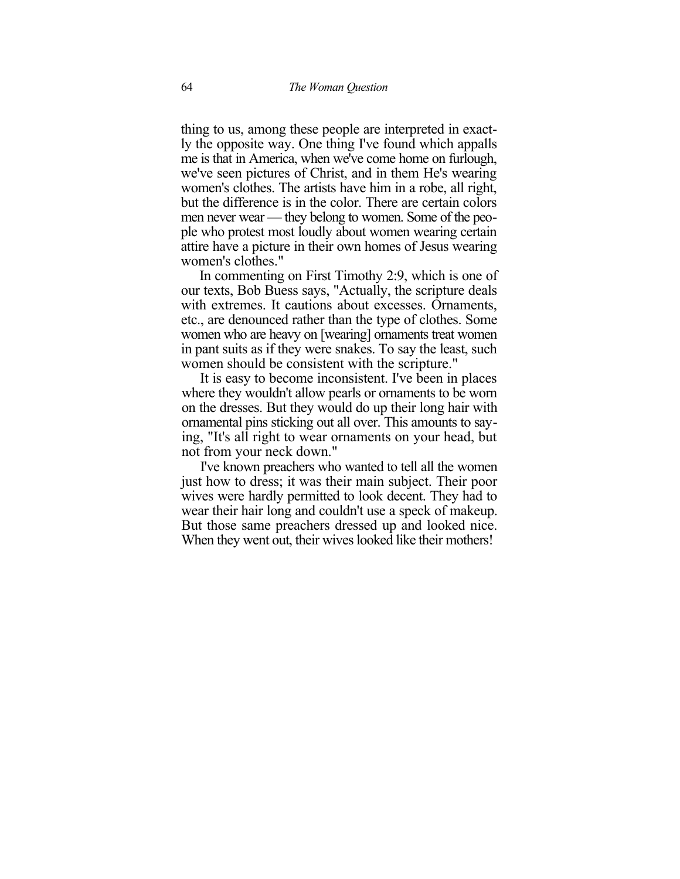thing to us, among these people are interpreted in exactly the opposite way. One thing I've found which appalls me is that in America, when we've come home on furlough, we've seen pictures of Christ, and in them He's wearing women's clothes. The artists have him in a robe, all right, but the difference is in the color. There are certain colors men never wear — they belong to women. Some of the people who protest most loudly about women wearing certain attire have a picture in their own homes of Jesus wearing women's clothes."

In commenting on First Timothy 2:9, which is one of our texts, Bob Buess says, "Actually, the scripture deals with extremes. It cautions about excesses. Ornaments, etc., are denounced rather than the type of clothes. Some women who are heavy on [wearing] ornaments treat women in pant suits as if they were snakes. To say the least, such women should be consistent with the scripture."

It is easy to become inconsistent. I've been in places where they wouldn't allow pearls or ornaments to be worn on the dresses. But they would do up their long hair with ornamental pins sticking out all over. This amounts to saying, "It's all right to wear ornaments on your head, but not from your neck down."

I've known preachers who wanted to tell all the women just how to dress; it was their main subject. Their poor wives were hardly permitted to look decent. They had to wear their hair long and couldn't use a speck of makeup. But those same preachers dressed up and looked nice. When they went out, their wives looked like their mothers!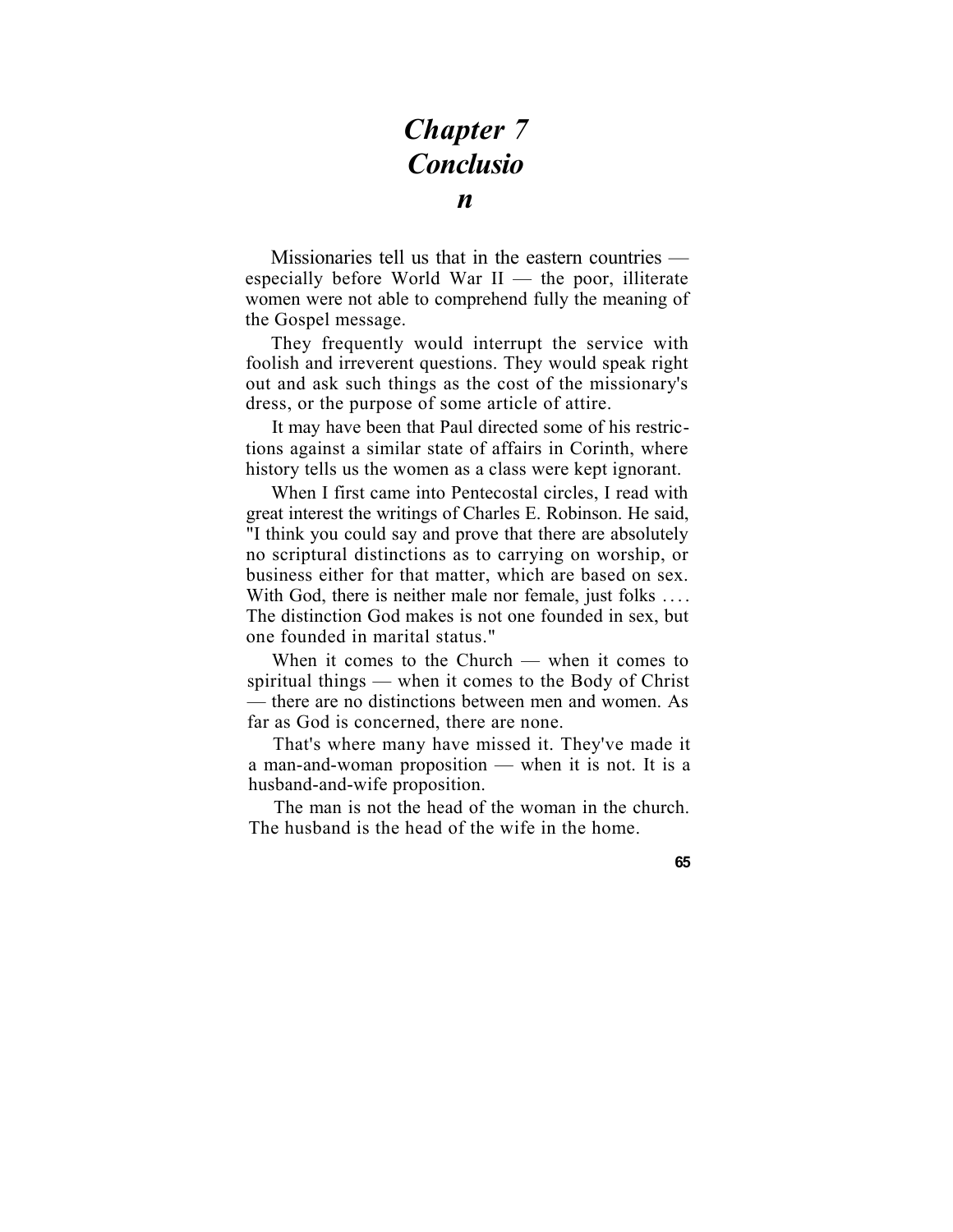# Chapter 7
# Conclusion

Missionaries tell us that in the eastern countries — especially before World War II — the poor, illiterate women were not able to comprehend fully the meaning of the Gospel message.

They frequently would interrupt the service with foolish and irreverent questions. They would speak right out and ask such things as the cost of the missionary's dress, or the purpose of some article of attire.

It may have been that Paul directed some of his restrictions against a similar state of affairs in Corinth, where history tells us the women as a class were kept ignorant.

When I first came into Pentecostal circles, I read with great interest the writings of Charles E. Robinson. He said, "I think you could say and prove that there are absolutely no scriptural distinctions as to carrying on worship, or business either for that matter, which are based on sex. With God, there is neither male nor female, just folks .... The distinction God makes is not one founded in sex, but one founded in marital status."

When it comes to the Church — when it comes to spiritual things — when it comes to the Body of Christ — there are no distinctions between men and women. As far as God is concerned, there are none.

That's where many have missed it. They've made it a man-and-woman proposition — when it is not. It is a husband-and-wife proposition.

The man is not the head of the woman in the church. The husband is the head of the wife in the home.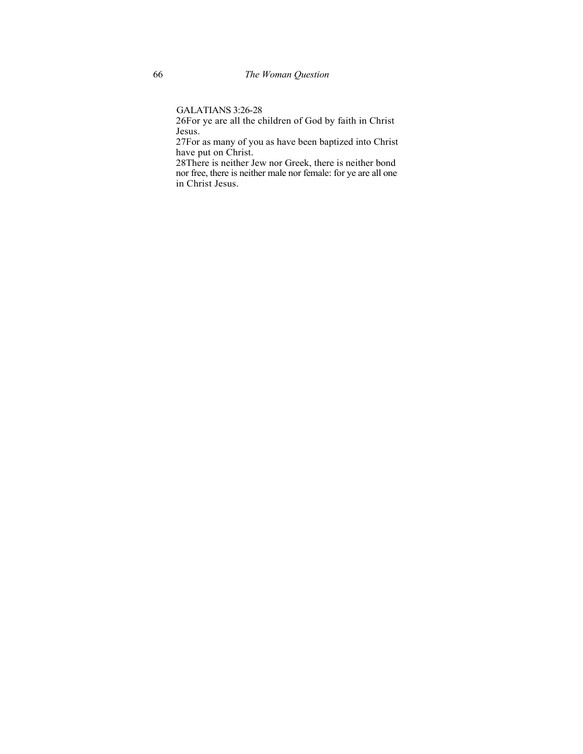GALATIANS 3:26-28

26For ye are all the children of God by faith in Christ Jesus.

27For as many of you as have been baptized into Christ have put on Christ.

28There is neither Jew nor Greek, there is neither bond nor free, there is neither male nor female: for ye are all one in Christ Jesus.